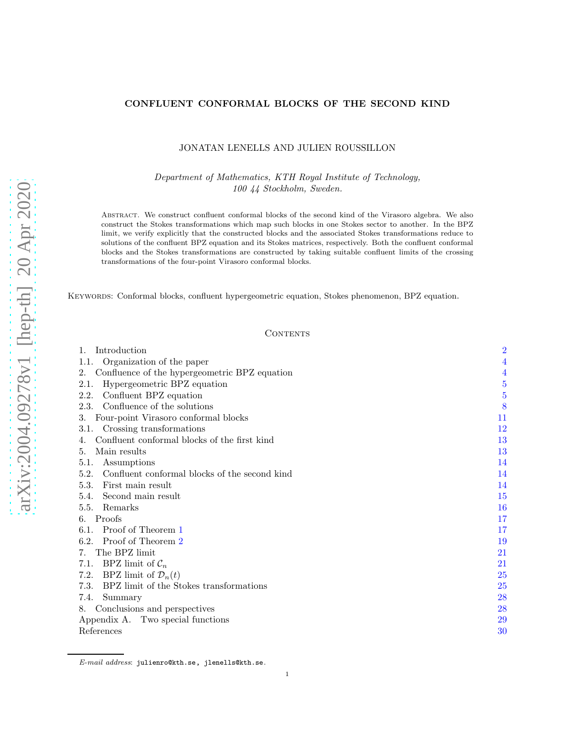# CONFLUENT CONFORMAL BLOCKS OF THE SECOND KIND

JONATAN LENELLS AND JULIEN ROUSSILLON

*Department of Mathematics, KTH Royal Institute of Technology,*
*100 44 Stockholm, Sweden.*

Abstract. We construct confluent conformal blocks of the second kind of the Virasoro algebra. We also construct the Stokes transformations which map such blocks in one Stokes sector to another. In the BPZ limit, we verify explicitly that the constructed blocks and the associated Stokes transformations reduce to solutions of the confluent BPZ equation and its Stokes matrices, respectively. Both the confluent conformal blocks and the Stokes transformations are constructed by taking suitable confluent limits of the crossing transformations of the four-point Virasoro conformal blocks.

Keywords: Conformal blocks, confluent hypergeometric equation, Stokes phenomenon, BPZ equation.

## Contents

- 1. Introduction — 2
  - 1.1. Organization of the paper — 4
- 2. Confluence of the hypergeometric BPZ equation — 4
  - 2.1. Hypergeometric BPZ equation — 5
  - 2.2. Confluent BPZ equation — 5
  - 2.3. Confluence of the solutions — 8
- 3. Four-point Virasoro conformal blocks — 11
  - 3.1. Crossing transformations — 12
- 4. Confluent conformal blocks of the first kind — 13
- 5. Main results — 13
  - 5.1. Assumptions — 14
  - 5.2. Confluent conformal blocks of the second kind — 14
  - 5.3. First main result — 14
  - 5.4. Second main result — 15
  - 5.5. Remarks — 16
- 6. Proofs — 17
  - 6.1. Proof of Theorem 1 — 17
  - 6.2. Proof of Theorem 2 — 19
- 7. The BPZ limit — 21
  - 7.1. BPZ limit of $\mathcal{C}_n$ — 21
  - 7.2. BPZ limit of $\mathcal{D}_n(t)$ — 25
  - 7.3. BPZ limit of the Stokes transformations — 25
  - 7.4. Summary — 28
- 8. Conclusions and perspectives — 28
- Appendix A. Two special functions — 29
- References — 30

*E-mail address*: julienro@kth.se, jlenells@kth.se.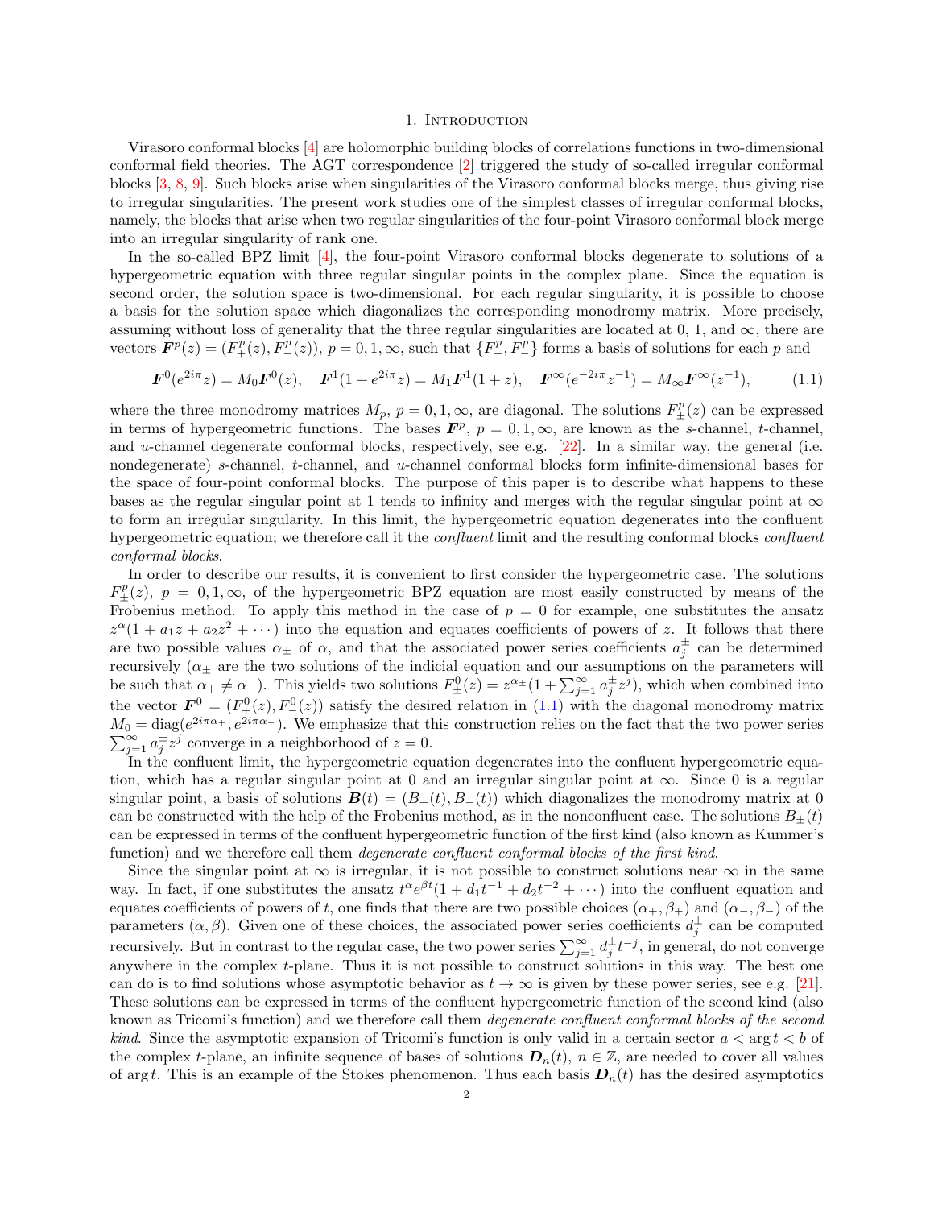# 1. Introduction

Virasoro conformal blocks [4] are holomorphic building blocks of correlations functions in two-dimensional conformal field theories. The AGT correspondence [2] triggered the study of so-called irregular conformal blocks [3, 8, 9]. Such blocks arise when singularities of the Virasoro conformal blocks merge, thus giving rise to irregular singularities. The present work studies one of the simplest classes of irregular conformal blocks, namely, the blocks that arise when two regular singularities of the four-point Virasoro conformal block merge into an irregular singularity of rank one.

In the so-called BPZ limit [4], the four-point Virasoro conformal blocks degenerate to solutions of a hypergeometric equation with three regular singular points in the complex plane. Since the equation is second order, the solution space is two-dimensional. For each regular singularity, it is possible to choose a basis for the solution space which diagonalizes the corresponding monodromy matrix. More precisely, assuming without loss of generality that the three regular singularities are located at 0, 1, and $\infty$, there are vectors $\boldsymbol{F}^p(z) = (F_+^p(z), F_-^p(z))$, $p = 0, 1, \infty$, such that $\{F_+^p, F_-^p\}$ forms a basis of solutions for each $p$ and

$$\boldsymbol{F}^0(e^{2i\pi}z) = M_0\boldsymbol{F}^0(z), \quad \boldsymbol{F}^1(1 + e^{2i\pi}z) = M_1\boldsymbol{F}^1(1 + z), \quad \boldsymbol{F}^\infty(e^{-2i\pi}z^{-1}) = M_\infty\boldsymbol{F}^\infty(z^{-1}), \tag{1.1}$$

where the three monodromy matrices $M_p$, $p = 0, 1, \infty$, are diagonal. The solutions $F_\pm^p(z)$ can be expressed in terms of hypergeometric functions. The bases $\boldsymbol{F}^p$, $p = 0, 1, \infty$, are known as the $s$-channel, $t$-channel, and $u$-channel degenerate conformal blocks, respectively, see e.g. [22]. In a similar way, the general (i.e. nondegenerate) $s$-channel, $t$-channel, and $u$-channel conformal blocks form infinite-dimensional bases for the space of four-point conformal blocks. The purpose of this paper is to describe what happens to these bases as the regular singular point at 1 tends to infinity and merges with the regular singular point at $\infty$ to form an irregular singularity. In this limit, the hypergeometric equation degenerates into the confluent hypergeometric equation; we therefore call it the *confluent* limit and the resulting conformal blocks *confluent conformal blocks*.

In order to describe our results, it is convenient to first consider the hypergeometric case. The solutions $F_\pm^p(z)$, $p = 0, 1, \infty$, of the hypergeometric BPZ equation are most easily constructed by means of the Frobenius method. To apply this method in the case of $p = 0$ for example, one substitutes the ansatz $z^\alpha(1 + a_1 z + a_2 z^2 + \cdots)$ into the equation and equates coefficients of powers of $z$. It follows that there are two possible values $\alpha_\pm$ of $\alpha$, and that the associated power series coefficients $a_j^\pm$ can be determined recursively ($\alpha_\pm$ are the two solutions of the indicial equation and our assumptions on the parameters will be such that $\alpha_+ \neq \alpha_-$). This yields two solutions $F_\pm^0(z) = z^{\alpha_\pm}(1 + \sum_{j=1}^\infty a_j^\pm z^j)$, which when combined into the vector $\boldsymbol{F}^0 = (F_+^0(z), F_-^0(z))$ satisfy the desired relation in (1.1) with the diagonal monodromy matrix $M_0 = \mathrm{diag}(e^{2i\pi\alpha_+}, e^{2i\pi\alpha_-})$. We emphasize that this construction relies on the fact that the two power series $\sum_{j=1}^\infty a_j^\pm z^j$ converge in a neighborhood of $z = 0$.

In the confluent limit, the hypergeometric equation degenerates into the confluent hypergeometric equation, which has a regular singular point at 0 and an irregular singular point at $\infty$. Since 0 is a regular singular point, a basis of solutions $\boldsymbol{B}(t) = (B_+(t), B_-(t))$ which diagonalizes the monodromy matrix at 0 can be constructed with the help of the Frobenius method, as in the nonconfluent case. The solutions $B_\pm(t)$ can be expressed in terms of the confluent hypergeometric function of the first kind (also known as Kummer's function) and we therefore call them *degenerate confluent conformal blocks of the first kind*.

Since the singular point at $\infty$ is irregular, it is not possible to construct solutions near $\infty$ in the same way. In fact, if one substitutes the ansatz $t^\alpha e^{\beta t}(1 + d_1 t^{-1} + d_2 t^{-2} + \cdots)$ into the confluent equation and equates coefficients of powers of $t$, one finds that there are two possible choices $(\alpha_+, \beta_+)$ and $(\alpha_-, \beta_-)$ of the parameters $(\alpha, \beta)$. Given one of these choices, the associated power series coefficients $d_j^\pm$ can be computed recursively. But in contrast to the regular case, the two power series $\sum_{j=1}^\infty d_j^\pm t^{-j}$, in general, do not converge anywhere in the complex $t$-plane. Thus it is not possible to construct solutions in this way. The best one can do is to find solutions whose asymptotic behavior as $t \to \infty$ is given by these power series, see e.g. [21]. These solutions can be expressed in terms of the confluent hypergeometric function of the second kind (also known as Tricomi's function) and we therefore call them *degenerate confluent conformal blocks of the second kind*. Since the asymptotic expansion of Tricomi's function is only valid in a certain sector $a < \arg t < b$ of the complex $t$-plane, an infinite sequence of bases of solutions $\boldsymbol{D}_n(t)$, $n \in \mathbb{Z}$, are needed to cover all values of $\arg t$. This is an example of the Stokes phenomenon. Thus each basis $\boldsymbol{D}_n(t)$ has the desired asymptotics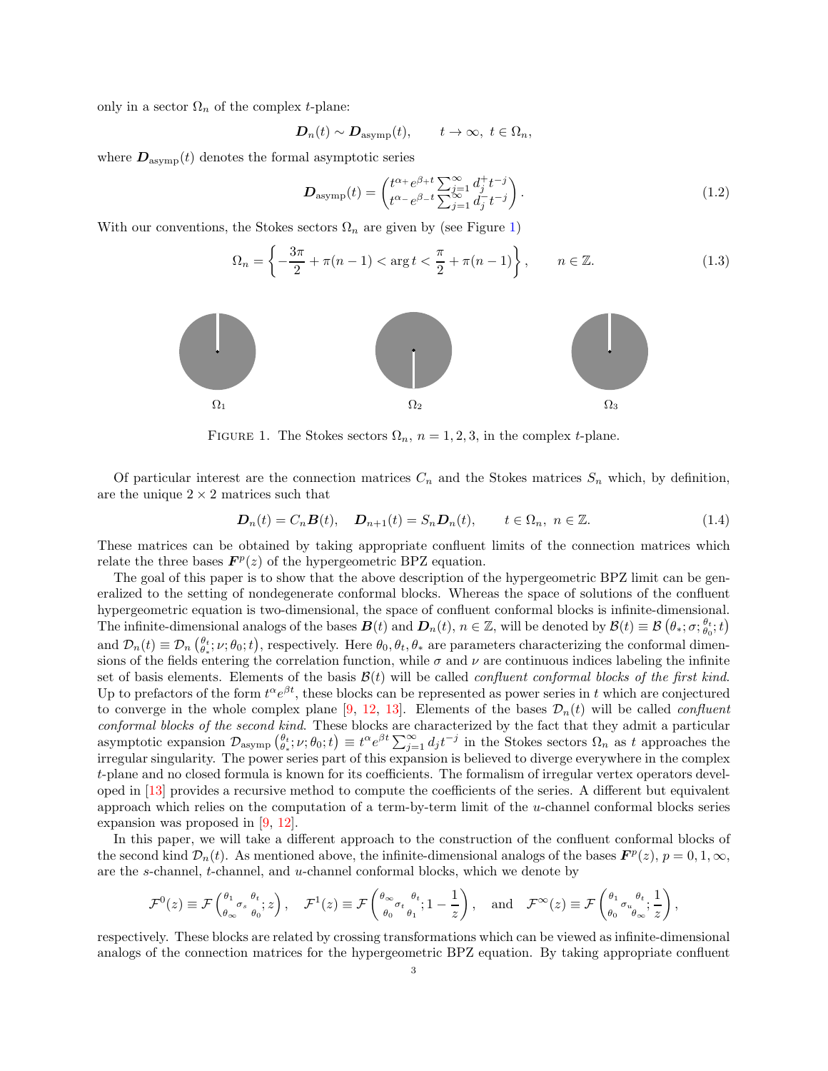only in a sector $\Omega_n$ of the complex $t$-plane:

$$\boldsymbol{D}_n(t) \sim \boldsymbol{D}_{\rm asymp}(t), \qquad t \to \infty,\ t \in \Omega_n,$$

where $\boldsymbol{D}_{\rm asymp}(t)$ denotes the formal asymptotic series

$$\boldsymbol{D}_{\rm asymp}(t) = \begin{pmatrix} t^{\alpha_+} e^{\beta_+ t} \sum_{j=1}^{\infty} d_j^+ t^{-j} \\ t^{\alpha_-} e^{\beta_- t} \sum_{j=1}^{\infty} d_j^- t^{-j} \end{pmatrix}. \tag{1.2}$$

With our conventions, the Stokes sectors $\Omega_n$ are given by (see Figure 1)

$$\Omega_n = \left\{ -\frac{3\pi}{2} + \pi(n-1) < \arg t < \frac{\pi}{2} + \pi(n-1) \right\}, \qquad n \in \mathbb{Z}. \tag{1.3}$$

$\Omega_1$ $\Omega_2$ $\Omega_3$

FIGURE 1. The Stokes sectors $\Omega_n$, $n = 1, 2, 3$, in the complex $t$-plane.

Of particular interest are the connection matrices $C_n$ and the Stokes matrices $S_n$ which, by definition, are the unique $2 \times 2$ matrices such that

$$\boldsymbol{D}_n(t) = C_n \boldsymbol{B}(t), \quad \boldsymbol{D}_{n+1}(t) = S_n \boldsymbol{D}_n(t), \qquad t \in \Omega_n,\ n \in \mathbb{Z}. \tag{1.4}$$

These matrices can be obtained by taking appropriate confluent limits of the connection matrices which relate the three bases $\boldsymbol{F}^p(z)$ of the hypergeometric BPZ equation.

The goal of this paper is to show that the above description of the hypergeometric BPZ limit can be generalized to the setting of nondegenerate conformal blocks. Whereas the space of solutions of the confluent hypergeometric equation is two-dimensional, the space of confluent conformal blocks is infinite-dimensional. The infinite-dimensional analogs of the bases $\boldsymbol{B}(t)$ and $\boldsymbol{D}_n(t)$, $n \in \mathbb{Z}$, will be denoted by $\mathcal{B}(t) \equiv \mathcal{B}\left(\theta_*; \sigma; {}^{\theta_t}_{\theta_0}; t\right)$ and $\mathcal{D}_n(t) \equiv \mathcal{D}_n\left({}^{\theta_t}_{\theta_*}; \nu; \theta_0; t\right)$, respectively. Here $\theta_0, \theta_t, \theta_*$ are parameters characterizing the conformal dimensions of the fields entering the correlation function, while $\sigma$ and $\nu$ are continuous indices labeling the infinite set of basis elements. Elements of the basis $\mathcal{B}(t)$ will be called *confluent conformal blocks of the first kind*. Up to prefactors of the form $t^\alpha e^{\beta t}$, these blocks can be represented as power series in $t$ which are conjectured to converge in the whole complex plane [9, 12, 13]. Elements of the bases $\mathcal{D}_n(t)$ will be called *confluent conformal blocks of the second kind*. These blocks are characterized by the fact that they admit a particular asymptotic expansion $\mathcal{D}_{\rm asymp}\left({}^{\theta_t}_{\theta_*}; \nu; \theta_0; t\right) \equiv t^\alpha e^{\beta t} \sum_{j=1}^\infty d_j t^{-j}$ in the Stokes sectors $\Omega_n$ as $t$ approaches the irregular singularity. The power series part of this expansion is believed to diverge everywhere in the complex $t$-plane and no closed formula is known for its coefficients. The formalism of irregular vertex operators developed in [13] provides a recursive method to compute the coefficients of the series. A different but equivalent approach which relies on the computation of a term-by-term limit of the $u$-channel conformal blocks series expansion was proposed in [9, 12].

In this paper, we will take a different approach to the construction of the confluent conformal blocks of the second kind $\mathcal{D}_n(t)$. As mentioned above, the infinite-dimensional analogs of the bases $\boldsymbol{F}^p(z)$, $p = 0, 1, \infty$, are the $s$-channel, $t$-channel, and $u$-channel conformal blocks, which we denote by

$$\mathcal{F}^0(z) \equiv \mathcal{F}\left( {}^{\theta_1}_{\theta_\infty} \sigma_s {}^{\theta_t}_{\theta_0}; z \right), \quad \mathcal{F}^1(z) \equiv \mathcal{F}\left( {}^{\theta_\infty}_{\theta_0} \sigma_t {}^{\theta_t}_{\theta_1}; 1 - \frac{1}{z} \right), \quad \text{and} \quad \mathcal{F}^\infty(z) \equiv \mathcal{F}\left( {}^{\theta_1}_{\theta_0} \sigma_u {}^{\theta_t}_{\theta_\infty}; \frac{1}{z} \right),$$

respectively. These blocks are related by crossing transformations which can be viewed as infinite-dimensional analogs of the connection matrices for the hypergeometric BPZ equation. By taking appropriate confluent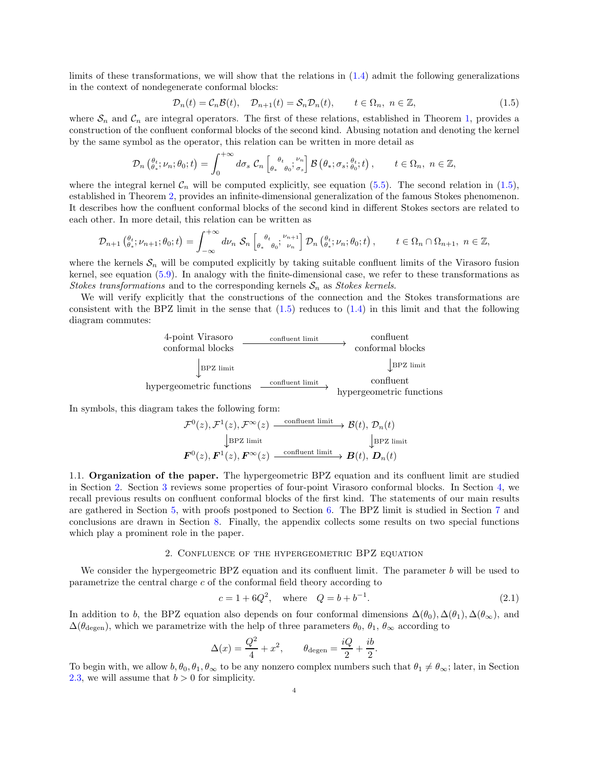limits of these transformations, we will show that the relations in (1.4) admit the following generalizations in the context of nondegenerate conformal blocks:

$$\mathcal{D}_n(t) = \mathcal{C}_n \mathcal{B}(t), \quad \mathcal{D}_{n+1}(t) = \mathcal{S}_n \mathcal{D}_n(t), \qquad t \in \Omega_n,\ n \in \mathbb{Z}, \tag{1.5}$$

where $\mathcal{S}_n$ and $\mathcal{C}_n$ are integral operators. The first of these relations, established in Theorem 1, provides a construction of the confluent conformal blocks of the second kind. Abusing notation and denoting the kernel by the same symbol as the operator, this relation can be written in more detail as

$$\mathcal{D}_n\left({\theta_t \atop \theta_*}; \nu_n; \theta_0; t\right) = \int_0^{+\infty} d\sigma_s \ \mathcal{C}_n \left[{\theta_t \atop \theta_* \quad \theta_0}; {\nu_n \atop \sigma_s}\right] \mathcal{B}\left(\theta_*; \sigma_s; {\theta_t \atop \theta_0}; t\right), \qquad t \in \Omega_n,\ n \in \mathbb{Z},$$

where the integral kernel $\mathcal{C}_n$ will be computed explicitly, see equation (5.5). The second relation in (1.5), established in Theorem 2, provides an infinite-dimensional generalization of the famous Stokes phenomenon. It describes how the confluent conformal blocks of the second kind in different Stokes sectors are related to each other. In more detail, this relation can be written as

$$\mathcal{D}_{n+1}\left({\theta_t \atop \theta_*}; \nu_{n+1}; \theta_0; t\right) = \int_{-\infty}^{+\infty} d\nu_n \ \mathcal{S}_n \left[{\theta_t \atop \theta_* \quad \theta_0}; {\nu_{n+1} \atop \nu_n}\right] \mathcal{D}_n\left({\theta_t \atop \theta_*}; \nu_n; \theta_0; t\right), \qquad t \in \Omega_n \cap \Omega_{n+1},\ n \in \mathbb{Z},$$

where the kernels $\mathcal{S}_n$ will be computed explicitly by taking suitable confluent limits of the Virasoro fusion kernel, see equation (5.9). In analogy with the finite-dimensional case, we refer to these transformations as *Stokes transformations* and to the corresponding kernels $\mathcal{S}_n$ as *Stokes kernels*.

We will verify explicitly that the constructions of the connection and the Stokes transformations are consistent with the BPZ limit in the sense that (1.5) reduces to (1.4) in this limit and that the following diagram commutes:

$$\begin{array}{ccc}
\text{4-point Virasoro conformal blocks} & \xrightarrow{\text{confluent limit}} & \text{confluent conformal blocks} \\
\big\downarrow \text{BPZ limit} & & \big\downarrow \text{BPZ limit} \\
\text{hypergeometric functions} & \xrightarrow{\text{confluent limit}} & \text{confluent hypergeometric functions}
\end{array}$$

In symbols, this diagram takes the following form:

$$\begin{array}{ccc}
\mathcal{F}^0(z), \mathcal{F}^1(z), \mathcal{F}^\infty(z) & \xrightarrow{\text{confluent limit}} & \mathcal{B}(t),\ \mathcal{D}_n(t) \\
\big\downarrow \text{BPZ limit} & & \big\downarrow \text{BPZ limit} \\
\boldsymbol{F}^0(z), \boldsymbol{F}^1(z), \boldsymbol{F}^\infty(z) & \xrightarrow{\text{confluent limit}} & \boldsymbol{B}(t),\ \boldsymbol{D}_n(t)
\end{array}$$

1.1. **Organization of the paper.** The hypergeometric BPZ equation and its confluent limit are studied in Section 2. Section 3 reviews some properties of four-point Virasoro conformal blocks. In Section 4, we recall previous results on confluent conformal blocks of the first kind. The statements of our main results are gathered in Section 5, with proofs postponed to Section 6. The BPZ limit is studied in Section 7 and conclusions are drawn in Section 8. Finally, the appendix collects some results on two special functions which play a prominent role in the paper.

## 2. Confluence of the hypergeometric BPZ equation

We consider the hypergeometric BPZ equation and its confluent limit. The parameter $b$ will be used to parametrize the central charge $c$ of the conformal field theory according to

$$c = 1 + 6Q^2, \quad \text{where} \quad Q = b + b^{-1}. \tag{2.1}$$

In addition to $b$, the BPZ equation also depends on four conformal dimensions $\Delta(\theta_0), \Delta(\theta_1), \Delta(\theta_\infty)$, and $\Delta(\theta_{\text{degen}})$, which we parametrize with the help of three parameters $\theta_0$, $\theta_1$, $\theta_\infty$ according to

$$\Delta(x) = \frac{Q^2}{4} + x^2, \qquad \theta_{\text{degen}} = \frac{iQ}{2} + \frac{ib}{2}.$$

To begin with, we allow $b, \theta_0, \theta_1, \theta_\infty$ to be any nonzero complex numbers such that $\theta_1 \neq \theta_\infty$; later, in Section 2.3, we will assume that $b > 0$ for simplicity.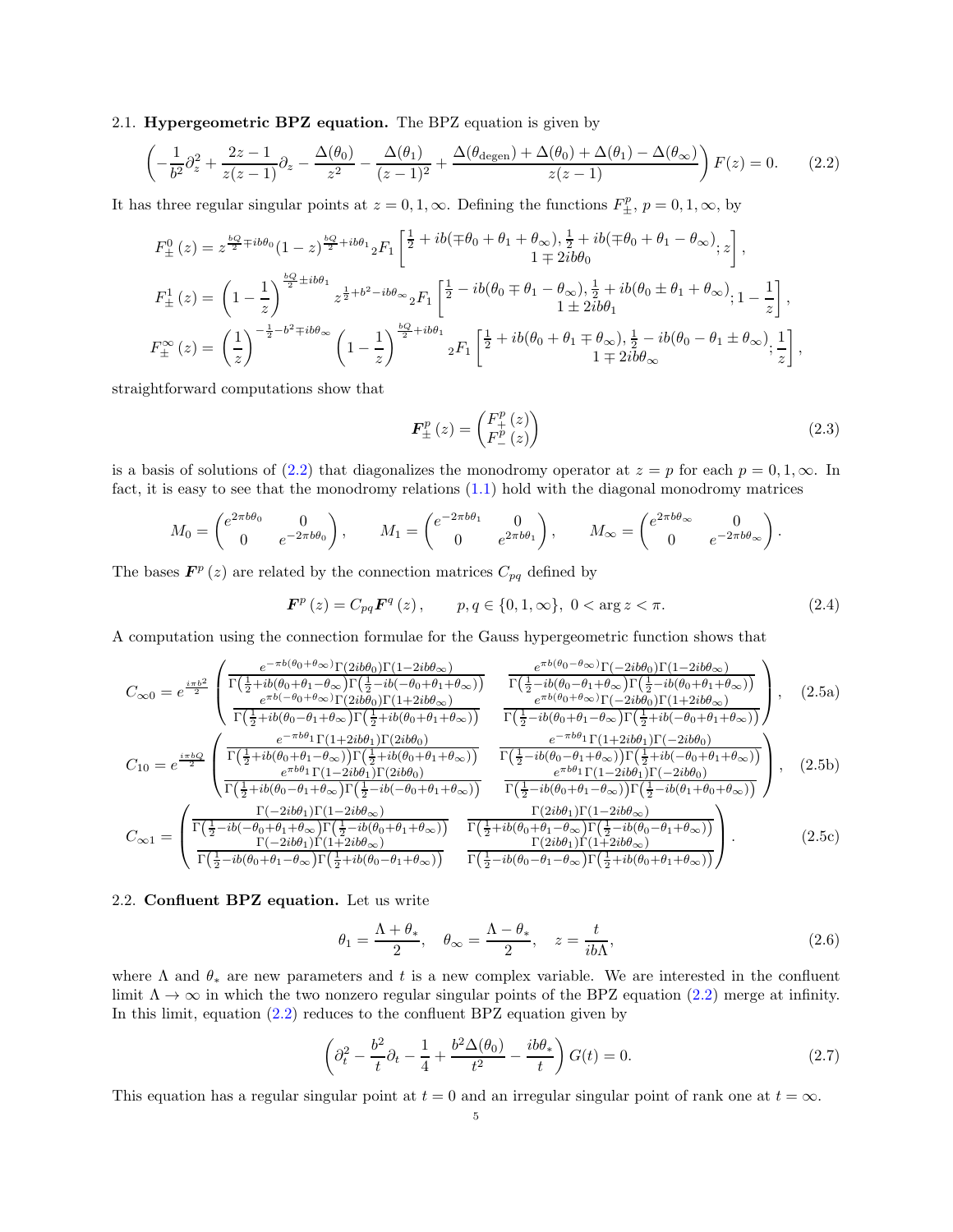2.1. **Hypergeometric BPZ equation.** The BPZ equation is given by

$$\left(-\frac{1}{b^2}\partial_z^2+\frac{2z-1}{z(z-1)}\partial_z-\frac{\Delta(\theta_0)}{z^2}-\frac{\Delta(\theta_1)}{(z-1)^2}+\frac{\Delta(\theta_{\rm degen})+\Delta(\theta_0)+\Delta(\theta_1)-\Delta(\theta_\infty)}{z(z-1)}\right)F(z)=0. \tag{2.2}$$

It has three regular singular points at $z=0,1,\infty$. Defining the functions $F^p_\pm$, $p=0,1,\infty$, by

$$F^0_\pm(z)=z^{\frac{bQ}{2}\mp ib\theta_0}(1-z)^{\frac{bQ}{2}+ib\theta_1}{}_2F_1\left[\begin{matrix}\frac{1}{2}+ib(\mp\theta_0+\theta_1+\theta_\infty),\frac{1}{2}+ib(\mp\theta_0+\theta_1-\theta_\infty)\\ 1\mp 2ib\theta_0\end{matrix};z\right],$$

$$F^1_\pm(z)=\left(1-\frac{1}{z}\right)^{\frac{bQ}{2}\pm ib\theta_1}z^{\frac{1}{2}+b^2-ib\theta_\infty}{}_2F_1\left[\begin{matrix}\frac{1}{2}-ib(\theta_0\mp\theta_1-\theta_\infty),\frac{1}{2}+ib(\theta_0\pm\theta_1+\theta_\infty)\\ 1\pm 2ib\theta_1\end{matrix};1-\frac{1}{z}\right],$$

$$F^\infty_\pm(z)=\left(\frac{1}{z}\right)^{-\frac{1}{2}-b^2\mp ib\theta_\infty}\left(1-\frac{1}{z}\right)^{\frac{bQ}{2}+ib\theta_1}{}_2F_1\left[\begin{matrix}\frac{1}{2}+ib(\theta_0+\theta_1\mp\theta_\infty),\frac{1}{2}-ib(\theta_0-\theta_1\pm\theta_\infty)\\ 1\mp 2ib\theta_\infty\end{matrix};\frac{1}{z}\right],$$

straightforward computations show that

$$\boldsymbol{F}^p_\pm(z)=\begin{pmatrix}F^p_+(z)\\ F^p_-(z)\end{pmatrix} \tag{2.3}$$

is a basis of solutions of (2.2) that diagonalizes the monodromy operator at $z=p$ for each $p=0,1,\infty$. In fact, it is easy to see that the monodromy relations (1.1) hold with the diagonal monodromy matrices

$$M_0=\begin{pmatrix}e^{2\pi b\theta_0}&0\\0&e^{-2\pi b\theta_0}\end{pmatrix},\qquad M_1=\begin{pmatrix}e^{-2\pi b\theta_1}&0\\0&e^{2\pi b\theta_1}\end{pmatrix},\qquad M_\infty=\begin{pmatrix}e^{2\pi b\theta_\infty}&0\\0&e^{-2\pi b\theta_\infty}\end{pmatrix}.$$

The bases $\boldsymbol{F}^p(z)$ are related by the connection matrices $C_{pq}$ defined by

$$\boldsymbol{F}^p(z)=C_{pq}\boldsymbol{F}^q(z),\qquad p,q\in\{0,1,\infty\},\ 0<\arg z<\pi. \tag{2.4}$$

A computation using the connection formulae for the Gauss hypergeometric function shows that

$$C_{\infty0}=e^{\frac{i\pi b^2}{2}}\begin{pmatrix}\frac{e^{-\pi b(\theta_0+\theta_\infty)}\Gamma(2ib\theta_0)\Gamma(1-2ib\theta_\infty)}{\Gamma\left(\frac{1}{2}+ib(\theta_0+\theta_1-\theta_\infty)\right)\Gamma\left(\frac{1}{2}-ib(-\theta_0+\theta_1+\theta_\infty)\right)}&\frac{e^{\pi b(\theta_0-\theta_\infty)}\Gamma(-2ib\theta_0)\Gamma(1-2ib\theta_\infty)}{\Gamma\left(\frac{1}{2}-ib(\theta_0-\theta_1+\theta_\infty)\right)\Gamma\left(\frac{1}{2}-ib(\theta_0+\theta_1+\theta_\infty)\right)}\\ \frac{e^{\pi b(-\theta_0+\theta_\infty)}\Gamma(2ib\theta_0)\Gamma(1+2ib\theta_\infty)}{\Gamma\left(\frac{1}{2}+ib(\theta_0-\theta_1+\theta_\infty)\right)\Gamma\left(\frac{1}{2}+ib(\theta_0+\theta_1+\theta_\infty)\right)}&\frac{e^{\pi b(\theta_0+\theta_\infty)}\Gamma(-2ib\theta_0)\Gamma(1+2ib\theta_\infty)}{\Gamma\left(\frac{1}{2}-ib(\theta_0+\theta_1-\theta_\infty)\right)\Gamma\left(\frac{1}{2}+ib(-\theta_0+\theta_1+\theta_\infty)\right)}\end{pmatrix}, \tag{2.5a}$$

$$C_{10}=e^{\frac{i\pi bQ}{2}}\begin{pmatrix}\frac{e^{-\pi b\theta_1}\Gamma(1+2ib\theta_1)\Gamma(2ib\theta_0)}{\Gamma\left(\frac{1}{2}+ib(\theta_0+\theta_1-\theta_\infty)\right)\Gamma\left(\frac{1}{2}+ib(\theta_0+\theta_1+\theta_\infty)\right)}&\frac{e^{-\pi b\theta_1}\Gamma(1+2ib\theta_1)\Gamma(-2ib\theta_0)}{\Gamma\left(\frac{1}{2}-ib(\theta_0-\theta_1+\theta_\infty)\right)\Gamma\left(\frac{1}{2}+ib(-\theta_0+\theta_1+\theta_\infty)\right)}\\ \frac{e^{\pi b\theta_1}\Gamma(1-2ib\theta_1)\Gamma(2ib\theta_0)}{\Gamma\left(\frac{1}{2}+ib(\theta_0-\theta_1+\theta_\infty)\right)\Gamma\left(\frac{1}{2}-ib(-\theta_0+\theta_1+\theta_\infty)\right)}&\frac{e^{\pi b\theta_1}\Gamma(1-2ib\theta_1)\Gamma(-2ib\theta_0)}{\Gamma\left(\frac{1}{2}-ib(\theta_0+\theta_1-\theta_\infty)\right)\Gamma\left(\frac{1}{2}-ib(\theta_1+\theta_0+\theta_\infty)\right)}\end{pmatrix}, \tag{2.5b}$$

$$C_{\infty1}=\begin{pmatrix}\frac{\Gamma(-2ib\theta_1)\Gamma(1-2ib\theta_\infty)}{\Gamma\left(\frac{1}{2}-ib(-\theta_0+\theta_1+\theta_\infty)\right)\Gamma\left(\frac{1}{2}-ib(\theta_0+\theta_1+\theta_\infty)\right)}&\frac{\Gamma(2ib\theta_1)\Gamma(1-2ib\theta_\infty)}{\Gamma\left(\frac{1}{2}+ib(\theta_0+\theta_1-\theta_\infty)\right)\Gamma\left(\frac{1}{2}-ib(\theta_0-\theta_1+\theta_\infty)\right)}\\ \frac{\Gamma(-2ib\theta_1)\Gamma(1+2ib\theta_\infty)}{\Gamma\left(\frac{1}{2}-ib(\theta_0+\theta_1-\theta_\infty)\right)\Gamma\left(\frac{1}{2}+ib(\theta_0-\theta_1+\theta_\infty)\right)}&\frac{\Gamma(2ib\theta_1)\Gamma(1+2ib\theta_\infty)}{\Gamma\left(\frac{1}{2}-ib(\theta_0-\theta_1-\theta_\infty)\right)\Gamma\left(\frac{1}{2}+ib(\theta_0+\theta_1+\theta_\infty)\right)}\end{pmatrix}. \tag{2.5c}$$

2.2. **Confluent BPZ equation.** Let us write

$$\theta_1=\frac{\Lambda+\theta_*}{2},\quad \theta_\infty=\frac{\Lambda-\theta_*}{2},\quad z=\frac{t}{ib\Lambda}, \tag{2.6}$$

where $\Lambda$ and $\theta_*$ are new parameters and $t$ is a new complex variable. We are interested in the confluent limit $\Lambda\to\infty$ in which the two nonzero regular singular points of the BPZ equation (2.2) merge at infinity. In this limit, equation (2.2) reduces to the confluent BPZ equation given by

$$\left(\partial_t^2-\frac{b^2}{t}\partial_t-\frac{1}{4}+\frac{b^2\Delta(\theta_0)}{t^2}-\frac{ib\theta_*}{t}\right)G(t)=0. \tag{2.7}$$

This equation has a regular singular point at $t=0$ and an irregular singular point of rank one at $t=\infty$.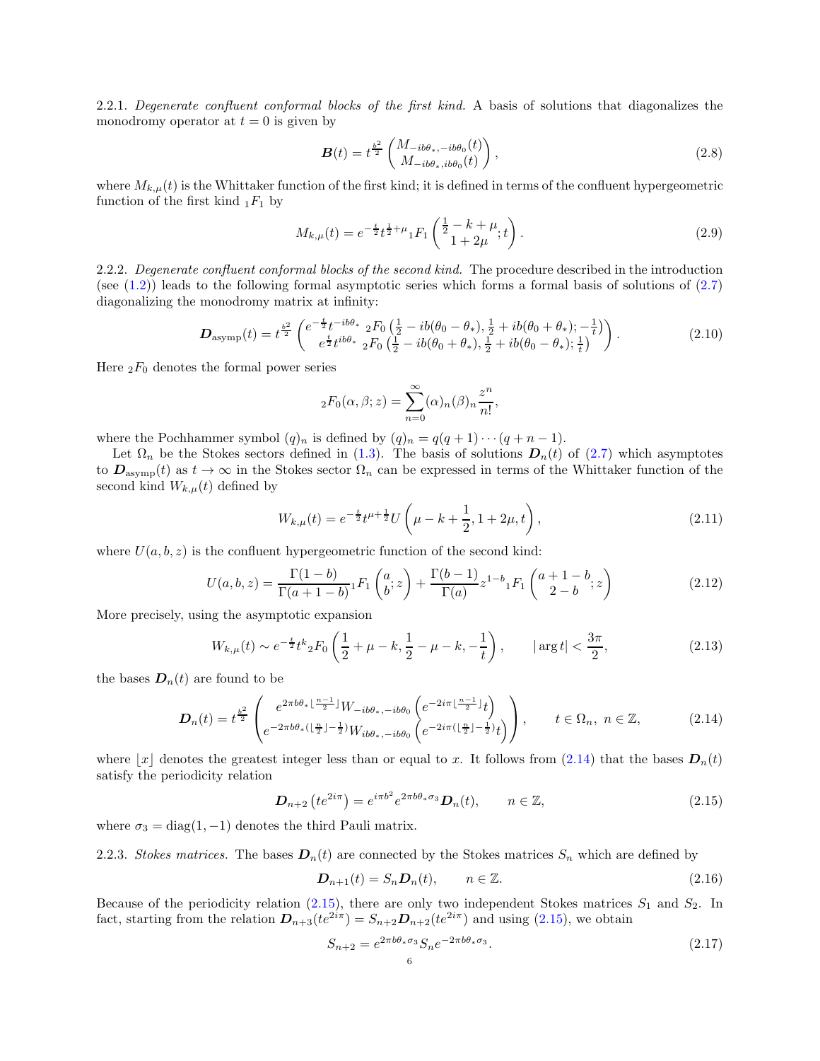2.2.1. *Degenerate confluent conformal blocks of the first kind.* A basis of solutions that diagonalizes the monodromy operator at $t=0$ is given by

$$\boldsymbol{B}(t) = t^{\frac{b^2}{2}} \begin{pmatrix} M_{-ib\theta_*,-ib\theta_0}(t) \\ M_{-ib\theta_*,ib\theta_0}(t) \end{pmatrix}, \tag{2.8}$$

where $M_{k,\mu}(t)$ is the Whittaker function of the first kind; it is defined in terms of the confluent hypergeometric function of the first kind ${}_1F_1$ by

$$M_{k,\mu}(t) = e^{-\frac{t}{2}} t^{\frac{1}{2}+\mu} {}_1F_1\left( \begin{matrix} \frac{1}{2}-k+\mu \\ 1+2\mu \end{matrix}; t \right). \tag{2.9}$$

2.2.2. *Degenerate confluent conformal blocks of the second kind.* The procedure described in the introduction (see (1.2)) leads to the following formal asymptotic series which forms a formal basis of solutions of (2.7) diagonalizing the monodromy matrix at infinity:

$$\boldsymbol{D}_{\mathrm{asymp}}(t) = t^{\frac{b^2}{2}} \begin{pmatrix} e^{-\frac{t}{2}} t^{-ib\theta_*} \ {}_2F_0\left(\frac{1}{2}-ib(\theta_0-\theta_*), \frac{1}{2}+ib(\theta_0+\theta_*); -\frac{1}{t}\right) \\ e^{\frac{t}{2}} t^{ib\theta_*} \ {}_2F_0\left(\frac{1}{2}-ib(\theta_0+\theta_*), \frac{1}{2}+ib(\theta_0-\theta_*); \frac{1}{t}\right) \end{pmatrix}. \tag{2.10}$$

Here ${}_2F_0$ denotes the formal power series

$${}_2F_0(\alpha,\beta;z) = \sum_{n=0}^{\infty} (\alpha)_n (\beta)_n \frac{z^n}{n!},$$

where the Pochhammer symbol $(q)_n$ is defined by $(q)_n = q(q+1)\cdots(q+n-1)$.

Let $\Omega_n$ be the Stokes sectors defined in (1.3). The basis of solutions $\boldsymbol{D}_n(t)$ of (2.7) which asymptotes to $\boldsymbol{D}_{\mathrm{asymp}}(t)$ as $t\to\infty$ in the Stokes sector $\Omega_n$ can be expressed in terms of the Whittaker function of the second kind $W_{k,\mu}(t)$ defined by

$$W_{k,\mu}(t) = e^{-\frac{t}{2}} t^{\mu+\frac{1}{2}} U\left(\mu-k+\frac{1}{2}, 1+2\mu, t\right), \tag{2.11}$$

where $U(a,b,z)$ is the confluent hypergeometric function of the second kind:

$$U(a,b,z) = \frac{\Gamma(1-b)}{\Gamma(a+1-b)} {}_1F_1\left( \begin{matrix} a \\ b \end{matrix}; z \right) + \frac{\Gamma(b-1)}{\Gamma(a)} z^{1-b} {}_1F_1\left( \begin{matrix} a+1-b \\ 2-b \end{matrix}; z \right) \tag{2.12}$$

More precisely, using the asymptotic expansion

$$W_{k,\mu}(t) \sim e^{-\frac{t}{2}} t^k {}_2F_0\left(\frac{1}{2}+\mu-k, \frac{1}{2}-\mu-k, -\frac{1}{t}\right), \qquad |\arg t| < \frac{3\pi}{2}, \tag{2.13}$$

the bases $\boldsymbol{D}_n(t)$ are found to be

$$\boldsymbol{D}_n(t) = t^{\frac{b^2}{2}} \begin{pmatrix} e^{2\pi b\theta_* \lfloor \frac{n-1}{2} \rfloor} W_{-ib\theta_*,-ib\theta_0}\left(e^{-2i\pi \lfloor \frac{n-1}{2} \rfloor} t\right) \\ e^{-2\pi b\theta_* (\lfloor \frac{n}{2} \rfloor - \frac{1}{2})} W_{ib\theta_*,-ib\theta_0}\left(e^{-2i\pi (\lfloor \frac{n}{2} \rfloor - \frac{1}{2})} t\right) \end{pmatrix}, \qquad t\in\Omega_n, \ n\in\mathbb{Z}, \tag{2.14}$$

where $\lfloor x \rfloor$ denotes the greatest integer less than or equal to $x$. It follows from (2.14) that the bases $\boldsymbol{D}_n(t)$ satisfy the periodicity relation

$$\boldsymbol{D}_{n+2}\left(te^{2i\pi}\right) = e^{i\pi b^2} e^{2\pi b\theta_* \sigma_3} \boldsymbol{D}_n(t), \qquad n\in\mathbb{Z}, \tag{2.15}$$

where $\sigma_3 = \mathrm{diag}(1,-1)$ denotes the third Pauli matrix.

2.2.3. *Stokes matrices.* The bases $\boldsymbol{D}_n(t)$ are connected by the Stokes matrices $S_n$ which are defined by

$$\boldsymbol{D}_{n+1}(t) = S_n \boldsymbol{D}_n(t), \qquad n\in\mathbb{Z}. \tag{2.16}$$

Because of the periodicity relation (2.15), there are only two independent Stokes matrices $S_1$ and $S_2$. In fact, starting from the relation $\boldsymbol{D}_{n+3}(te^{2i\pi}) = S_{n+2}\boldsymbol{D}_{n+2}(te^{2i\pi})$ and using (2.15), we obtain

$$S_{n+2} = e^{2\pi b\theta_* \sigma_3} S_n e^{-2\pi b\theta_* \sigma_3}. \tag{2.17}$$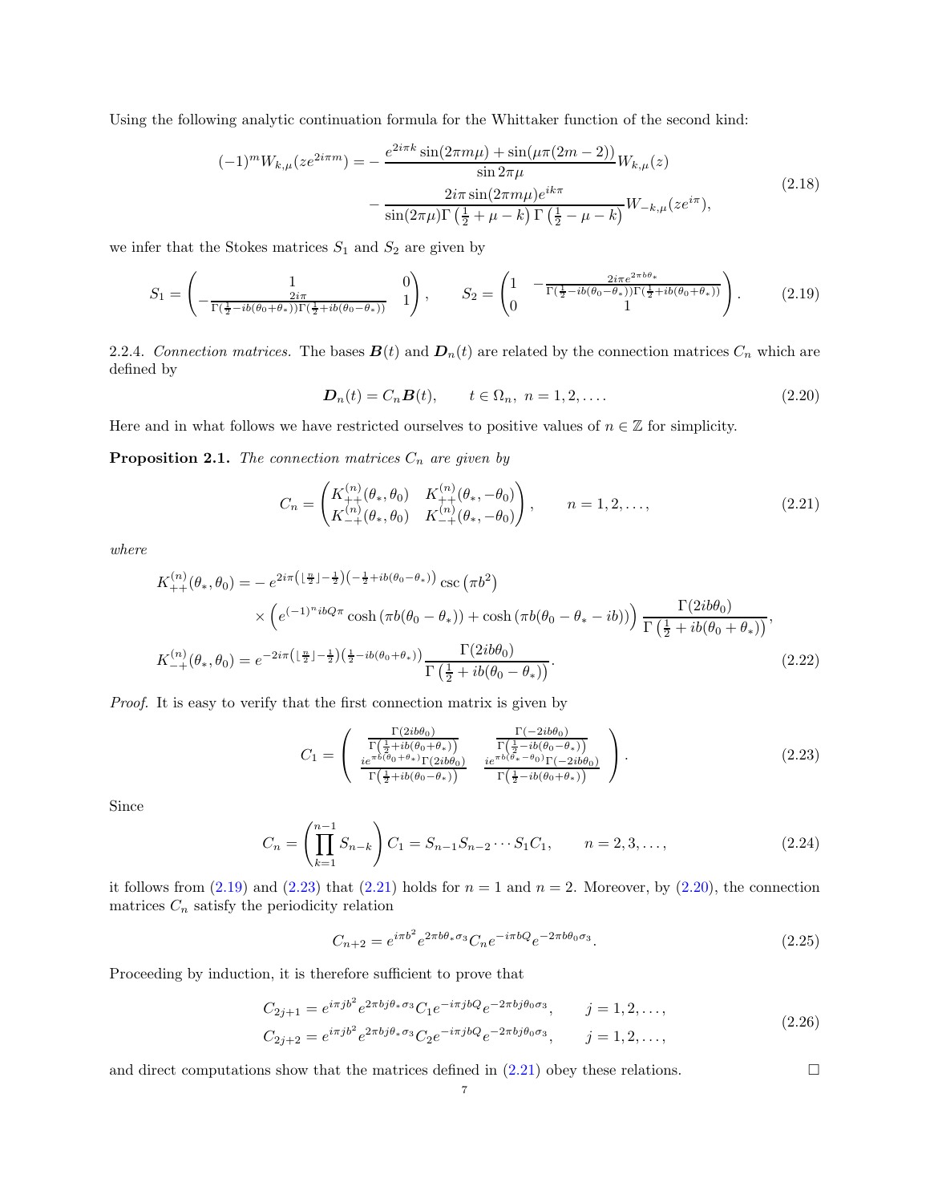Using the following analytic continuation formula for the Whittaker function of the second kind:

$$
\begin{aligned}
(-1)^m W_{k,\mu}(ze^{2i\pi m}) = &-\frac{e^{2i\pi k}\sin(2\pi m\mu)+\sin(\mu\pi(2m-2))}{\sin 2\pi\mu} W_{k,\mu}(z) \\
&-\frac{2i\pi\sin(2\pi m\mu)e^{ik\pi}}{\sin(2\pi\mu)\Gamma\left(\frac{1}{2}+\mu-k\right)\Gamma\left(\frac{1}{2}-\mu-k\right)} W_{-k,\mu}(ze^{i\pi}),
\end{aligned}
\tag{2.18}
$$

we infer that the Stokes matrices $S_1$ and $S_2$ are given by

$$
S_1 = \begin{pmatrix} 1 & 0 \\ -\frac{2i\pi}{\Gamma(\frac{1}{2}-ib(\theta_0+\theta_*))\Gamma(\frac{1}{2}+ib(\theta_0-\theta_*))} & 1 \end{pmatrix}, \qquad S_2 = \begin{pmatrix} 1 & -\frac{2i\pi e^{2\pi b\theta_*}}{\Gamma(\frac{1}{2}-ib(\theta_0-\theta_*))\Gamma(\frac{1}{2}+ib(\theta_0+\theta_*))} \\ 0 & 1 \end{pmatrix}. \tag{2.19}
$$

2.2.4. *Connection matrices.* The bases $\boldsymbol{B}(t)$ and $\boldsymbol{D}_n(t)$ are related by the connection matrices $C_n$ which are defined by

$$
\boldsymbol{D}_n(t) = C_n \boldsymbol{B}(t), \qquad t \in \Omega_n,\ n = 1, 2, \ldots. \tag{2.20}
$$

Here and in what follows we have restricted ourselves to positive values of $n \in \mathbb{Z}$ for simplicity.

**Proposition 2.1.** *The connection matrices $C_n$ are given by*

$$
C_n = \begin{pmatrix} K_{++}^{(n)}(\theta_*, \theta_0) & K_{++}^{(n)}(\theta_*, -\theta_0) \\ K_{-+}^{(n)}(\theta_*, \theta_0) & K_{-+}^{(n)}(\theta_*, -\theta_0) \end{pmatrix}, \qquad n = 1, 2, \ldots, \tag{2.21}
$$

*where*

$$
\begin{aligned}
K_{++}^{(n)}(\theta_*, \theta_0) = &-e^{2i\pi\left(\lfloor\frac{n}{2}\rfloor-\frac{1}{2}\right)\left(-\frac{1}{2}+ib(\theta_0-\theta_*)\right)}\csc\left(\pi b^2\right) \\
&\times\left(e^{(-1)^n ibQ\pi}\cosh\left(\pi b(\theta_0-\theta_*)\right)+\cosh\left(\pi b(\theta_0-\theta_*-ib)\right)\right)\frac{\Gamma(2ib\theta_0)}{\Gamma\left(\frac{1}{2}+ib(\theta_0+\theta_*)\right)}, \\
K_{-+}^{(n)}(\theta_*, \theta_0) = &\, e^{-2i\pi\left(\lfloor\frac{n}{2}\rfloor-\frac{1}{2}\right)\left(\frac{1}{2}-ib(\theta_0+\theta_*)\right)}\frac{\Gamma(2ib\theta_0)}{\Gamma\left(\frac{1}{2}+ib(\theta_0-\theta_*)\right)}.
\end{aligned}
\tag{2.22}
$$

*Proof.* It is easy to verify that the first connection matrix is given by

$$
C_1 = \begin{pmatrix} \frac{\Gamma(2ib\theta_0)}{\Gamma\left(\frac{1}{2}+ib(\theta_0+\theta_*)\right)} & \frac{\Gamma(-2ib\theta_0)}{\Gamma\left(\frac{1}{2}-ib(\theta_0-\theta_*)\right)} \\ \frac{ie^{\pi b(\theta_0+\theta_*)}\Gamma(2ib\theta_0)}{\Gamma\left(\frac{1}{2}+ib(\theta_0-\theta_*)\right)} & \frac{ie^{\pi b(\theta_*-\theta_0)}\Gamma(-2ib\theta_0)}{\Gamma\left(\frac{1}{2}-ib(\theta_0+\theta_*)\right)} \end{pmatrix}. \tag{2.23}
$$

Since

$$
C_n = \left(\prod_{k=1}^{n-1} S_{n-k}\right) C_1 = S_{n-1}S_{n-2}\cdots S_1 C_1, \qquad n = 2, 3, \ldots, \tag{2.24}
$$

it follows from (2.19) and (2.23) that (2.21) holds for $n = 1$ and $n = 2$. Moreover, by (2.20), the connection matrices $C_n$ satisfy the periodicity relation

$$
C_{n+2} = e^{i\pi b^2}e^{2\pi b\theta_*\sigma_3}C_n e^{-i\pi bQ}e^{-2\pi b\theta_0\sigma_3}. \tag{2.25}
$$

Proceeding by induction, it is therefore sufficient to prove that

$$
\begin{aligned}
C_{2j+1} &= e^{i\pi jb^2}e^{2\pi bj\theta_*\sigma_3}C_1 e^{-i\pi jbQ}e^{-2\pi bj\theta_0\sigma_3}, \qquad j = 1, 2, \ldots, \\
C_{2j+2} &= e^{i\pi jb^2}e^{2\pi bj\theta_*\sigma_3}C_2 e^{-i\pi jbQ}e^{-2\pi bj\theta_0\sigma_3}, \qquad j = 1, 2, \ldots,
\end{aligned}
\tag{2.26}
$$

and direct computations show that the matrices defined in (2.21) obey these relations. $\square$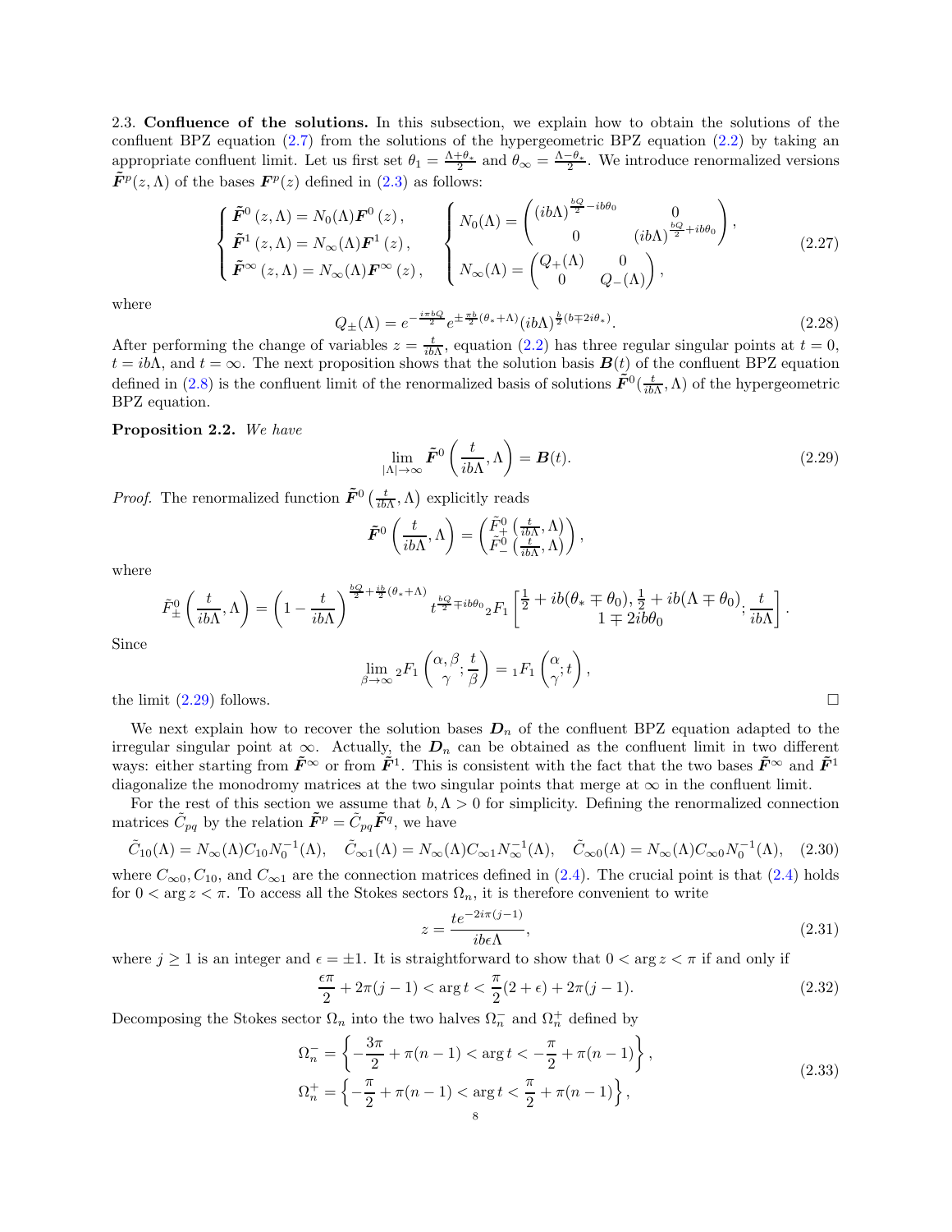2.3. **Confluence of the solutions.** In this subsection, we explain how to obtain the solutions of the confluent BPZ equation (2.7) from the solutions of the hypergeometric BPZ equation (2.2) by taking an appropriate confluent limit. Let us first set $\theta_1 = \frac{\Lambda+\theta_*}{2}$ and $\theta_\infty = \frac{\Lambda-\theta_*}{2}$. We introduce renormalized versions $\tilde{\boldsymbol{F}}^p(z,\Lambda)$ of the bases $\boldsymbol{F}^p(z)$ defined in (2.3) as follows:

$$
\begin{cases}
\tilde{\boldsymbol{F}}^0(z,\Lambda) = N_0(\Lambda)\boldsymbol{F}^0(z), \\
\tilde{\boldsymbol{F}}^1(z,\Lambda) = N_\infty(\Lambda)\boldsymbol{F}^1(z), \\
\tilde{\boldsymbol{F}}^\infty(z,\Lambda) = N_\infty(\Lambda)\boldsymbol{F}^\infty(z),
\end{cases}
\qquad
\begin{cases}
N_0(\Lambda) = \begin{pmatrix} (ib\Lambda)^{\frac{bQ}{2}-ib\theta_0} & 0 \\ 0 & (ib\Lambda)^{\frac{bQ}{2}+ib\theta_0} \end{pmatrix}, \\
N_\infty(\Lambda) = \begin{pmatrix} Q_+(\Lambda) & 0 \\ 0 & Q_-(\Lambda) \end{pmatrix},
\end{cases}
\tag{2.27}
$$

where

$$
Q_\pm(\Lambda) = e^{-\frac{i\pi bQ}{2}} e^{\pm\frac{\pi b}{2}(\theta_*+\Lambda)} (ib\Lambda)^{\frac{b}{2}(b\mp 2i\theta_*)}. \tag{2.28}
$$

After performing the change of variables $z = \frac{t}{ib\Lambda}$, equation (2.2) has three regular singular points at $t=0$, $t=ib\Lambda$, and $t=\infty$. The next proposition shows that the solution basis $\boldsymbol{B}(t)$ of the confluent BPZ equation defined in (2.8) is the confluent limit of the renormalized basis of solutions $\tilde{\boldsymbol{F}}^0(\frac{t}{ib\Lambda},\Lambda)$ of the hypergeometric BPZ equation.

**Proposition 2.2.** *We have*

$$
\lim_{|\Lambda|\to\infty} \tilde{\boldsymbol{F}}^0\left(\frac{t}{ib\Lambda},\Lambda\right) = \boldsymbol{B}(t). \tag{2.29}
$$

*Proof.* The renormalized function $\tilde{\boldsymbol{F}}^0\left(\frac{t}{ib\Lambda},\Lambda\right)$ explicitly reads

$$
\tilde{\boldsymbol{F}}^0\left(\frac{t}{ib\Lambda},\Lambda\right) = \begin{pmatrix} \tilde{F}^0_+\left(\frac{t}{ib\Lambda},\Lambda\right) \\ \tilde{F}^0_-\left(\frac{t}{ib\Lambda},\Lambda\right) \end{pmatrix},
$$

where

$$
\tilde{F}^0_\pm\left(\frac{t}{ib\Lambda},\Lambda\right) = \left(1-\frac{t}{ib\Lambda}\right)^{\frac{bQ}{2}+\frac{ib}{2}(\theta_*+\Lambda)} t^{\frac{bQ}{2}\mp ib\theta_0} {}_2F_1\left[\begin{matrix}\frac{1}{2}+ib(\theta_*\mp\theta_0), \frac{1}{2}+ib(\Lambda\mp\theta_0) \\ 1\mp 2ib\theta_0\end{matrix}; \frac{t}{ib\Lambda}\right].
$$

Since

$$
\lim_{\beta\to\infty} {}_2F_1\left(\begin{matrix}\alpha,\beta \\ \gamma\end{matrix}; \frac{t}{\beta}\right) = {}_1F_1\left(\begin{matrix}\alpha \\ \gamma\end{matrix}; t\right),
$$

the limit (2.29) follows. $\square$

We next explain how to recover the solution bases $\boldsymbol{D}_n$ of the confluent BPZ equation adapted to the irregular singular point at $\infty$. Actually, the $\boldsymbol{D}_n$ can be obtained as the confluent limit in two different ways: either starting from $\tilde{\boldsymbol{F}}^\infty$ or from $\tilde{\boldsymbol{F}}^1$. This is consistent with the fact that the two bases $\tilde{\boldsymbol{F}}^\infty$ and $\tilde{\boldsymbol{F}}^1$ diagonalize the monodromy matrices at the two singular points that merge at $\infty$ in the confluent limit.

For the rest of this section we assume that $b,\Lambda > 0$ for simplicity. Defining the renormalized connection matrices $\tilde{C}_{pq}$ by the relation $\tilde{\boldsymbol{F}}^p = \tilde{C}_{pq}\tilde{\boldsymbol{F}}^q$, we have

$$
\tilde{C}_{10}(\Lambda) = N_\infty(\Lambda)C_{10}N_0^{-1}(\Lambda), \quad \tilde{C}_{\infty 1}(\Lambda) = N_\infty(\Lambda)C_{\infty 1}N_\infty^{-1}(\Lambda), \quad \tilde{C}_{\infty 0}(\Lambda) = N_\infty(\Lambda)C_{\infty 0}N_0^{-1}(\Lambda), \tag{2.30}
$$

where $C_{\infty 0}, C_{10}$, and $C_{\infty 1}$ are the connection matrices defined in (2.4). The crucial point is that (2.4) holds for $0 < \arg z < \pi$. To access all the Stokes sectors $\Omega_n$, it is therefore convenient to write

$$
z = \frac{te^{-2i\pi(j-1)}}{ib\epsilon\Lambda}, \tag{2.31}
$$

where $j \geq 1$ is an integer and $\epsilon = \pm 1$. It is straightforward to show that $0 < \arg z < \pi$ if and only if

$$
\frac{\epsilon\pi}{2} + 2\pi(j-1) < \arg t < \frac{\pi}{2}(2+\epsilon) + 2\pi(j-1). \tag{2.32}
$$

Decomposing the Stokes sector $\Omega_n$ into the two halves $\Omega_n^-$ and $\Omega_n^+$ defined by

$$
\begin{aligned}
\Omega_n^- &= \left\{-\frac{3\pi}{2} + \pi(n-1) < \arg t < -\frac{\pi}{2} + \pi(n-1)\right\}, \\
\Omega_n^+ &= \left\{-\frac{\pi}{2} + \pi(n-1) < \arg t < \frac{\pi}{2} + \pi(n-1)\right\},
\end{aligned}
\tag{2.33}
$$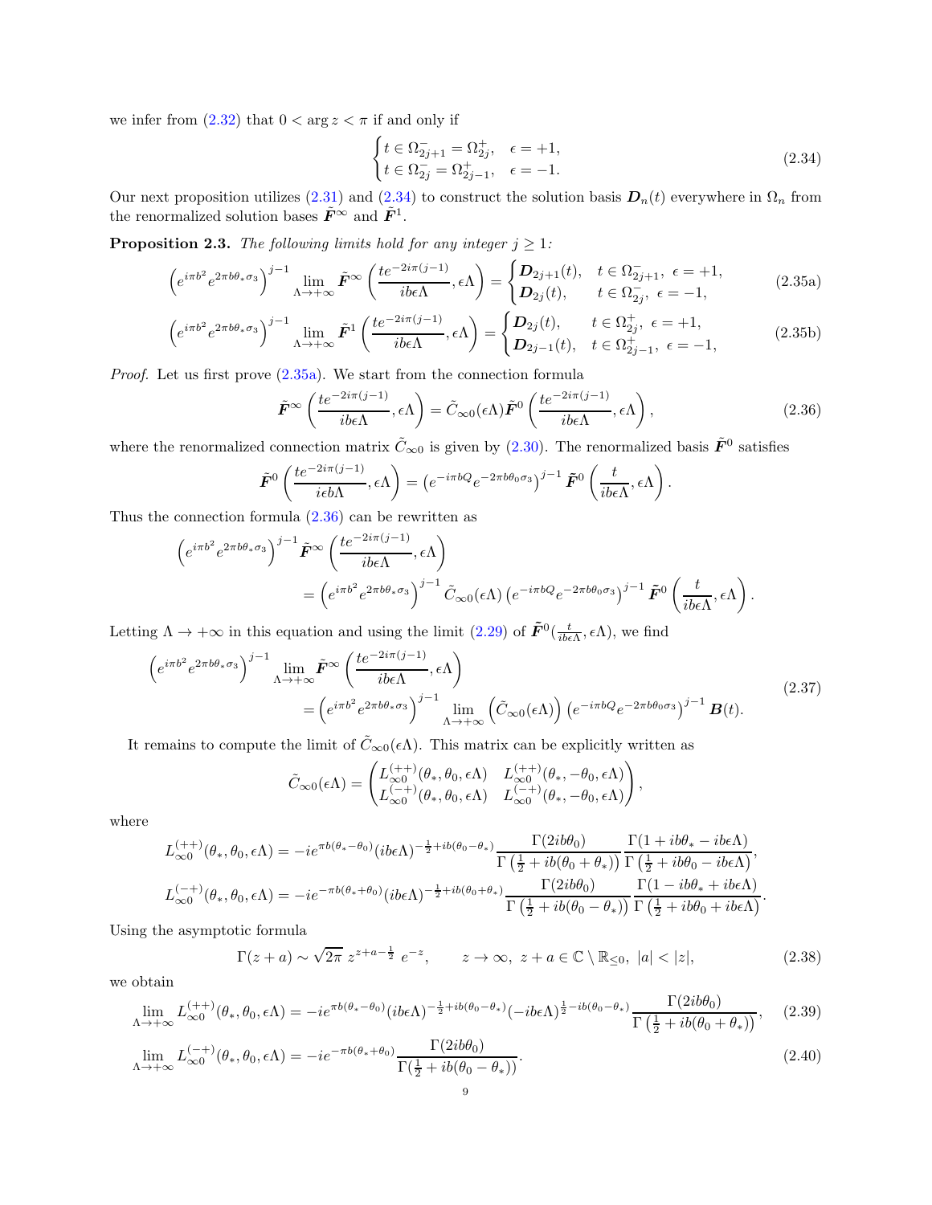we infer from (2.32) that $0 < \arg z < \pi$ if and only if

$$\begin{cases} t \in \Omega_{2j+1}^{-} = \Omega_{2j}^{+}, & \epsilon = +1, \\ t \in \Omega_{2j}^{-} = \Omega_{2j-1}^{+}, & \epsilon = -1. \end{cases} \tag{2.34}$$

Our next proposition utilizes (2.31) and (2.34) to construct the solution basis $\boldsymbol{D}_n(t)$ everywhere in $\Omega_n$ from the renormalized solution bases $\tilde{\boldsymbol{F}}^{\infty}$ and $\tilde{\boldsymbol{F}}^{1}$.

**Proposition 2.3.** *The following limits hold for any integer $j \geq 1$:*

$$\left(e^{i\pi b^2} e^{2\pi b\theta_* \sigma_3}\right)^{j-1} \lim_{\Lambda \to +\infty} \tilde{\boldsymbol{F}}^{\infty}\left(\frac{te^{-2i\pi(j-1)}}{ib\epsilon\Lambda}, \epsilon\Lambda\right) = \begin{cases} \boldsymbol{D}_{2j+1}(t), & t \in \Omega_{2j+1}^{-},\ \epsilon = +1, \\ \boldsymbol{D}_{2j}(t), & t \in \Omega_{2j}^{-},\ \epsilon = -1, \end{cases} \tag{2.35a}$$

$$\left(e^{i\pi b^2} e^{2\pi b\theta_* \sigma_3}\right)^{j-1} \lim_{\Lambda \to +\infty} \tilde{\boldsymbol{F}}^{1}\left(\frac{te^{-2i\pi(j-1)}}{ib\epsilon\Lambda}, \epsilon\Lambda\right) = \begin{cases} \boldsymbol{D}_{2j}(t), & t \in \Omega_{2j}^{+},\ \epsilon = +1, \\ \boldsymbol{D}_{2j-1}(t), & t \in \Omega_{2j-1}^{+},\ \epsilon = -1, \end{cases} \tag{2.35b}$$

*Proof.* Let us first prove (2.35a). We start from the connection formula

$$\tilde{\boldsymbol{F}}^{\infty}\left(\frac{te^{-2i\pi(j-1)}}{ib\epsilon\Lambda}, \epsilon\Lambda\right) = \tilde{C}_{\infty 0}(\epsilon\Lambda) \tilde{\boldsymbol{F}}^{0}\left(\frac{te^{-2i\pi(j-1)}}{ib\epsilon\Lambda}, \epsilon\Lambda\right), \tag{2.36}$$

where the renormalized connection matrix $\tilde{C}_{\infty 0}$ is given by (2.30). The renormalized basis $\tilde{\boldsymbol{F}}^{0}$ satisfies

$$\tilde{\boldsymbol{F}}^{0}\left(\frac{te^{-2i\pi(j-1)}}{i\epsilon b\Lambda}, \epsilon\Lambda\right) = \left(e^{-i\pi bQ} e^{-2\pi b\theta_0 \sigma_3}\right)^{j-1} \tilde{\boldsymbol{F}}^{0}\left(\frac{t}{ib\epsilon\Lambda}, \epsilon\Lambda\right).$$

Thus the connection formula (2.36) can be rewritten as

$$\begin{aligned} &\left(e^{i\pi b^2} e^{2\pi b\theta_* \sigma_3}\right)^{j-1} \tilde{\boldsymbol{F}}^{\infty}\left(\frac{te^{-2i\pi(j-1)}}{ib\epsilon\Lambda}, \epsilon\Lambda\right) \\ &\qquad = \left(e^{i\pi b^2} e^{2\pi b\theta_* \sigma_3}\right)^{j-1} \tilde{C}_{\infty 0}(\epsilon\Lambda) \left(e^{-i\pi bQ} e^{-2\pi b\theta_0 \sigma_3}\right)^{j-1} \tilde{\boldsymbol{F}}^{0}\left(\frac{t}{ib\epsilon\Lambda}, \epsilon\Lambda\right). \end{aligned}$$

Letting $\Lambda \to +\infty$ in this equation and using the limit (2.29) of $\tilde{\boldsymbol{F}}^{0}(\frac{t}{ib\epsilon\Lambda}, \epsilon\Lambda)$, we find

$$\begin{aligned} &\left(e^{i\pi b^2} e^{2\pi b\theta_* \sigma_3}\right)^{j-1} \lim_{\Lambda \to +\infty} \tilde{\boldsymbol{F}}^{\infty}\left(\frac{te^{-2i\pi(j-1)}}{ib\epsilon\Lambda}, \epsilon\Lambda\right) \\ &\qquad = \left(e^{i\pi b^2} e^{2\pi b\theta_* \sigma_3}\right)^{j-1} \lim_{\Lambda \to +\infty} \left(\tilde{C}_{\infty 0}(\epsilon\Lambda)\right) \left(e^{-i\pi bQ} e^{-2\pi b\theta_0 \sigma_3}\right)^{j-1} \boldsymbol{B}(t). \end{aligned} \tag{2.37}$$

It remains to compute the limit of $\tilde{C}_{\infty 0}(\epsilon\Lambda)$. This matrix can be explicitly written as

$$\tilde{C}_{\infty 0}(\epsilon\Lambda) = \begin{pmatrix} L_{\infty 0}^{(++)}(\theta_*, \theta_0, \epsilon\Lambda) & L_{\infty 0}^{(++)}(\theta_*, -\theta_0, \epsilon\Lambda) \\ L_{\infty 0}^{(-+)}(\theta_*, \theta_0, \epsilon\Lambda) & L_{\infty 0}^{(-+)}(\theta_*, -\theta_0, \epsilon\Lambda) \end{pmatrix},$$

where

$$\begin{aligned} L_{\infty 0}^{(++)}(\theta_*, \theta_0, \epsilon\Lambda) &= -ie^{\pi b(\theta_* - \theta_0)} (ib\epsilon\Lambda)^{-\frac{1}{2} + ib(\theta_0 - \theta_*)} \frac{\Gamma(2ib\theta_0)}{\Gamma\left(\frac{1}{2} + ib(\theta_0 + \theta_*)\right)} \frac{\Gamma(1 + ib\theta_* - ib\epsilon\Lambda)}{\Gamma\left(\frac{1}{2} + ib\theta_0 - ib\epsilon\Lambda\right)}, \\ L_{\infty 0}^{(-+)}(\theta_*, \theta_0, \epsilon\Lambda) &= -ie^{-\pi b(\theta_* + \theta_0)} (ib\epsilon\Lambda)^{-\frac{1}{2} + ib(\theta_0 + \theta_*)} \frac{\Gamma(2ib\theta_0)}{\Gamma\left(\frac{1}{2} + ib(\theta_0 - \theta_*)\right)} \frac{\Gamma(1 - ib\theta_* + ib\epsilon\Lambda)}{\Gamma\left(\frac{1}{2} + ib\theta_0 + ib\epsilon\Lambda\right)}. \end{aligned}$$

Using the asymptotic formula

$$\Gamma(z + a) \sim \sqrt{2\pi}\ z^{z + a - \frac{1}{2}}\ e^{-z}, \qquad z \to \infty,\ z + a \in \mathbb{C} \setminus \mathbb{R}_{\leq 0},\ |a| < |z|, \tag{2.38}$$

we obtain

$$\lim_{\Lambda \to +\infty} L_{\infty 0}^{(++)}(\theta_*, \theta_0, \epsilon\Lambda) = -ie^{\pi b(\theta_* - \theta_0)} (ib\epsilon\Lambda)^{-\frac{1}{2} + ib(\theta_0 - \theta_*)} (-ib\epsilon\Lambda)^{\frac{1}{2} - ib(\theta_0 - \theta_*)} \frac{\Gamma(2ib\theta_0)}{\Gamma\left(\frac{1}{2} + ib(\theta_0 + \theta_*)\right)}, \tag{2.39}$$

$$\lim_{\Lambda \to +\infty} L_{\infty 0}^{(-+)}(\theta_*, \theta_0, \epsilon\Lambda) = -ie^{-\pi b(\theta_* + \theta_0)} \frac{\Gamma(2ib\theta_0)}{\Gamma(\frac{1}{2} + ib(\theta_0 - \theta_*))}. \tag{2.40}$$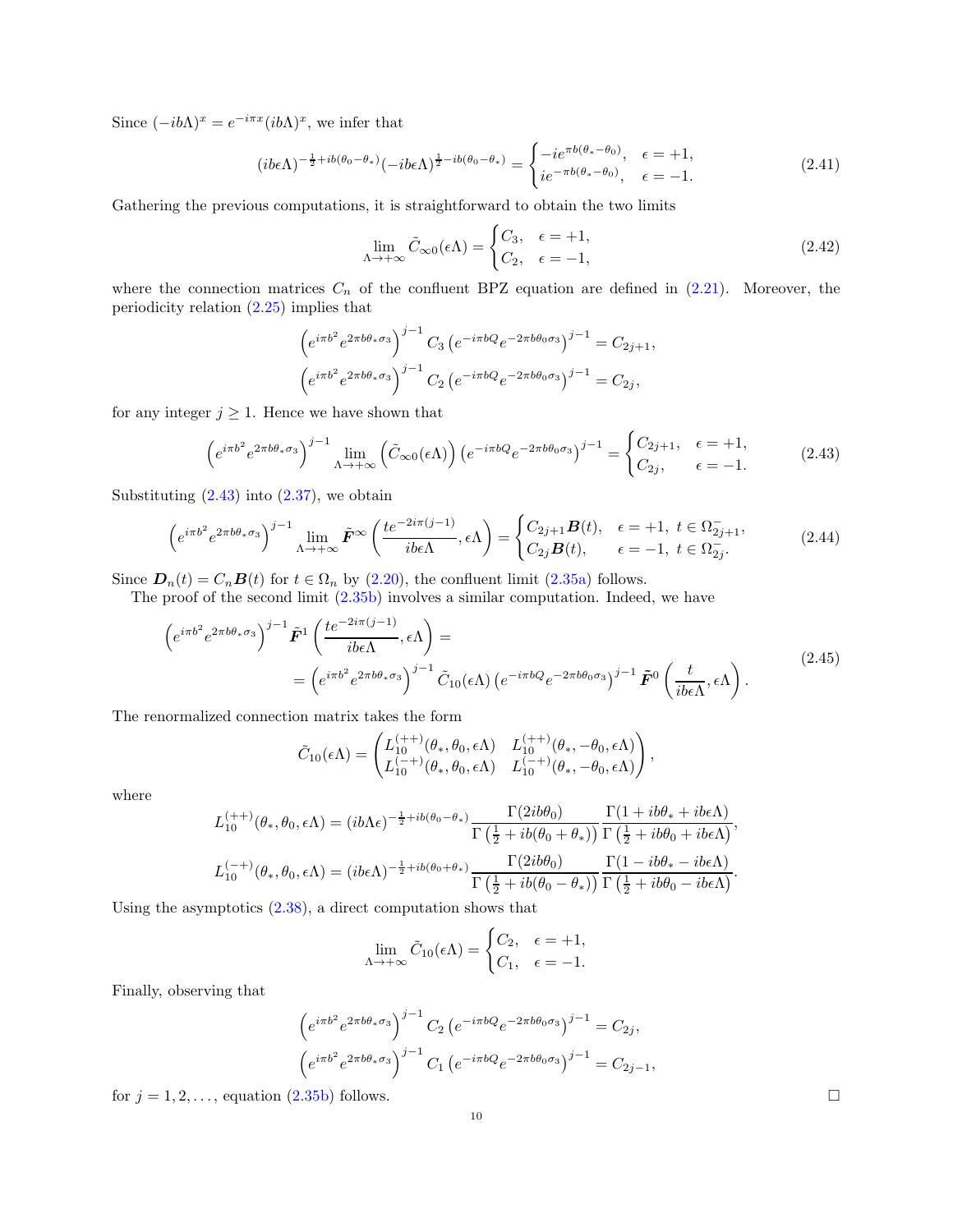Since $(-ib\Lambda)^x = e^{-i\pi x}(ib\Lambda)^x$, we infer that

$$
(ib\epsilon\Lambda)^{-\frac{1}{2}+ib(\theta_0-\theta_*)}(-ib\epsilon\Lambda)^{\frac{1}{2}-ib(\theta_0-\theta_*)} = \begin{cases} -ie^{\pi b(\theta_*-\theta_0)}, & \epsilon = +1, \\ ie^{-\pi b(\theta_*-\theta_0)}, & \epsilon = -1. \end{cases} \tag{2.41}
$$

Gathering the previous computations, it is straightforward to obtain the two limits

$$
\lim_{\Lambda\to+\infty} \tilde{C}_{\infty 0}(\epsilon\Lambda) = \begin{cases} C_3, & \epsilon = +1, \\ C_2, & \epsilon = -1, \end{cases} \tag{2.42}
$$

where the connection matrices $C_n$ of the confluent BPZ equation are defined in (2.21). Moreover, the periodicity relation (2.25) implies that

$$
\left(e^{i\pi b^2} e^{2\pi b\theta_*\sigma_3}\right)^{j-1} C_3 \left(e^{-i\pi bQ} e^{-2\pi b\theta_0\sigma_3}\right)^{j-1} = C_{2j+1},
$$
$$
\left(e^{i\pi b^2} e^{2\pi b\theta_*\sigma_3}\right)^{j-1} C_2 \left(e^{-i\pi bQ} e^{-2\pi b\theta_0\sigma_3}\right)^{j-1} = C_{2j},
$$

for any integer $j \geq 1$. Hence we have shown that

$$
\left(e^{i\pi b^2} e^{2\pi b\theta_*\sigma_3}\right)^{j-1} \lim_{\Lambda\to+\infty}\left(\tilde{C}_{\infty 0}(\epsilon\Lambda)\right)\left(e^{-i\pi bQ} e^{-2\pi b\theta_0\sigma_3}\right)^{j-1} = \begin{cases} C_{2j+1}, & \epsilon = +1, \\ C_{2j}, & \epsilon = -1. \end{cases} \tag{2.43}
$$

Substituting (2.43) into (2.37), we obtain

$$
\left(e^{i\pi b^2} e^{2\pi b\theta_*\sigma_3}\right)^{j-1} \lim_{\Lambda\to+\infty} \tilde{\boldsymbol{F}}^\infty\left(\frac{te^{-2i\pi(j-1)}}{ib\epsilon\Lambda}, \epsilon\Lambda\right) = \begin{cases} C_{2j+1}\boldsymbol{B}(t), & \epsilon = +1, \ t \in \Omega^-_{2j+1}, \\ C_{2j}\boldsymbol{B}(t), & \epsilon = -1, \ t \in \Omega^-_{2j}. \end{cases} \tag{2.44}
$$

Since $\boldsymbol{D}_n(t) = C_n\boldsymbol{B}(t)$ for $t \in \Omega_n$ by (2.20), the confluent limit (2.35a) follows.

The proof of the second limit (2.35b) involves a similar computation. Indeed, we have

$$
\begin{aligned}
&\left(e^{i\pi b^2} e^{2\pi b\theta_*\sigma_3}\right)^{j-1} \tilde{\boldsymbol{F}}^1\left(\frac{te^{-2i\pi(j-1)}}{ib\epsilon\Lambda}, \epsilon\Lambda\right) = \\
&= \left(e^{i\pi b^2} e^{2\pi b\theta_*\sigma_3}\right)^{j-1} \tilde{C}_{10}(\epsilon\Lambda)\left(e^{-i\pi bQ} e^{-2\pi b\theta_0\sigma_3}\right)^{j-1} \tilde{\boldsymbol{F}}^0\left(\frac{t}{ib\epsilon\Lambda}, \epsilon\Lambda\right).
\end{aligned} \tag{2.45}
$$

The renormalized connection matrix takes the form

$$
\tilde{C}_{10}(\epsilon\Lambda) = \begin{pmatrix} L^{(++)}_{10}(\theta_*, \theta_0, \epsilon\Lambda) & L^{(++)}_{10}(\theta_*, -\theta_0, \epsilon\Lambda) \\ L^{(-+)}_{10}(\theta_*, \theta_0, \epsilon\Lambda) & L^{(-+)}_{10}(\theta_*, -\theta_0, \epsilon\Lambda) \end{pmatrix},
$$

where

$$
L^{(++)}_{10}(\theta_*, \theta_0, \epsilon\Lambda) = (ib\Lambda\epsilon)^{-\frac{1}{2}+ib(\theta_0-\theta_*)} \frac{\Gamma(2ib\theta_0)}{\Gamma\left(\frac{1}{2}+ib(\theta_0+\theta_*)\right)} \frac{\Gamma(1+ib\theta_*+ib\epsilon\Lambda)}{\Gamma\left(\frac{1}{2}+ib\theta_0+ib\epsilon\Lambda\right)},
$$
$$
L^{(-+)}_{10}(\theta_*, \theta_0, \epsilon\Lambda) = (ib\epsilon\Lambda)^{-\frac{1}{2}+ib(\theta_0+\theta_*)} \frac{\Gamma(2ib\theta_0)}{\Gamma\left(\frac{1}{2}+ib(\theta_0-\theta_*)\right)} \frac{\Gamma(1-ib\theta_*-ib\epsilon\Lambda)}{\Gamma\left(\frac{1}{2}+ib\theta_0-ib\epsilon\Lambda\right)}.
$$

Using the asymptotics (2.38), a direct computation shows that

$$
\lim_{\Lambda\to+\infty} \tilde{C}_{10}(\epsilon\Lambda) = \begin{cases} C_2, & \epsilon = +1, \\ C_1, & \epsilon = -1. \end{cases}
$$

Finally, observing that

$$
\left(e^{i\pi b^2} e^{2\pi b\theta_*\sigma_3}\right)^{j-1} C_2 \left(e^{-i\pi bQ} e^{-2\pi b\theta_0\sigma_3}\right)^{j-1} = C_{2j},
$$
$$
\left(e^{i\pi b^2} e^{2\pi b\theta_*\sigma_3}\right)^{j-1} C_1 \left(e^{-i\pi bQ} e^{-2\pi b\theta_0\sigma_3}\right)^{j-1} = C_{2j-1},
$$

for $j = 1, 2, \ldots$, equation (2.35b) follows. $\square$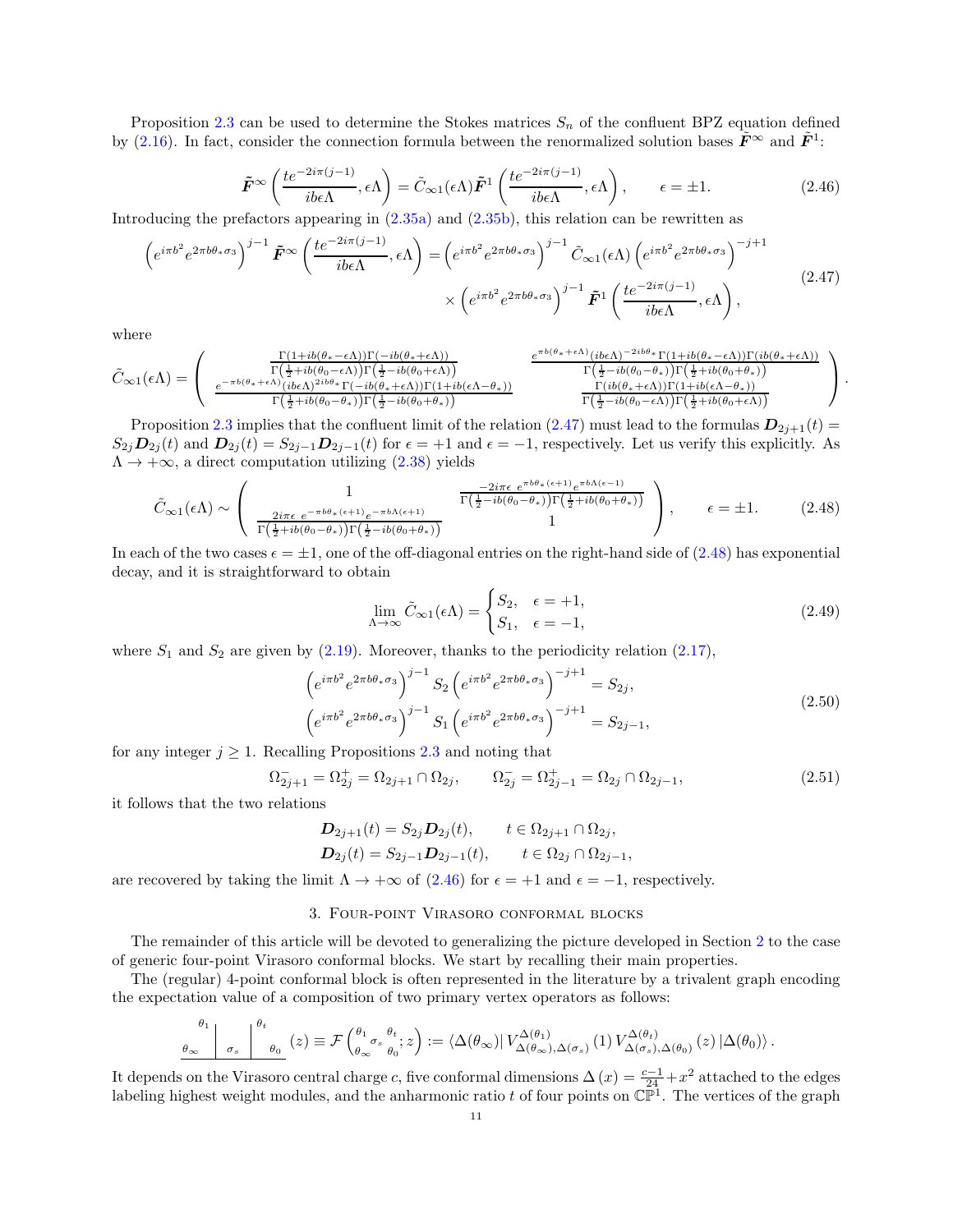Proposition 2.3 can be used to determine the Stokes matrices $S_n$ of the confluent BPZ equation defined by (2.16). In fact, consider the connection formula between the renormalized solution bases $\tilde{\boldsymbol{F}}^{\infty}$ and $\tilde{\boldsymbol{F}}^{1}$:

$$\tilde{\boldsymbol{F}}^{\infty}\left(\frac{te^{-2i\pi(j-1)}}{ib\epsilon\Lambda}, \epsilon\Lambda\right) = \tilde{C}_{\infty 1}(\epsilon\Lambda)\tilde{\boldsymbol{F}}^{1}\left(\frac{te^{-2i\pi(j-1)}}{ib\epsilon\Lambda}, \epsilon\Lambda\right), \qquad \epsilon = \pm 1. \tag{2.46}$$

Introducing the prefactors appearing in (2.35a) and (2.35b), this relation can be rewritten as

$$\begin{aligned}\left(e^{i\pi b^2}e^{2\pi b\theta_*\sigma_3}\right)^{j-1}\tilde{\boldsymbol{F}}^{\infty}\left(\frac{te^{-2i\pi(j-1)}}{ib\epsilon\Lambda}, \epsilon\Lambda\right) = \left(e^{i\pi b^2}e^{2\pi b\theta_*\sigma_3}\right)^{j-1}\tilde{C}_{\infty 1}(\epsilon\Lambda)\left(e^{i\pi b^2}e^{2\pi b\theta_*\sigma_3}\right)^{-j+1} \\ \times\left(e^{i\pi b^2}e^{2\pi b\theta_*\sigma_3}\right)^{j-1}\tilde{\boldsymbol{F}}^{1}\left(\frac{te^{-2i\pi(j-1)}}{ib\epsilon\Lambda}, \epsilon\Lambda\right),\end{aligned} \tag{2.47}$$

where

$$\tilde{C}_{\infty 1}(\epsilon\Lambda) = \begin{pmatrix} \frac{\Gamma(1+ib(\theta_*-\epsilon\Lambda))\Gamma(-ib(\theta_*+\epsilon\Lambda))}{\Gamma\left(\frac{1}{2}+ib(\theta_0-\epsilon\Lambda)\right)\Gamma\left(\frac{1}{2}-ib(\theta_0+\epsilon\Lambda)\right)} & \frac{e^{\pi b(\theta_*+\epsilon\Lambda)}(ib\epsilon\Lambda)^{-2ib\theta_*}\Gamma(1+ib(\theta_*-\epsilon\Lambda))\Gamma(ib(\theta_*+\epsilon\Lambda))}{\Gamma\left(\frac{1}{2}-ib(\theta_0-\theta_*)\right)\Gamma\left(\frac{1}{2}+ib(\theta_0+\theta_*)\right)} \\ \frac{e^{-\pi b(\theta_*+\epsilon\Lambda)}(ib\epsilon\Lambda)^{2ib\theta_*}\Gamma(-ib(\theta_*+\epsilon\Lambda))\Gamma(1+ib(\epsilon\Lambda-\theta_*))}{\Gamma\left(\frac{1}{2}+ib(\theta_0-\theta_*)\right)\Gamma\left(\frac{1}{2}-ib(\theta_0+\theta_*)\right)} & \frac{\Gamma(ib(\theta_*+\epsilon\Lambda))\Gamma(1+ib(\epsilon\Lambda-\theta_*))}{\Gamma\left(\frac{1}{2}-ib(\theta_0-\epsilon\Lambda)\right)\Gamma\left(\frac{1}{2}+ib(\theta_0+\epsilon\Lambda)\right)} \end{pmatrix}.$$

Proposition 2.3 implies that the confluent limit of the relation (2.47) must lead to the formulas $\boldsymbol{D}_{2j+1}(t) = S_{2j}\boldsymbol{D}_{2j}(t)$ and $\boldsymbol{D}_{2j}(t) = S_{2j-1}\boldsymbol{D}_{2j-1}(t)$ for $\epsilon = +1$ and $\epsilon = -1$, respectively. Let us verify this explicitly. As $\Lambda \to +\infty$, a direct computation utilizing (2.38) yields

$$\tilde{C}_{\infty 1}(\epsilon\Lambda) \sim \begin{pmatrix} 1 & \frac{-2i\pi\epsilon\; e^{\pi b\theta_*(\epsilon+1)}e^{\pi b\Lambda(\epsilon-1)}}{\Gamma\left(\frac{1}{2}-ib(\theta_0-\theta_*)\right)\Gamma\left(\frac{1}{2}+ib(\theta_0+\theta_*)\right)} \\ \frac{2i\pi\epsilon\; e^{-\pi b\theta_*(\epsilon+1)}e^{-\pi b\Lambda(\epsilon+1)}}{\Gamma\left(\frac{1}{2}+ib(\theta_0-\theta_*)\right)\Gamma\left(\frac{1}{2}-ib(\theta_0+\theta_*)\right)} & 1 \end{pmatrix}, \qquad \epsilon = \pm 1. \tag{2.48}$$

In each of the two cases $\epsilon = \pm 1$, one of the off-diagonal entries on the right-hand side of (2.48) has exponential decay, and it is straightforward to obtain

$$\lim_{\Lambda\to\infty}\tilde{C}_{\infty 1}(\epsilon\Lambda) = \begin{cases} S_2, & \epsilon = +1, \\ S_1, & \epsilon = -1, \end{cases} \tag{2.49}$$

where $S_1$ and $S_2$ are given by (2.19). Moreover, thanks to the periodicity relation (2.17),

$$\begin{aligned}\left(e^{i\pi b^2}e^{2\pi b\theta_*\sigma_3}\right)^{j-1}S_2\left(e^{i\pi b^2}e^{2\pi b\theta_*\sigma_3}\right)^{-j+1} &= S_{2j}, \\ \left(e^{i\pi b^2}e^{2\pi b\theta_*\sigma_3}\right)^{j-1}S_1\left(e^{i\pi b^2}e^{2\pi b\theta_*\sigma_3}\right)^{-j+1} &= S_{2j-1},\end{aligned} \tag{2.50}$$

for any integer $j \geq 1$. Recalling Propositions 2.3 and noting that

$$\Omega_{2j+1}^{-} = \Omega_{2j}^{+} = \Omega_{2j+1}\cap\Omega_{2j}, \qquad \Omega_{2j}^{-} = \Omega_{2j-1}^{+} = \Omega_{2j}\cap\Omega_{2j-1}, \tag{2.51}$$

it follows that the two relations

$$\begin{aligned}\boldsymbol{D}_{2j+1}(t) &= S_{2j}\boldsymbol{D}_{2j}(t), \qquad t\in\Omega_{2j+1}\cap\Omega_{2j}, \\ \boldsymbol{D}_{2j}(t) &= S_{2j-1}\boldsymbol{D}_{2j-1}(t), \qquad t\in\Omega_{2j}\cap\Omega_{2j-1},\end{aligned}$$

are recovered by taking the limit $\Lambda \to +\infty$ of (2.46) for $\epsilon = +1$ and $\epsilon = -1$, respectively.

## 3. Four-point Virasoro conformal blocks

The remainder of this article will be devoted to generalizing the picture developed in Section 2 to the case of generic four-point Virasoro conformal blocks. We start by recalling their main properties.

The (regular) 4-point conformal block is often represented in the literature by a trivalent graph encoding the expectation value of a composition of two primary vertex operators as follows:

$$\left[\begin{smallmatrix} & \theta_1 & & \theta_t & \\ \theta_\infty & | & \sigma_s & | & \theta_0 \end{smallmatrix}\right](z) \equiv \mathcal{F}\left(\begin{smallmatrix}\theta_1 & & \theta_t \\ & \sigma_s & \\ \theta_\infty & & \theta_0\end{smallmatrix}; z\right) := \langle\Delta(\theta_\infty)|\, V^{\Delta(\theta_1)}_{\Delta(\theta_\infty),\Delta(\sigma_s)}(1)\, V^{\Delta(\theta_t)}_{\Delta(\sigma_s),\Delta(\theta_0)}(z)\,|\Delta(\theta_0)\rangle\,.$$

It depends on the Virasoro central charge $c$, five conformal dimensions $\Delta(x) = \frac{c-1}{24} + x^2$ attached to the edges labeling highest weight modules, and the anharmonic ratio $t$ of four points on $\mathbb{CP}^1$. The vertices of the graph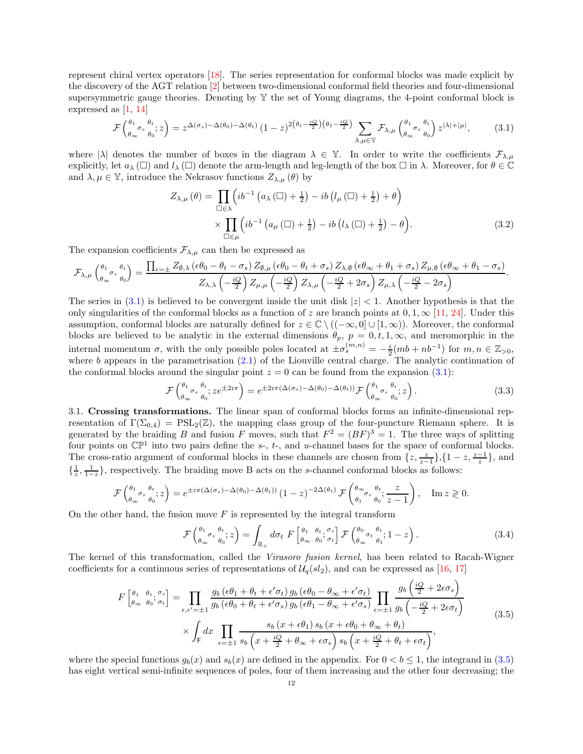represent chiral vertex operators [18]. The series representation for conformal blocks was made explicit by the discovery of the AGT relation [2] between two-dimensional conformal field theories and four-dimensional supersymmetric gauge theories. Denoting by $\mathbb{Y}$ the set of Young diagrams, the 4-point conformal block is expressed as [1, 14]

$$\mathcal{F}\left(\begin{smallmatrix}\theta_1 & & \theta_t \\ & \sigma_s & \\ \theta_\infty & & \theta_0\end{smallmatrix}; z\right) = z^{\Delta(\sigma_s)-\Delta(\theta_0)-\Delta(\theta_t)}\,(1-z)^{2\left(\theta_t-\frac{iQ}{2}\right)\left(\theta_1-\frac{iQ}{2}\right)} \sum_{\lambda,\mu\in\mathbb{Y}} \mathcal{F}_{\lambda,\mu}\left(\begin{smallmatrix}\theta_1 & & \theta_t \\ & \sigma_s & \\ \theta_\infty & & \theta_0\end{smallmatrix}\right) z^{|\lambda|+|\mu|}, \tag{3.1}$$

where $|\lambda|$ denotes the number of boxes in the diagram $\lambda \in \mathbb{Y}$. In order to write the coefficients $\mathcal{F}_{\lambda,\mu}$ explicitly, let $a_\lambda(\square)$ and $l_\lambda(\square)$ denote the arm-length and leg-length of the box $\square$ in $\lambda$. Moreover, for $\theta\in\mathbb{C}$ and $\lambda,\mu\in\mathbb{Y}$, introduce the Nekrasov functions $Z_{\lambda,\mu}(\theta)$ by

$$\begin{aligned} Z_{\lambda,\mu}(\theta) = &\prod_{\square\in\lambda}\left(ib^{-1}\left(a_\lambda(\square)+\tfrac12\right) - ib\left(l_\mu(\square)+\tfrac12\right)+\theta\right) \\ &\times \prod_{\square\in\mu}\left(ib^{-1}\left(a_\mu(\square)+\tfrac12\right) - ib\left(l_\lambda(\square)+\tfrac12\right)-\theta\right). \end{aligned} \tag{3.2}$$

The expansion coefficients $\mathcal{F}_{\lambda,\mu}$ can then be expressed as

$$\mathcal{F}_{\lambda,\mu}\left(\begin{smallmatrix}\theta_1 & & \theta_t \\ & \sigma_s & \\ \theta_\infty & & \theta_0\end{smallmatrix}\right) = \frac{\prod_{\epsilon=\pm} Z_{\emptyset,\lambda}(\epsilon\theta_0-\theta_t-\sigma_s)\, Z_{\emptyset,\mu}(\epsilon\theta_0-\theta_t+\sigma_s)\, Z_{\lambda,\emptyset}(\epsilon\theta_\infty+\theta_1+\sigma_s)\, Z_{\mu,\emptyset}(\epsilon\theta_\infty+\theta_1-\sigma_s)}{Z_{\lambda,\lambda}\left(-\frac{iQ}{2}\right) Z_{\mu,\mu}\left(-\frac{iQ}{2}\right) Z_{\lambda,\mu}\left(-\frac{iQ}{2}+2\sigma_s\right) Z_{\mu,\lambda}\left(-\frac{iQ}{2}-2\sigma_s\right)}.$$

The series in (3.1) is believed to be convergent inside the unit disk $|z|<1$. Another hypothesis is that the only singularities of the conformal blocks as a function of $z$ are branch points at $0,1,\infty$ [11, 24]. Under this assumption, conformal blocks are naturally defined for $z\in\mathbb{C}\setminus((-\infty,0]\cup[1,\infty))$. Moreover, the conformal blocks are believed to be analytic in the external dimensions $\theta_p$, $p=0,t,1,\infty$, and meromorphic in the internal momentum $\sigma$, with the only possible poles located at $\pm\sigma_s^{(m,n)} = -\frac{i}{2}(mb+nb^{-1})$ for $m,n\in\mathbb{Z}_{>0}$, where $b$ appears in the parametrisation (2.1) of the Liouville central charge. The analytic continuation of the conformal blocks around the singular point $z=0$ can be found from the expansion (3.1):

$$\mathcal{F}\left(\begin{smallmatrix}\theta_1 & & \theta_t \\ & \sigma_s & \\ \theta_\infty & & \theta_0\end{smallmatrix}; ze^{\pm 2i\pi}\right) = e^{\pm 2i\pi(\Delta(\sigma_s)-\Delta(\theta_0)-\Delta(\theta_t))}\mathcal{F}\left(\begin{smallmatrix}\theta_1 & & \theta_t \\ & \sigma_s & \\ \theta_\infty & & \theta_0\end{smallmatrix}; z\right). \tag{3.3}$$

3.1. **Crossing transformations.** The linear span of conformal blocks forms an infinite-dimensional representation of $\Gamma(\Sigma_{0,4}) = \mathrm{PSL}_2(\mathbb{Z})$, the mapping class group of the four-puncture Riemann sphere. It is generated by the braiding $B$ and fusion $F$ moves, such that $F^2=(BF)^3=1$. The three ways of splitting four points on $\mathbb{CP}^1$ into two pairs define the $s$-, $t$-, and $u$-channel bases for the space of conformal blocks. The cross-ratio argument of conformal blocks in these channels are chosen from $\{z,\frac{z}{z-1}\}$, $\{1-z,\frac{z-1}{z}\}$, and $\{\frac1z,\frac{1}{1-z}\}$, respectively. The braiding move B acts on the $s$-channel conformal blocks as follows:

$$\mathcal{F}\left(\begin{smallmatrix}\theta_1 & & \theta_t \\ & \sigma_s & \\ \theta_\infty & & \theta_0\end{smallmatrix}; z\right) = e^{\pm i\pi(\Delta(\sigma_s)-\Delta(\theta_0)-\Delta(\theta_t))}(1-z)^{-2\Delta(\theta_t)}\,\mathcal{F}\left(\begin{smallmatrix}\theta_\infty & & \theta_t \\ & \sigma_s & \\ \theta_1 & & \theta_0\end{smallmatrix}; \frac{z}{z-1}\right), \quad \operatorname{Im} z \gtrless 0.$$

On the other hand, the fusion move $F$ is represented by the integral transform

$$\mathcal{F}\left(\begin{smallmatrix}\theta_1 & & \theta_t \\ & \sigma_s & \\ \theta_\infty & & \theta_0\end{smallmatrix}; z\right) = \int_{\mathbb{R}_+} d\sigma_t\, F\begin{bmatrix}\theta_1 & \theta_t \\ \theta_\infty & \theta_0\end{bmatrix}\!;\!\begin{smallmatrix}\sigma_s\\ \sigma_t\end{smallmatrix}\, \mathcal{F}\left(\begin{smallmatrix}\theta_0 & & \theta_t \\ & \sigma_t & \\ \theta_\infty & & \theta_1\end{smallmatrix}; 1-z\right). \tag{3.4}$$

The kernel of this transformation, called the *Virasoro fusion kernel*, has been related to Racah-Wigner coefficients for a continuous series of representations of $\mathcal{U}_q(sl_2)$, and can be expressed as [16, 17]

$$\begin{aligned} F\begin{bmatrix}\theta_1 & \theta_t \\ \theta_\infty & \theta_0\end{bmatrix}\!;\!\begin{smallmatrix}\sigma_s\\ \sigma_t\end{smallmatrix} = &\prod_{\epsilon,\epsilon'=\pm1}\frac{g_b(\epsilon\theta_1+\theta_t+\epsilon'\sigma_t)\,g_b(\epsilon\theta_0-\theta_\infty+\epsilon'\sigma_t)}{g_b(\epsilon\theta_0+\theta_t+\epsilon'\sigma_s)\,g_b(\epsilon\theta_1-\theta_\infty+\epsilon'\sigma_s)}\prod_{\epsilon=\pm1}\frac{g_b\left(\frac{iQ}{2}+2\epsilon\sigma_s\right)}{g_b\left(-\frac{iQ}{2}+2\epsilon\sigma_t\right)} \\ &\times\int_{\mathsf{F}} dx\,\prod_{\epsilon=\pm1}\frac{s_b(x+\epsilon\theta_1)\,s_b(x+\epsilon\theta_0+\theta_\infty+\theta_t)}{s_b\left(x+\frac{iQ}{2}+\theta_\infty+\epsilon\sigma_s\right)s_b\left(x+\frac{iQ}{2}+\theta_t+\epsilon\sigma_t\right)}, \end{aligned} \tag{3.5}$$

where the special functions $g_b(x)$ and $s_b(x)$ are defined in the appendix. For $0<b\le1$, the integrand in (3.5) has eight vertical semi-infinite sequences of poles, four of them increasing and the other four decreasing; the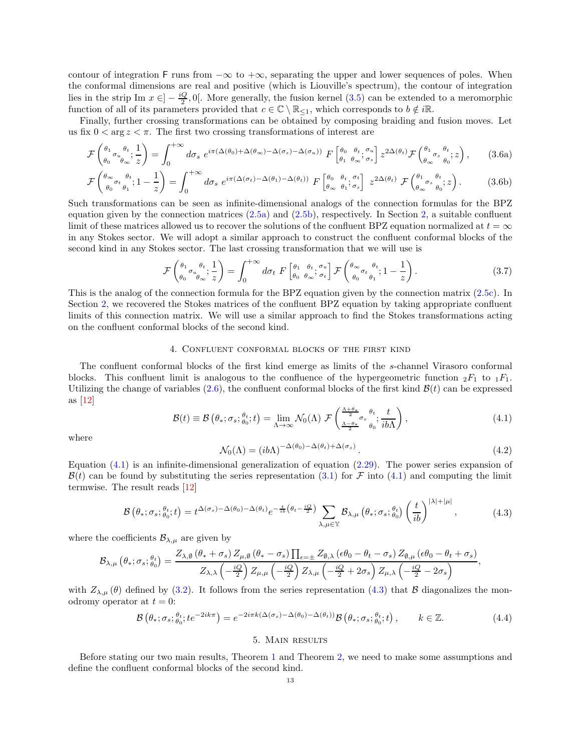contour of integration $\mathsf{F}$ runs from $-\infty$ to $+\infty$, separating the upper and lower sequences of poles. When the conformal dimensions are real and positive (which is Liouville's spectrum), the contour of integration lies in the strip Im $x \in ]-\frac{iQ}{2}, 0[$. More generally, the fusion kernel (3.5) can be extended to a meromorphic function of all of its parameters provided that $c \in \mathbb{C} \setminus \mathbb{R}_{\leq 1}$, which corresponds to $b \notin i\mathbb{R}$.

Finally, further crossing transformations can be obtained by composing braiding and fusion moves. Let us fix $0 < \arg z < \pi$. The first two crossing transformations of interest are

$$\mathcal{F}\left({}^{\theta_1}_{\theta_0}\sigma_u{}^{\theta_t}_{\theta_\infty}; \frac{1}{z}\right) = \int_0^{+\infty} d\sigma_s\ e^{i\pi(\Delta(\theta_0)+\Delta(\theta_\infty)-\Delta(\sigma_s)-\Delta(\sigma_u))}\ F\begin{bmatrix}\theta_0 & \theta_t \\ \theta_1 & \theta_\infty\end{bmatrix}; {}^{\sigma_u}_{\sigma_s}\Big]\ z^{2\Delta(\theta_t)}\mathcal{F}\left({}^{\theta_1}_{\theta_\infty}\sigma_s{}^{\theta_t}_{\theta_0}; z\right), \tag{3.6a}$$

$$\mathcal{F}\left({}^{\theta_\infty}_{\theta_0}\sigma_t{}^{\theta_t}_{\theta_1}; 1-\frac{1}{z}\right) = \int_0^{+\infty} d\sigma_s\ e^{i\pi(\Delta(\sigma_t)-\Delta(\theta_1)-\Delta(\theta_t))}\ F\begin{bmatrix}\theta_0 & \theta_t \\ \theta_\infty & \theta_1\end{bmatrix}; {}^{\sigma_t}_{\sigma_s}\Big]\ z^{2\Delta(\theta_t)}\ \mathcal{F}\left({}^{\theta_1}_{\theta_\infty}\sigma_s{}^{\theta_t}_{\theta_0}; z\right). \tag{3.6b}$$

Such transformations can be seen as infinite-dimensional analogs of the connection formulas for the BPZ equation given by the connection matrices (2.5a) and (2.5b), respectively. In Section 2, a suitable confluent limit of these matrices allowed us to recover the solutions of the confluent BPZ equation normalized at $t = \infty$ in any Stokes sector. We will adopt a similar approach to construct the confluent conformal blocks of the second kind in any Stokes sector. The last crossing transformation that we will use is

$$\mathcal{F}\left({}^{\theta_1}_{\theta_0}\sigma_u{}^{\theta_t}_{\theta_\infty}; \frac{1}{z}\right) = \int_0^{+\infty} d\sigma_t\ F\begin{bmatrix}\theta_1 & \theta_t \\ \theta_0 & \theta_\infty\end{bmatrix}; {}^{\sigma_u}_{\sigma_t}\Big]\ \mathcal{F}\left({}^{\theta_\infty}_{\theta_0}\sigma_t{}^{\theta_t}_{\theta_1}; 1-\frac{1}{z}\right). \tag{3.7}$$

This is the analog of the connection formula for the BPZ equation given by the connection matrix (2.5c). In Section 2, we recovered the Stokes matrices of the confluent BPZ equation by taking appropriate confluent limits of this connection matrix. We will use a similar approach to find the Stokes transformations acting on the confluent conformal blocks of the second kind.

## 4. Confluent conformal blocks of the first kind

The confluent conformal blocks of the first kind emerge as limits of the $s$-channel Virasoro conformal blocks. This confluent limit is analogous to the confluence of the hypergeometric function ${}_2F_1$ to ${}_1F_1$. Utilizing the change of variables (2.6), the confluent conformal blocks of the first kind $\mathcal{B}(t)$ can be expressed as [12]

$$\mathcal{B}(t) \equiv \mathcal{B}\left(\theta_*; \sigma_s; {}^{\theta_t}_{\theta_0}; t\right) = \lim_{\Lambda\to\infty} \mathcal{N}_0(\Lambda)\ \mathcal{F}\left({}^{\frac{\Lambda+\theta_*}{2}}_{\frac{\Lambda-\theta_*}{2}}\sigma_s{}^{\theta_t}_{\theta_0}; \frac{t}{ib\Lambda}\right), \tag{4.1}$$

where

$$\mathcal{N}_0(\Lambda) = (ib\Lambda)^{-\Delta(\theta_0)-\Delta(\theta_t)+\Delta(\sigma_s)}. \tag{4.2}$$

Equation (4.1) is an infinite-dimensional generalization of equation (2.29). The power series expansion of $\mathcal{B}(t)$ can be found by substituting the series representation (3.1) for $\mathcal{F}$ into (4.1) and computing the limit termwise. The result reads [12]

$$\mathcal{B}\left(\theta_*; \sigma_s; {}^{\theta_t}_{\theta_0}; t\right) = t^{\Delta(\sigma_s)-\Delta(\theta_0)-\Delta(\theta_t)} e^{-\frac{t}{ib}\left(\theta_t - \frac{iQ}{2}\right)} \sum_{\lambda,\mu\in\mathbb{Y}} \mathcal{B}_{\lambda,\mu}\left(\theta_*; \sigma_s; {}^{\theta_t}_{\theta_0}\right) \left(\frac{t}{ib}\right)^{|\lambda|+|\mu|}, \tag{4.3}$$

where the coefficients $\mathcal{B}_{\lambda,\mu}$ are given by

$$\mathcal{B}_{\lambda,\mu}\left(\theta_*; \sigma_s; {}^{\theta_t}_{\theta_0}\right) = \frac{Z_{\lambda,\emptyset}\left(\theta_* + \sigma_s\right) Z_{\mu,\emptyset}\left(\theta_* - \sigma_s\right) \prod_{\epsilon=\pm} Z_{\emptyset,\lambda}\left(\epsilon\theta_0 - \theta_t - \sigma_s\right) Z_{\emptyset,\mu}\left(\epsilon\theta_0 - \theta_t + \sigma_s\right)}{Z_{\lambda,\lambda}\left(-\frac{iQ}{2}\right) Z_{\mu,\mu}\left(-\frac{iQ}{2}\right) Z_{\lambda,\mu}\left(-\frac{iQ}{2} + 2\sigma_s\right) Z_{\mu,\lambda}\left(-\frac{iQ}{2} - 2\sigma_s\right)},$$

with $Z_{\lambda,\mu}(\theta)$ defined by (3.2). It follows from the series representation (4.3) that $\mathcal{B}$ diagonalizes the monodromy operator at $t = 0$:

$$\mathcal{B}\left(\theta_*; \sigma_s; {}^{\theta_t}_{\theta_0}; te^{-2ik\pi}\right) = e^{-2i\pi k(\Delta(\sigma_s)-\Delta(\theta_0)-\Delta(\theta_t))}\mathcal{B}\left(\theta_*; \sigma_s; {}^{\theta_t}_{\theta_0}; t\right), \qquad k \in \mathbb{Z}. \tag{4.4}$$

## 5. Main results

Before stating our two main results, Theorem 1 and Theorem 2, we need to make some assumptions and define the confluent conformal blocks of the second kind.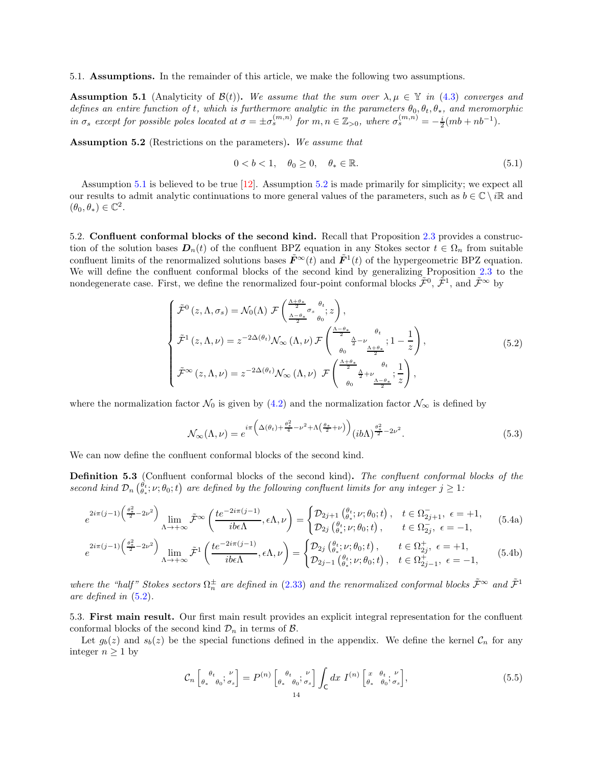5.1. **Assumptions.** In the remainder of this article, we make the following two assumptions.

**Assumption 5.1** (Analyticity of $\mathcal{B}(t)$)**.** *We assume that the sum over $\lambda, \mu \in \mathbb{Y}$ in (4.3) converges and defines an entire function of $t$, which is furthermore analytic in the parameters $\theta_0, \theta_t, \theta_*$, and meromorphic in $\sigma_s$ except for possible poles located at $\sigma = \pm\sigma_s^{(m,n)}$ for $m, n \in \mathbb{Z}_{>0}$, where $\sigma_s^{(m,n)} = -\frac{i}{2}(mb + nb^{-1})$.*

**Assumption 5.2** (Restrictions on the parameters)**.** *We assume that*

$$
0 < b < 1, \quad \theta_0 \geq 0, \quad \theta_* \in \mathbb{R}. \tag{5.1}
$$

Assumption 5.1 is believed to be true [12]. Assumption 5.2 is made primarily for simplicity; we expect all our results to admit analytic continuations to more general values of the parameters, such as $b \in \mathbb{C} \setminus i\mathbb{R}$ and $(\theta_0, \theta_*) \in \mathbb{C}^2$.

5.2. **Confluent conformal blocks of the second kind.** Recall that Proposition 2.3 provides a construction of the solution bases $\boldsymbol{D}_n(t)$ of the confluent BPZ equation in any Stokes sector $t \in \Omega_n$ from suitable confluent limits of the renormalized solutions bases $\tilde{\boldsymbol{F}}^\infty(t)$ and $\tilde{\boldsymbol{F}}^1(t)$ of the hypergeometric BPZ equation. We will define the confluent conformal blocks of the second kind by generalizing Proposition 2.3 to the nondegenerate case. First, we define the renormalized four-point conformal blocks $\tilde{\mathcal{F}}^0$, $\tilde{\mathcal{F}}^1$, and $\tilde{\mathcal{F}}^\infty$ by

$$
\begin{cases}
\tilde{\mathcal{F}}^0\left(z, \Lambda, \sigma_s\right) = \mathcal{N}_0(\Lambda)\ \mathcal{F}\left(\begin{smallmatrix} \frac{\Lambda+\theta_*}{2} & & \theta_t \\ & \sigma_s & \\ \frac{\Lambda-\theta_*}{2} & & \theta_0 \end{smallmatrix}; z\right), \\[2ex]
\tilde{\mathcal{F}}^1\left(z, \Lambda, \nu\right) = z^{-2\Delta(\theta_t)}\mathcal{N}_\infty\left(\Lambda, \nu\right)\mathcal{F}\left(\begin{smallmatrix} \frac{\Lambda-\theta_*}{2} & & \theta_t \\ & \frac{\Lambda}{2}-\nu & \\ \theta_0 & & \frac{\Lambda+\theta_*}{2} \end{smallmatrix}; 1-\frac{1}{z}\right), \\[2ex]
\tilde{\mathcal{F}}^\infty\left(z, \Lambda, \nu\right) = z^{-2\Delta(\theta_t)}\mathcal{N}_\infty\left(\Lambda, \nu\right)\ \mathcal{F}\left(\begin{smallmatrix} \frac{\Lambda+\theta_*}{2} & & \theta_t \\ & \frac{\Lambda}{2}+\nu & \\ \theta_0 & & \frac{\Lambda-\theta_*}{2} \end{smallmatrix}; \frac{1}{z}\right),
\end{cases} \tag{5.2}
$$

where the normalization factor $\mathcal{N}_0$ is given by (4.2) and the normalization factor $\mathcal{N}_\infty$ is defined by

$$
\mathcal{N}_\infty(\Lambda, \nu) = e^{i\pi\left(\Delta(\theta_t) + \frac{\theta_*^2}{4} - \nu^2 + \Lambda\left(\frac{\theta_*}{2}+\nu\right)\right)}(ib\Lambda)^{\frac{\theta_*^2}{2}-2\nu^2}. \tag{5.3}
$$

We can now define the confluent conformal blocks of the second kind.

**Definition 5.3** (Confluent conformal blocks of the second kind)**.** *The confluent conformal blocks of the second kind $\mathcal{D}_n\left(\begin{smallmatrix}\theta_t\\ \theta_*\end{smallmatrix}; \nu; \theta_0; t\right)$ are defined by the following confluent limits for any integer $j \geq 1$:*

$$
e^{2i\pi(j-1)\left(\frac{\theta_*^2}{2}-2\nu^2\right)} \lim_{\Lambda\to+\infty} \tilde{\mathcal{F}}^\infty\left(\frac{te^{-2i\pi(j-1)}}{ib\epsilon\Lambda}, \epsilon\Lambda, \nu\right) = \begin{cases} \mathcal{D}_{2j+1}\left(\begin{smallmatrix}\theta_t\\ \theta_*\end{smallmatrix}; \nu; \theta_0; t\right), & t \in \Omega_{2j+1}^-,\ \epsilon = +1, \\ \mathcal{D}_{2j}\left(\begin{smallmatrix}\theta_t\\ \theta_*\end{smallmatrix}; \nu; \theta_0; t\right), & t \in \Omega_{2j}^-,\ \epsilon = -1, \end{cases} \tag{5.4a}
$$

$$
e^{2i\pi(j-1)\left(\frac{\theta_*^2}{2}-2\nu^2\right)} \lim_{\Lambda\to+\infty} \tilde{\mathcal{F}}^1\left(\frac{te^{-2i\pi(j-1)}}{ib\epsilon\Lambda}, \epsilon\Lambda, \nu\right) = \begin{cases} \mathcal{D}_{2j}\left(\begin{smallmatrix}\theta_t\\ \theta_*\end{smallmatrix}; \nu; \theta_0; t\right), & t \in \Omega_{2j}^+,\ \epsilon = +1, \\ \mathcal{D}_{2j-1}\left(\begin{smallmatrix}\theta_t\\ \theta_*\end{smallmatrix}; \nu; \theta_0; t\right), & t \in \Omega_{2j-1}^+,\ \epsilon = -1, \end{cases} \tag{5.4b}
$$

*where the "half" Stokes sectors $\Omega_n^\pm$ are defined in (2.33) and the renormalized conformal blocks $\tilde{\mathcal{F}}^\infty$ and $\tilde{\mathcal{F}}^1$ are defined in (5.2).*

5.3. **First main result.** Our first main result provides an explicit integral representation for the confluent conformal blocks of the second kind $\mathcal{D}_n$ in terms of $\mathcal{B}$.

Let $g_b(z)$ and $s_b(z)$ be the special functions defined in the appendix. We define the kernel $\mathcal{C}_n$ for any integer $n \geq 1$ by

$$
\mathcal{C}_n\left[\begin{smallmatrix} & \theta_t \\ \theta_* & & \theta_0 \end{smallmatrix}; \begin{smallmatrix}\nu\\ \sigma_s\end{smallmatrix}\right] = P^{(n)}\left[\begin{smallmatrix} & \theta_t \\ \theta_* & & \theta_0 \end{smallmatrix}; \begin{smallmatrix}\nu\\ \sigma_s\end{smallmatrix}\right] \int_{\mathsf{C}} dx\ I^{(n)}\left[\begin{smallmatrix} x & \theta_t \\ \theta_* & \theta_0 \end{smallmatrix}; \begin{smallmatrix}\nu\\ \sigma_s\end{smallmatrix}\right], \tag{5.5}
$$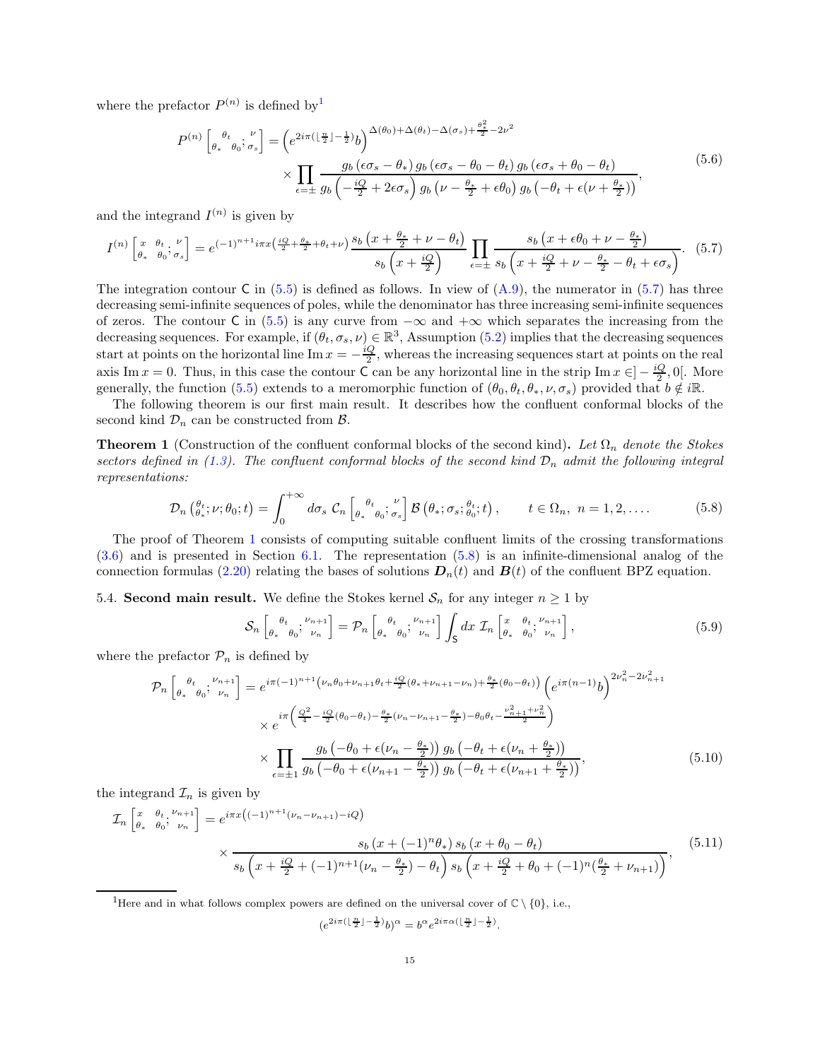where the prefactor $P^{(n)}$ is defined by[1]

$$P^{(n)}\left[\begin{smallmatrix} \theta_t & \\ \theta_* & \theta_0 \end{smallmatrix}; \begin{smallmatrix} \nu \\ \sigma_s \end{smallmatrix}\right] = \left(e^{2i\pi(\lfloor \frac{n}{2}\rfloor - \frac{1}{2})}b\right)^{\Delta(\theta_0)+\Delta(\theta_t)-\Delta(\sigma_s)+\frac{\theta_*^2}{2}-2\nu^2} \\ \times \prod_{\epsilon=\pm} \frac{g_b\left(\epsilon\sigma_s - \theta_*\right) g_b\left(\epsilon\sigma_s - \theta_0 - \theta_t\right) g_b\left(\epsilon\sigma_s + \theta_0 - \theta_t\right)}{g_b\left(-\frac{iQ}{2} + 2\epsilon\sigma_s\right) g_b\left(\nu - \frac{\theta_*}{2} + \epsilon\theta_0\right) g_b\left(-\theta_t + \epsilon(\nu + \frac{\theta_*}{2})\right)}, \tag{5.6}$$

and the integrand $I^{(n)}$ is given by

$$I^{(n)}\left[\begin{smallmatrix} x & \theta_t \\ \theta_* & \theta_0 \end{smallmatrix}; \begin{smallmatrix} \nu \\ \sigma_s \end{smallmatrix}\right] = e^{(-1)^{n+1}i\pi x\left(\frac{iQ}{2}+\frac{\theta_*}{2}+\theta_t+\nu\right)} \frac{s_b\left(x + \frac{\theta_*}{2} + \nu - \theta_t\right)}{s_b\left(x + \frac{iQ}{2}\right)} \prod_{\epsilon=\pm} \frac{s_b\left(x + \epsilon\theta_0 + \nu - \frac{\theta_*}{2}\right)}{s_b\left(x + \frac{iQ}{2} + \nu - \frac{\theta_*}{2} - \theta_t + \epsilon\sigma_s\right)}. \tag{5.7}$$

The integration contour $\mathsf{C}$ in (5.5) is defined as follows. In view of (A.9), the numerator in (5.7) has three decreasing semi-infinite sequences of poles, while the denominator has three increasing semi-infinite sequences of zeros. The contour $\mathsf{C}$ in (5.5) is any curve from $-\infty$ and $+\infty$ which separates the increasing from the decreasing sequences. For example, if $(\theta_t, \sigma_s, \nu) \in \mathbb{R}^3$, Assumption (5.2) implies that the decreasing sequences start at points on the horizontal line $\operatorname{Im} x = -\frac{iQ}{2}$, whereas the increasing sequences start at points on the real axis $\operatorname{Im} x = 0$. Thus, in this case the contour $\mathsf{C}$ can be any horizontal line in the strip $\operatorname{Im} x \in ]-\frac{iQ}{2}, 0[$. More generally, the function (5.5) extends to a meromorphic function of $(\theta_0, \theta_t, \theta_*, \nu, \sigma_s)$ provided that $b \notin i\mathbb{R}$.

The following theorem is our first main result. It describes how the confluent conformal blocks of the second kind $\mathcal{D}_n$ can be constructed from $\mathcal{B}$.

**Theorem 1** (Construction of the confluent conformal blocks of the second kind)**.** *Let $\Omega_n$ denote the Stokes sectors defined in (1.3). The confluent conformal blocks of the second kind $\mathcal{D}_n$ admit the following integral representations:*

$$\mathcal{D}_n\left(\begin{smallmatrix} \theta_t \\ \theta_* \end{smallmatrix}; \nu; \theta_0; t\right) = \int_0^{+\infty} d\sigma_s\; \mathcal{C}_n\left[\begin{smallmatrix} \theta_t & \\ \theta_* & \theta_0 \end{smallmatrix}; \begin{smallmatrix} \nu \\ \sigma_s \end{smallmatrix}\right] \mathcal{B}\left(\theta_*; \sigma_s; \begin{smallmatrix} \theta_t \\ \theta_0 \end{smallmatrix}; t\right), \qquad t \in \Omega_n,\ n = 1, 2, \dots. \tag{5.8}$$

The proof of Theorem 1 consists of computing suitable confluent limits of the crossing transformations (3.6) and is presented in Section 6.1. The representation (5.8) is an infinite-dimensional analog of the connection formulas (2.20) relating the bases of solutions $\boldsymbol{D}_n(t)$ and $\boldsymbol{B}(t)$ of the confluent BPZ equation.

5.4. **Second main result.** We define the Stokes kernel $\mathcal{S}_n$ for any integer $n \geq 1$ by

$$\mathcal{S}_n\left[\begin{smallmatrix} \theta_t & \\ \theta_* & \theta_0 \end{smallmatrix}; \begin{smallmatrix} \nu_{n+1} \\ \nu_n \end{smallmatrix}\right] = \mathcal{P}_n\left[\begin{smallmatrix} \theta_t & \\ \theta_* & \theta_0 \end{smallmatrix}; \begin{smallmatrix} \nu_{n+1} \\ \nu_n \end{smallmatrix}\right] \int_{\mathsf{S}} dx\; \mathcal{I}_n\left[\begin{smallmatrix} x & \theta_t \\ \theta_* & \theta_0 \end{smallmatrix}; \begin{smallmatrix} \nu_{n+1} \\ \nu_n \end{smallmatrix}\right], \tag{5.9}$$

where the prefactor $\mathcal{P}_n$ is defined by

$$\mathcal{P}_n\left[\begin{smallmatrix} \theta_t & \\ \theta_* & \theta_0 \end{smallmatrix}; \begin{smallmatrix} \nu_{n+1} \\ \nu_n \end{smallmatrix}\right] = e^{i\pi(-1)^{n+1}\left(\nu_n\theta_0 + \nu_{n+1}\theta_t + \frac{iQ}{2}(\theta_* + \nu_{n+1} - \nu_n) + \frac{\theta_*}{2}(\theta_0 - \theta_t)\right)} \left(e^{i\pi(n-1)}b\right)^{2\nu_n^2 - 2\nu_{n+1}^2} \\ \times e^{i\pi\left(\frac{Q^2}{4} - \frac{iQ}{2}(\theta_0 - \theta_t) - \frac{\theta_*}{2}(\nu_n - \nu_{n+1} - \frac{\theta_*}{2}) - \theta_0\theta_t - \frac{\nu_{n+1}^2 + \nu_n^2}{2}\right)} \\ \times \prod_{\epsilon=\pm 1} \frac{g_b\left(-\theta_0 + \epsilon(\nu_n - \frac{\theta_*}{2})\right) g_b\left(-\theta_t + \epsilon(\nu_n + \frac{\theta_*}{2})\right)}{g_b\left(-\theta_0 + \epsilon(\nu_{n+1} - \frac{\theta_*}{2})\right) g_b\left(-\theta_t + \epsilon(\nu_{n+1} + \frac{\theta_*}{2})\right)}, \tag{5.10}$$

the integrand $\mathcal{I}_n$ is given by

$$\mathcal{I}_n\left[\begin{smallmatrix} x & \theta_t \\ \theta_* & \theta_0 \end{smallmatrix}; \begin{smallmatrix} \nu_{n+1} \\ \nu_n \end{smallmatrix}\right] = e^{i\pi x\left((-1)^{n+1}(\nu_n - \nu_{n+1}) - iQ\right)} \\ \times \frac{s_b\left(x + (-1)^n\theta_*\right) s_b\left(x + \theta_0 - \theta_t\right)}{s_b\left(x + \frac{iQ}{2} + (-1)^{n+1}(\nu_n - \frac{\theta_*}{2}) - \theta_t\right) s_b\left(x + \frac{iQ}{2} + \theta_0 + (-1)^n(\frac{\theta_*}{2} + \nu_{n+1})\right)}, \tag{5.11}$$

[1] Here and in what follows complex powers are defined on the universal cover of $\mathbb{C} \setminus \{0\}$, i.e.,

$$(e^{2i\pi(\lfloor \frac{n}{2}\rfloor - \frac{1}{2})}b)^{\alpha} = b^{\alpha} e^{2i\pi\alpha(\lfloor \frac{n}{2}\rfloor - \frac{1}{2})}.$$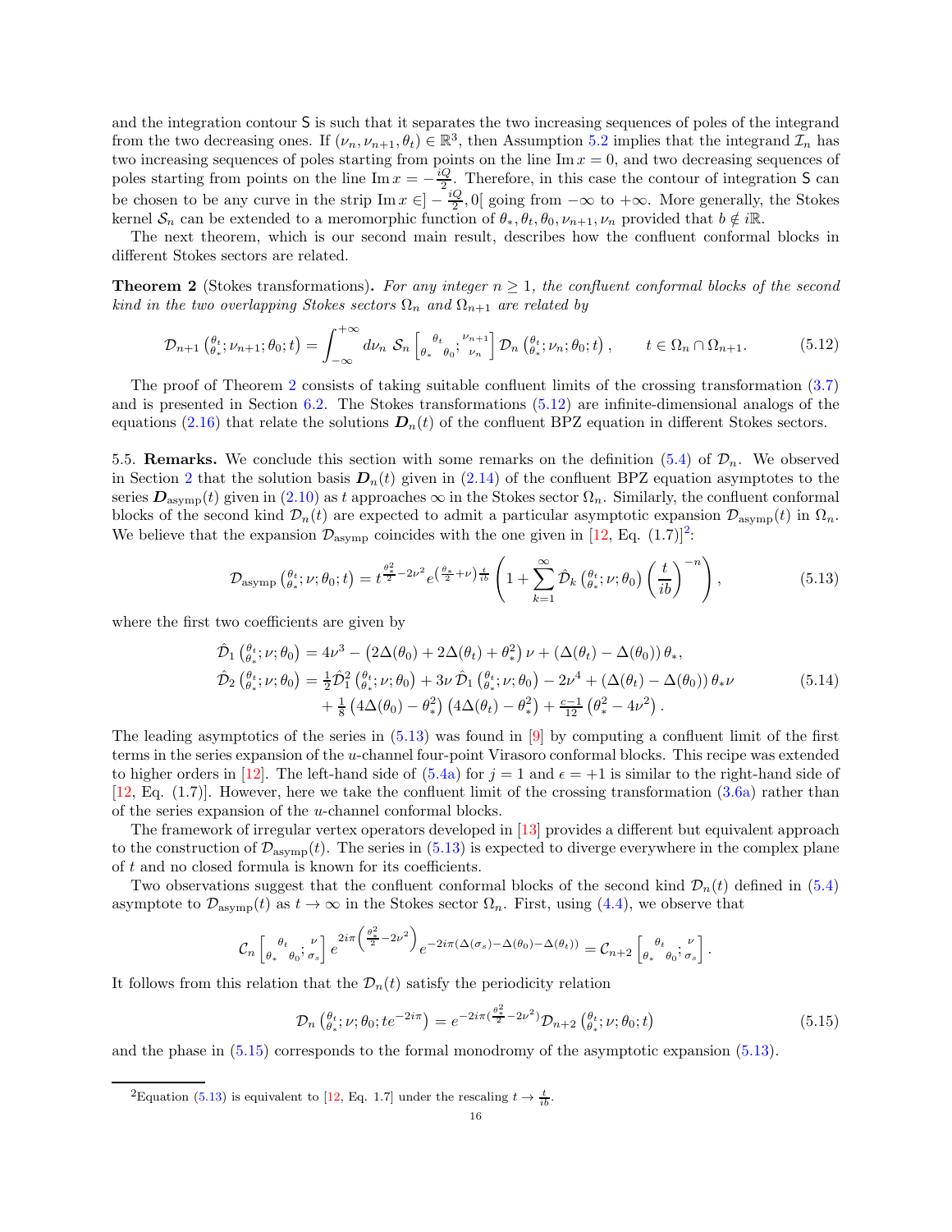and the integration contour $\mathsf{S}$ is such that it separates the two increasing sequences of poles of the integrand from the two decreasing ones. If $(\nu_n, \nu_{n+1}, \theta_t) \in \mathbb{R}^3$, then Assumption 5.2 implies that the integrand $\mathcal{I}_n$ has two increasing sequences of poles starting from points on the line $\operatorname{Im} x = 0$, and two decreasing sequences of poles starting from points on the line $\operatorname{Im} x = -\frac{iQ}{2}$. Therefore, in this case the contour of integration $\mathsf{S}$ can be chosen to be any curve in the strip $\operatorname{Im} x \in ]-\frac{iQ}{2}, 0[$ going from $-\infty$ to $+\infty$. More generally, the Stokes kernel $\mathcal{S}_n$ can be extended to a meromorphic function of $\theta_*, \theta_t, \theta_0, \nu_{n+1}, \nu_n$ provided that $b \notin i\mathbb{R}$.

The next theorem, which is our second main result, describes how the confluent conformal blocks in different Stokes sectors are related.

**Theorem 2** (Stokes transformations)**.** *For any integer $n \geq 1$, the confluent conformal blocks of the second kind in the two overlapping Stokes sectors $\Omega_n$ and $\Omega_{n+1}$ are related by*

$$\mathcal{D}_{n+1}\left(\begin{smallmatrix}\theta_t\\ \theta_*\end{smallmatrix}; \nu_{n+1}; \theta_0; t\right) = \int_{-\infty}^{+\infty} d\nu_n\ \mathcal{S}_n\left[\begin{smallmatrix} & \theta_t & \\ \theta_* & & \theta_0\end{smallmatrix}; \begin{smallmatrix}\nu_{n+1}\\ \nu_n\end{smallmatrix}\right] \mathcal{D}_n\left(\begin{smallmatrix}\theta_t\\ \theta_*\end{smallmatrix}; \nu_n; \theta_0; t\right), \qquad t \in \Omega_n \cap \Omega_{n+1}. \tag{5.12}$$

The proof of Theorem 2 consists of taking suitable confluent limits of the crossing transformation (3.7) and is presented in Section 6.2. The Stokes transformations (5.12) are infinite-dimensional analogs of the equations (2.16) that relate the solutions $\boldsymbol{D}_n(t)$ of the confluent BPZ equation in different Stokes sectors.

5.5. **Remarks.** We conclude this section with some remarks on the definition (5.4) of $\mathcal{D}_n$. We observed in Section 2 that the solution basis $\boldsymbol{D}_n(t)$ given in (2.14) of the confluent BPZ equation asymptotes to the series $\boldsymbol{D}_{\text{asymp}}(t)$ given in (2.10) as $t$ approaches $\infty$ in the Stokes sector $\Omega_n$. Similarly, the confluent conformal blocks of the second kind $\mathcal{D}_n(t)$ are expected to admit a particular asymptotic expansion $\mathcal{D}_{\text{asymp}}(t)$ in $\Omega_n$. We believe that the expansion $\mathcal{D}_{\text{asymp}}$ coincides with the one given in [12, Eq. (1.7)][2]:

$$\mathcal{D}_{\text{asymp}}\left(\begin{smallmatrix}\theta_t\\ \theta_*\end{smallmatrix}; \nu; \theta_0; t\right) = t^{\frac{\theta_*^2}{2} - 2\nu^2} e^{\left(\frac{\theta_*}{2} + \nu\right)\frac{t}{ib}} \left(1 + \sum_{k=1}^{\infty} \hat{\mathcal{D}}_k\left(\begin{smallmatrix}\theta_t\\ \theta_*\end{smallmatrix}; \nu; \theta_0\right)\left(\frac{t}{ib}\right)^{-n}\right), \tag{5.13}$$

where the first two coefficients are given by

$$\begin{aligned}
\hat{\mathcal{D}}_1\left(\begin{smallmatrix}\theta_t\\ \theta_*\end{smallmatrix}; \nu; \theta_0\right) &= 4\nu^3 - \left(2\Delta(\theta_0) + 2\Delta(\theta_t) + \theta_*^2\right)\nu + \left(\Delta(\theta_t) - \Delta(\theta_0)\right)\theta_*,\\
\hat{\mathcal{D}}_2\left(\begin{smallmatrix}\theta_t\\ \theta_*\end{smallmatrix}; \nu; \theta_0\right) &= \tfrac{1}{2}\hat{\mathcal{D}}_1^2\left(\begin{smallmatrix}\theta_t\\ \theta_*\end{smallmatrix}; \nu; \theta_0\right) + 3\nu\,\hat{\mathcal{D}}_1\left(\begin{smallmatrix}\theta_t\\ \theta_*\end{smallmatrix}; \nu; \theta_0\right) - 2\nu^4 + \left(\Delta(\theta_t) - \Delta(\theta_0)\right)\theta_*\nu\\
&\quad + \tfrac{1}{8}\left(4\Delta(\theta_0) - \theta_*^2\right)\left(4\Delta(\theta_t) - \theta_*^2\right) + \tfrac{c-1}{12}\left(\theta_*^2 - 4\nu^2\right).
\end{aligned} \tag{5.14}$$

The leading asymptotics of the series in (5.13) was found in [9] by computing a confluent limit of the first terms in the series expansion of the $u$-channel four-point Virasoro conformal blocks. This recipe was extended to higher orders in [12]. The left-hand side of (5.4a) for $j = 1$ and $\epsilon = +1$ is similar to the right-hand side of [12, Eq. (1.7)]. However, here we take the confluent limit of the crossing transformation (3.6a) rather than of the series expansion of the $u$-channel conformal blocks.

The framework of irregular vertex operators developed in [13] provides a different but equivalent approach to the construction of $\mathcal{D}_{\text{asymp}}(t)$. The series in (5.13) is expected to diverge everywhere in the complex plane of $t$ and no closed formula is known for its coefficients.

Two observations suggest that the confluent conformal blocks of the second kind $\mathcal{D}_n(t)$ defined in (5.4) asymptote to $\mathcal{D}_{\text{asymp}}(t)$ as $t \to \infty$ in the Stokes sector $\Omega_n$. First, using (4.4), we observe that

$$\mathcal{C}_n\left[\begin{smallmatrix} & \theta_t & \\ \theta_* & & \theta_0\end{smallmatrix}; \begin{smallmatrix}\nu\\ \sigma_s\end{smallmatrix}\right] e^{2i\pi\left(\frac{\theta_*^2}{2} - 2\nu^2\right)} e^{-2i\pi(\Delta(\sigma_s) - \Delta(\theta_0) - \Delta(\theta_t))} = \mathcal{C}_{n+2}\left[\begin{smallmatrix} & \theta_t & \\ \theta_* & & \theta_0\end{smallmatrix}; \begin{smallmatrix}\nu\\ \sigma_s\end{smallmatrix}\right].$$

It follows from this relation that the $\mathcal{D}_n(t)$ satisfy the periodicity relation

$$\mathcal{D}_n\left(\begin{smallmatrix}\theta_t\\ \theta_*\end{smallmatrix}; \nu; \theta_0; te^{-2i\pi}\right) = e^{-2i\pi\left(\frac{\theta_*^2}{2} - 2\nu^2\right)}\mathcal{D}_{n+2}\left(\begin{smallmatrix}\theta_t\\ \theta_*\end{smallmatrix}; \nu; \theta_0; t\right) \tag{5.15}$$

and the phase in (5.15) corresponds to the formal monodromy of the asymptotic expansion (5.13).

[2] Equation (5.13) is equivalent to [12, Eq. 1.7] under the rescaling $t \to \frac{t}{ib}$.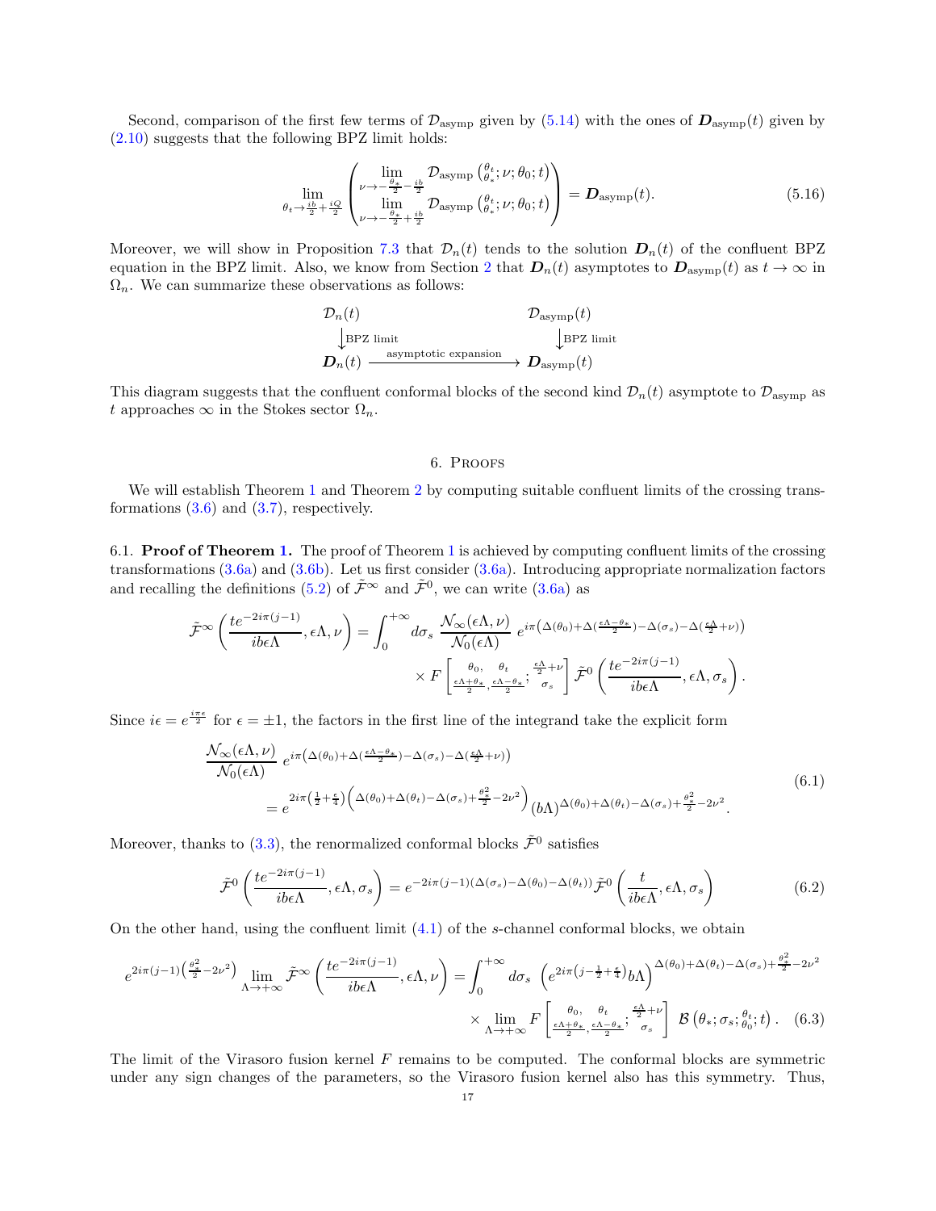Second, comparison of the first few terms of $\mathcal{D}_{\text{asymp}}$ given by (5.14) with the ones of $\boldsymbol{D}_{\text{asymp}}(t)$ given by (2.10) suggests that the following BPZ limit holds:

$$\lim_{\theta_t \to \frac{ib}{2}+\frac{iQ}{2}} \begin{pmatrix} \lim\limits_{\nu \to -\frac{\theta_*}{2}-\frac{ib}{2}} \mathcal{D}_{\text{asymp}}\left({\theta_t \atop \theta_*};\nu;\theta_0;t\right) \\ \lim\limits_{\nu \to -\frac{\theta_*}{2}+\frac{ib}{2}} \mathcal{D}_{\text{asymp}}\left({\theta_t \atop \theta_*};\nu;\theta_0;t\right) \end{pmatrix} = \boldsymbol{D}_{\text{asymp}}(t). \tag{5.16}$$

Moreover, we will show in Proposition 7.3 that $\mathcal{D}_n(t)$ tends to the solution $\boldsymbol{D}_n(t)$ of the confluent BPZ equation in the BPZ limit. Also, we know from Section 2 that $\boldsymbol{D}_n(t)$ asymptotes to $\boldsymbol{D}_{\text{asymp}}(t)$ as $t \to \infty$ in $\Omega_n$. We can summarize these observations as follows:

$$\begin{array}{ccc} \mathcal{D}_n(t) & & \mathcal{D}_{\text{asymp}}(t) \\ \big\downarrow{\scriptstyle \text{BPZ limit}} & & \big\downarrow{\scriptstyle \text{BPZ limit}} \\ \boldsymbol{D}_n(t) & \xrightarrow{\text{asymptotic expansion}} & \boldsymbol{D}_{\text{asymp}}(t) \end{array}$$

This diagram suggests that the confluent conformal blocks of the second kind $\mathcal{D}_n(t)$ asymptote to $\mathcal{D}_{\text{asymp}}$ as $t$ approaches $\infty$ in the Stokes sector $\Omega_n$.

## 6. Proofs

We will establish Theorem 1 and Theorem 2 by computing suitable confluent limits of the crossing transformations (3.6) and (3.7), respectively.

6.1. **Proof of Theorem 1.** The proof of Theorem 1 is achieved by computing confluent limits of the crossing transformations (3.6a) and (3.6b). Let us first consider (3.6a). Introducing appropriate normalization factors and recalling the definitions (5.2) of $\tilde{\mathcal{F}}^\infty$ and $\tilde{\mathcal{F}}^0$, we can write (3.6a) as

$$\begin{aligned} \tilde{\mathcal{F}}^\infty\left(\frac{te^{-2i\pi(j-1)}}{ib\epsilon\Lambda},\epsilon\Lambda,\nu\right) = \int_0^{+\infty} d\sigma_s\ & \frac{\mathcal{N}_\infty(\epsilon\Lambda,\nu)}{\mathcal{N}_0(\epsilon\Lambda)}\ e^{i\pi\left(\Delta(\theta_0)+\Delta(\frac{\epsilon\Lambda-\theta_*}{2})-\Delta(\sigma_s)-\Delta(\frac{\epsilon\Lambda}{2}+\nu)\right)} \\ & \times F\left[{\theta_0,\quad \theta_t \atop \frac{\epsilon\Lambda+\theta_*}{2},\frac{\epsilon\Lambda-\theta_*}{2}};{\frac{\epsilon\Lambda}{2}+\nu \atop \sigma_s}\right] \tilde{\mathcal{F}}^0\left(\frac{te^{-2i\pi(j-1)}}{ib\epsilon\Lambda},\epsilon\Lambda,\sigma_s\right). \end{aligned}$$

Since $i\epsilon = e^{\frac{i\pi\epsilon}{2}}$ for $\epsilon = \pm 1$, the factors in the first line of the integrand take the explicit form

$$\begin{aligned} &\frac{\mathcal{N}_\infty(\epsilon\Lambda,\nu)}{\mathcal{N}_0(\epsilon\Lambda)}\ e^{i\pi\left(\Delta(\theta_0)+\Delta(\frac{\epsilon\Lambda-\theta_*}{2})-\Delta(\sigma_s)-\Delta(\frac{\epsilon\Lambda}{2}+\nu)\right)} \\ &\qquad = e^{2i\pi\left(\frac{1}{2}+\frac{\epsilon}{4}\right)\left(\Delta(\theta_0)+\Delta(\theta_t)-\Delta(\sigma_s)+\frac{\theta_*^2}{2}-2\nu^2\right)} (b\Lambda)^{\Delta(\theta_0)+\Delta(\theta_t)-\Delta(\sigma_s)+\frac{\theta_*^2}{2}-2\nu^2}. \end{aligned} \tag{6.1}$$

Moreover, thanks to (3.3), the renormalized conformal blocks $\tilde{\mathcal{F}}^0$ satisfies

$$\tilde{\mathcal{F}}^0\left(\frac{te^{-2i\pi(j-1)}}{ib\epsilon\Lambda},\epsilon\Lambda,\sigma_s\right) = e^{-2i\pi(j-1)(\Delta(\sigma_s)-\Delta(\theta_0)-\Delta(\theta_t))}\tilde{\mathcal{F}}^0\left(\frac{t}{ib\epsilon\Lambda},\epsilon\Lambda,\sigma_s\right) \tag{6.2}$$

On the other hand, using the confluent limit (4.1) of the $s$-channel conformal blocks, we obtain

$$\begin{aligned} e^{2i\pi(j-1)\left(\frac{\theta_*^2}{2}-2\nu^2\right)} \lim_{\Lambda\to+\infty} \tilde{\mathcal{F}}^\infty\left(\frac{te^{-2i\pi(j-1)}}{ib\epsilon\Lambda},\epsilon\Lambda,\nu\right) = \int_0^{+\infty} d\sigma_s\ & \left(e^{2i\pi\left(j-\frac{1}{2}+\frac{\epsilon}{4}\right)}b\Lambda\right)^{\Delta(\theta_0)+\Delta(\theta_t)-\Delta(\sigma_s)+\frac{\theta_*^2}{2}-2\nu^2} \\ & \times \lim_{\Lambda\to+\infty} F\left[{\theta_0,\quad \theta_t \atop \frac{\epsilon\Lambda+\theta_*}{2},\frac{\epsilon\Lambda-\theta_*}{2}};{\frac{\epsilon\Lambda}{2}+\nu \atop \sigma_s}\right]\ \mathcal{B}\left(\theta_*;\sigma_s;{\theta_t \atop \theta_0};t\right). \end{aligned} \tag{6.3}$$

The limit of the Virasoro fusion kernel $F$ remains to be computed. The conformal blocks are symmetric under any sign changes of the parameters, so the Virasoro fusion kernel also has this symmetry. Thus,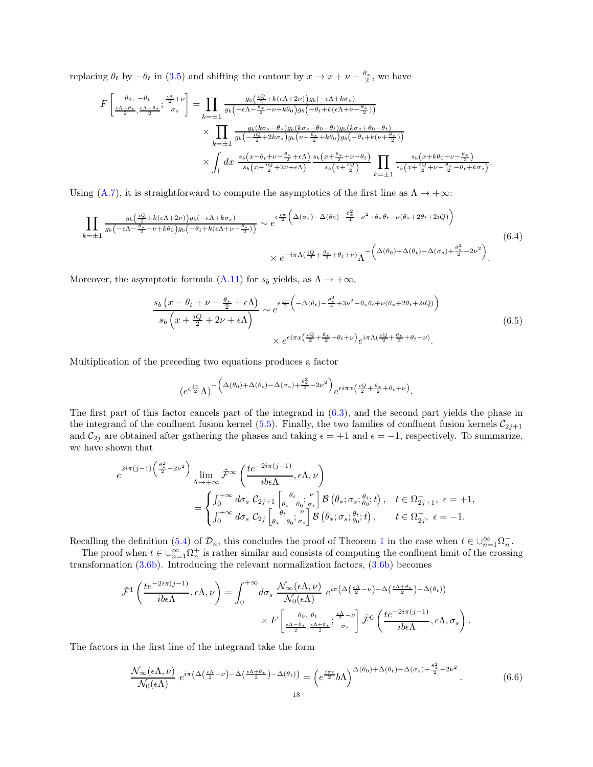replacing $\theta_t$ by $-\theta_t$ in (3.5) and shifting the contour by $x \to x + \nu - \frac{\theta_*}{2}$, we have

$$
\begin{aligned}
F\left[\begin{smallmatrix} \theta_0, \; -\theta_t \\ \frac{\epsilon\Lambda+\theta_*}{2}, \frac{\epsilon\Lambda-\theta_*}{2} \end{smallmatrix}; \begin{smallmatrix} \frac{\epsilon\Lambda}{2}+\nu \\ \sigma_s \end{smallmatrix}\right] = \prod_{k=\pm1} & \frac{g_b\left(\frac{iQ}{2}+k(\epsilon\Lambda+2\nu)\right) g_b(-\epsilon\Lambda+k\sigma_s)}{g_b\left(-\epsilon\Lambda-\frac{\theta_*}{2}-\nu+k\theta_0\right) g_b\left(-\theta_t+k(\epsilon\Lambda+\nu-\frac{\theta_*}{2})\right)} \\
\times \prod_{k=\pm1} & \frac{g_b(k\sigma_s-\theta_*) g_b(k\sigma_s-\theta_0-\theta_t) g_b(k\sigma_s+\theta_0-\theta_t)}{g_b\left(-\frac{iQ}{2}+2k\sigma_s\right) g_b\left(\nu-\frac{\theta_*}{2}+k\theta_0\right) g_b\left(-\theta_t+k(\nu+\frac{\theta_*}{2})\right)} \\
\times \int_{\mathsf{F}} dx \; & \frac{s_b\left(x-\theta_t+\nu-\frac{\theta_*}{2}+\epsilon\Lambda\right)}{s_b\left(x+\frac{iQ}{2}+2\nu+\epsilon\Lambda\right)} \frac{s_b\left(x+\frac{\theta_*}{2}+\nu-\theta_t\right)}{s_b\left(x+\frac{iQ}{2}\right)} \prod_{k=\pm1} \frac{s_b\left(x+k\theta_0+\nu-\frac{\theta_*}{2}\right)}{s_b\left(x+\frac{iQ}{2}+\nu-\frac{\theta_*}{2}-\theta_t+k\sigma_s\right)}.
\end{aligned}
$$

Using (A.7), it is straightforward to compute the asymptotics of the first line as $\Lambda \to +\infty$:

$$
\begin{aligned}
\prod_{k=\pm1} \frac{g_b\left(\frac{iQ}{2}+k(\epsilon\Lambda+2\nu)\right) g_b(-\epsilon\Lambda+k\sigma_s)}{g_b\left(-\epsilon\Lambda-\frac{\theta_*}{2}-\nu+k\theta_0\right) g_b\left(-\theta_t+k(\epsilon\Lambda+\nu-\frac{\theta_*}{2})\right)} \sim & \, e^{\epsilon\frac{i\pi}{2}\left(\Delta(\sigma_s)-\Delta(\theta_0)-\frac{\theta_*^2}{4}-\nu^2+\theta_*\theta_t-\nu(\theta_*+2\theta_t+2iQ)\right)} \\
& \times e^{-i\pi\Lambda\left(\frac{iQ}{2}+\frac{\theta_*}{2}+\theta_t+\nu\right)} \Lambda^{-\left(\Delta(\theta_0)+\Delta(\theta_t)-\Delta(\sigma_s)+\frac{\theta_*^2}{2}-2\nu^2\right)}.
\end{aligned} \tag{6.4}
$$

Moreover, the asymptotic formula (A.11) for $s_b$ yields, as $\Lambda \to +\infty$,

$$
\begin{aligned}
\frac{s_b\left(x-\theta_t+\nu-\frac{\theta_*}{2}+\epsilon\Lambda\right)}{s_b\left(x+\frac{iQ}{2}+2\nu+\epsilon\Lambda\right)} \sim & \, e^{\epsilon\frac{i\pi}{2}\left(-\Delta(\theta_t)-\frac{\theta_*^2}{4}+3\nu^2-\theta_*\theta_t+\nu(\theta_*+2\theta_t+2iQ)\right)} \\
& \times e^{\epsilon i\pi x\left(\frac{iQ}{2}+\frac{\theta_*}{2}+\theta_t+\nu\right)} e^{i\pi\Lambda\left(\frac{iQ}{2}+\frac{\theta_*}{2}+\theta_t+\nu\right)}.
\end{aligned} \tag{6.5}
$$

Multiplication of the preceding two equations produces a factor

$$
\left(e^{\epsilon\frac{i\pi}{2}}\Lambda\right)^{-\left(\Delta(\theta_0)+\Delta(\theta_t)-\Delta(\sigma_s)+\frac{\theta_*^2}{2}-2\nu^2\right)} e^{\epsilon i\pi x\left(\frac{iQ}{2}+\frac{\theta_*}{2}+\theta_t+\nu\right)}.
$$

The first part of this factor cancels part of the integrand in (6.3), and the second part yields the phase in the integrand of the confluent fusion kernel (5.5). Finally, the two families of confluent fusion kernels $\mathcal{C}_{2j+1}$ and $\mathcal{C}_{2j}$ are obtained after gathering the phases and taking $\epsilon = +1$ and $\epsilon = -1$, respectively. To summarize, we have shown that

$$
\begin{aligned}
& e^{2i\pi(j-1)\left(\frac{\theta_*^2}{2}-2\nu^2\right)} \lim_{\Lambda\to+\infty} \tilde{\mathcal{F}}^\infty\left(\frac{te^{-2i\pi(j-1)}}{ib\epsilon\Lambda}, \epsilon\Lambda, \nu\right) \\
& \qquad = \begin{cases} \int_0^{+\infty} d\sigma_s \; \mathcal{C}_{2j+1}\left[\begin{smallmatrix} \theta_t \\ \theta_* \;\; \theta_0 \end{smallmatrix}; \begin{smallmatrix} \nu \\ \sigma_s \end{smallmatrix}\right] \mathcal{B}\left(\theta_*; \sigma_s; \begin{smallmatrix} \theta_t \\ \theta_0 \end{smallmatrix}; t\right), & t \in \Omega_{2j+1}^-, \; \epsilon = +1, \\ \int_0^{+\infty} d\sigma_s \; \mathcal{C}_{2j}\left[\begin{smallmatrix} \theta_t \\ \theta_* \;\; \theta_0 \end{smallmatrix}; \begin{smallmatrix} \nu \\ \sigma_s \end{smallmatrix}\right] \mathcal{B}\left(\theta_*; \sigma_s; \begin{smallmatrix} \theta_t \\ \theta_0 \end{smallmatrix}; t\right), & t \in \Omega_{2j}^-, \; \epsilon = -1. \end{cases}
\end{aligned}
$$

Recalling the definition (5.4) of $\mathcal{D}_n$, this concludes the proof of Theorem 1 in the case when $t \in \cup_{n=1}^\infty \Omega_n^-$.

The proof when $t \in \cup_{n=1}^\infty \Omega_n^+$ is rather similar and consists of computing the confluent limit of the crossing transformation (3.6b). Introducing the relevant normalization factors, (3.6b) becomes

$$
\begin{aligned}
\tilde{\mathcal{F}}^1\left(\frac{te^{-2i\pi(j-1)}}{ib\epsilon\Lambda}, \epsilon\Lambda, \nu\right) = \int_0^{+\infty} d\sigma_s \; & \frac{\mathcal{N}_\infty(\epsilon\Lambda,\nu)}{\mathcal{N}_0(\epsilon\Lambda)} \; e^{i\pi\left(\Delta\left(\frac{\epsilon\Lambda}{2}-\nu\right)-\Delta\left(\frac{\epsilon\Lambda+\theta_*}{2}\right)-\Delta(\theta_t)\right)} \\
& \times F\left[\begin{smallmatrix} \theta_0, \; \theta_t \\ \frac{\epsilon\Lambda-\theta_*}{2}, \frac{\epsilon\Lambda+\theta_*}{2} \end{smallmatrix}; \begin{smallmatrix} \frac{\epsilon\Lambda}{2}-\nu \\ \sigma_s \end{smallmatrix}\right] \tilde{\mathcal{F}}^0\left(\frac{te^{-2i\pi(j-1)}}{ib\epsilon\Lambda}, \epsilon\Lambda, \sigma_s\right).
\end{aligned}
$$

The factors in the first line of the integrand take the form

$$
\frac{\mathcal{N}_\infty(\epsilon\Lambda,\nu)}{\mathcal{N}_0(\epsilon\Lambda)} \; e^{i\pi\left(\Delta\left(\frac{\epsilon\Lambda}{2}-\nu\right)-\Delta\left(\frac{\epsilon\Lambda+\theta_*}{2}\right)-\Delta(\theta_t)\right)} = \left(e^{\frac{i\pi\epsilon}{2}} b\Lambda\right)^{\Delta(\theta_0)+\Delta(\theta_t)-\Delta(\sigma_s)+\frac{\theta_*^2}{2}-2\nu^2}. \tag{6.6}
$$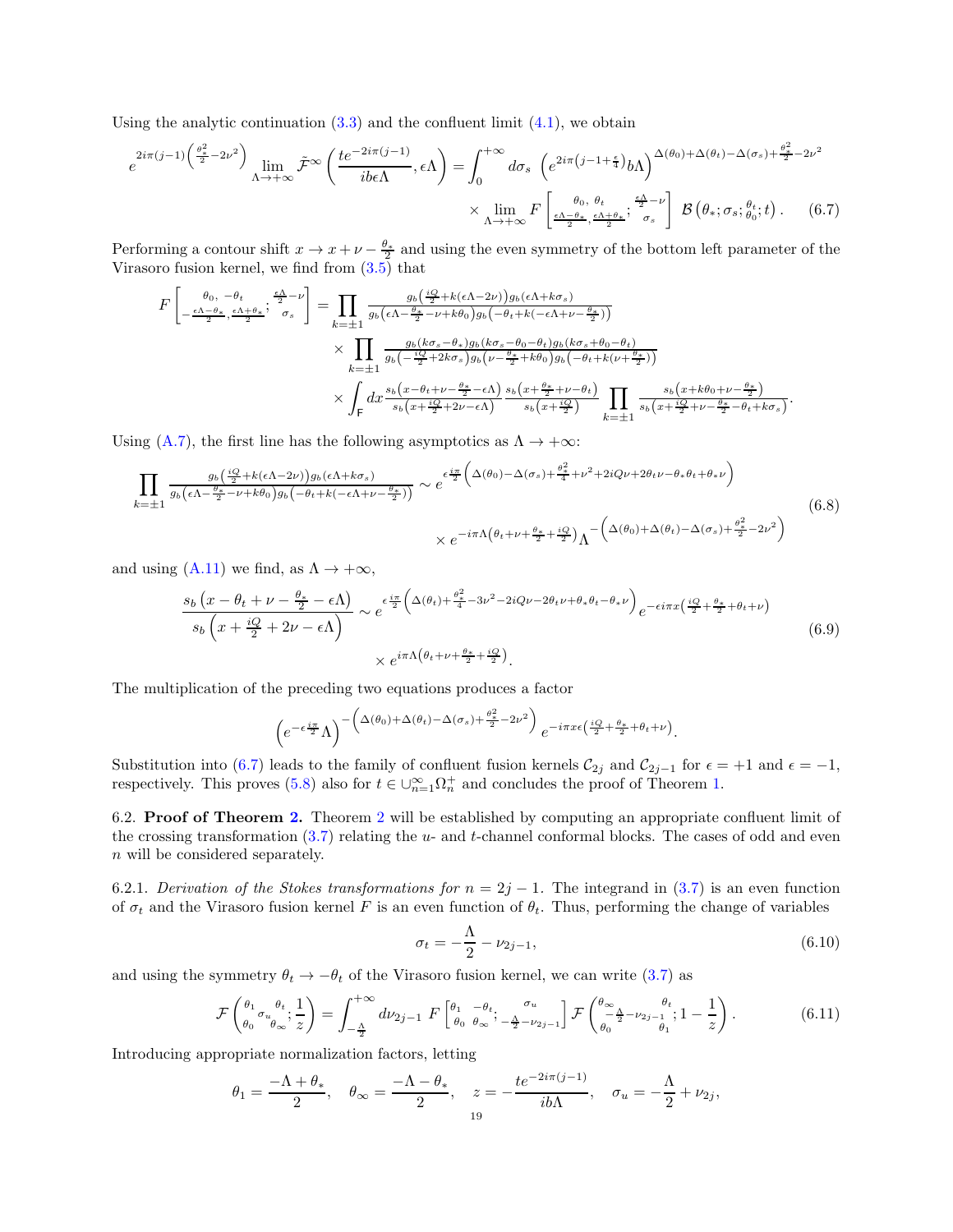Using the analytic continuation (3.3) and the confluent limit (4.1), we obtain

$$e^{2i\pi(j-1)\left(\frac{\theta_*^2}{2}-2\nu^2\right)} \lim_{\Lambda\to+\infty} \tilde{\mathcal{F}}^\infty\left(\frac{te^{-2i\pi(j-1)}}{ib\epsilon\Lambda},\epsilon\Lambda\right) = \int_0^{+\infty} d\sigma_s \, \left(e^{2i\pi\left(j-1+\frac{\epsilon}{4}\right)}b\Lambda\right)^{\Delta(\theta_0)+\Delta(\theta_t)-\Delta(\sigma_s)+\frac{\theta_*^2}{2}-2\nu^2}$$
$$\times \lim_{\Lambda\to+\infty} F\begin{bmatrix} \theta_0, \; \theta_t & ; & \frac{\epsilon\Lambda}{2}-\nu \\ \frac{\epsilon\Lambda-\theta_*}{2}, \frac{\epsilon\Lambda+\theta_*}{2} & ; & \sigma_s \end{bmatrix} \; \mathcal{B}\left(\theta_*;\sigma_s;{}^{\theta_t}_{\theta_0};t\right). \tag{6.7}$$

Performing a contour shift $x\to x+\nu-\frac{\theta_*}{2}$ and using the even symmetry of the bottom left parameter of the Virasoro fusion kernel, we find from (3.5) that

$$F\begin{bmatrix} \theta_0, \; -\theta_t & ; & \frac{\epsilon\Lambda}{2}-\nu \\ -\frac{\epsilon\Lambda-\theta_*}{2}, \frac{\epsilon\Lambda+\theta_*}{2} & ; & \sigma_s \end{bmatrix} = \prod_{k=\pm1} \frac{g_b\left(\frac{iQ}{2}+k(\epsilon\Lambda-2\nu)\right)g_b(\epsilon\Lambda+k\sigma_s)}{g_b\left(\epsilon\Lambda-\frac{\theta_*}{2}-\nu+k\theta_0\right)g_b\left(-\theta_t+k(-\epsilon\Lambda+\nu-\frac{\theta_*}{2})\right)}$$
$$\times \prod_{k=\pm1} \frac{g_b(k\sigma_s-\theta_*)g_b(k\sigma_s-\theta_0-\theta_t)g_b(k\sigma_s+\theta_0-\theta_t)}{g_b\left(-\frac{iQ}{2}+2k\sigma_s\right)g_b\left(\nu-\frac{\theta_*}{2}+k\theta_0\right)g_b\left(-\theta_t+k(\nu+\frac{\theta_*}{2})\right)}$$
$$\times \int_{\mathsf{F}} dx \frac{s_b\left(x-\theta_t+\nu-\frac{\theta_*}{2}-\epsilon\Lambda\right)}{s_b\left(x+\frac{iQ}{2}+2\nu-\epsilon\Lambda\right)} \frac{s_b\left(x+\frac{\theta_*}{2}+\nu-\theta_t\right)}{s_b\left(x+\frac{iQ}{2}\right)} \prod_{k=\pm1} \frac{s_b\left(x+k\theta_0+\nu-\frac{\theta_*}{2}\right)}{s_b\left(x+\frac{iQ}{2}+\nu-\frac{\theta_*}{2}-\theta_t+k\sigma_s\right)}.$$

Using (A.7), the first line has the following asymptotics as $\Lambda\to+\infty$:

$$\prod_{k=\pm1} \frac{g_b\left(\frac{iQ}{2}+k(\epsilon\Lambda-2\nu)\right)g_b(\epsilon\Lambda+k\sigma_s)}{g_b\left(\epsilon\Lambda-\frac{\theta_*}{2}-\nu+k\theta_0\right)g_b\left(-\theta_t+k(-\epsilon\Lambda+\nu-\frac{\theta_*}{2})\right)} \sim e^{\epsilon\frac{i\pi}{2}\left(\Delta(\theta_0)-\Delta(\sigma_s)+\frac{\theta_*^2}{4}+\nu^2+2iQ\nu+2\theta_t\nu-\theta_*\theta_t+\theta_*\nu\right)}$$
$$\times e^{-i\pi\Lambda\left(\theta_t+\nu+\frac{\theta_*}{2}+\frac{iQ}{2}\right)}\Lambda^{-\left(\Delta(\theta_0)+\Delta(\theta_t)-\Delta(\sigma_s)+\frac{\theta_*^2}{2}-2\nu^2\right)} \tag{6.8}$$

and using (A.11) we find, as $\Lambda\to+\infty$,

$$\frac{s_b\left(x-\theta_t+\nu-\frac{\theta_*}{2}-\epsilon\Lambda\right)}{s_b\left(x+\frac{iQ}{2}+2\nu-\epsilon\Lambda\right)} \sim e^{\epsilon\frac{i\pi}{2}\left(\Delta(\theta_t)+\frac{\theta_*^2}{4}-3\nu^2-2iQ\nu-2\theta_t\nu+\theta_*\theta_t-\theta_*\nu\right)} e^{-\epsilon i\pi x\left(\frac{iQ}{2}+\frac{\theta_*}{2}+\theta_t+\nu\right)}$$
$$\times e^{i\pi\Lambda\left(\theta_t+\nu+\frac{\theta_*}{2}+\frac{iQ}{2}\right)}. \tag{6.9}$$

The multiplication of the preceding two equations produces a factor

$$\left(e^{-\epsilon\frac{i\pi}{2}}\Lambda\right)^{-\left(\Delta(\theta_0)+\Delta(\theta_t)-\Delta(\sigma_s)+\frac{\theta_*^2}{2}-2\nu^2\right)} e^{-i\pi x\epsilon\left(\frac{iQ}{2}+\frac{\theta_*}{2}+\theta_t+\nu\right)}.$$

Substitution into (6.7) leads to the family of confluent fusion kernels $\mathcal{C}_{2j}$ and $\mathcal{C}_{2j-1}$ for $\epsilon=+1$ and $\epsilon=-1$, respectively. This proves (5.8) also for $t\in\cup_{n=1}^\infty\Omega_n^+$ and concludes the proof of Theorem 1.

6.2. **Proof of Theorem 2.** Theorem 2 will be established by computing an appropriate confluent limit of the crossing transformation (3.7) relating the $u$- and $t$-channel conformal blocks. The cases of odd and even $n$ will be considered separately.

6.2.1. *Derivation of the Stokes transformations for $n=2j-1$.* The integrand in (3.7) is an even function of $\sigma_t$ and the Virasoro fusion kernel $F$ is an even function of $\theta_t$. Thus, performing the change of variables

$$\sigma_t = -\frac{\Lambda}{2}-\nu_{2j-1}, \tag{6.10}$$

and using the symmetry $\theta_t\to-\theta_t$ of the Virasoro fusion kernel, we can write (3.7) as

$$\mathcal{F}\begin{pmatrix} \theta_1 & & \theta_t \\ & \sigma_u & \\ \theta_0 & & \theta_\infty \end{pmatrix}; \frac{1}{z} = \int_{-\frac{\Lambda}{2}}^{+\infty} d\nu_{2j-1}\; F\begin{bmatrix} \theta_1 & -\theta_t & ; & \sigma_u \\ \theta_0 & \theta_\infty & ; & -\frac{\Lambda}{2}-\nu_{2j-1} \end{bmatrix} \mathcal{F}\begin{pmatrix} \theta_\infty & & \theta_t \\ & -\frac{\Lambda}{2}-\nu_{2j-1} & \\ \theta_0 & & \theta_1 \end{pmatrix}; 1-\frac{1}{z}. \tag{6.11}$$

Introducing appropriate normalization factors, letting

$$\theta_1 = \frac{-\Lambda+\theta_*}{2}, \quad \theta_\infty = \frac{-\Lambda-\theta_*}{2}, \quad z = -\frac{te^{-2i\pi(j-1)}}{ib\Lambda}, \quad \sigma_u = -\frac{\Lambda}{2}+\nu_{2j},$$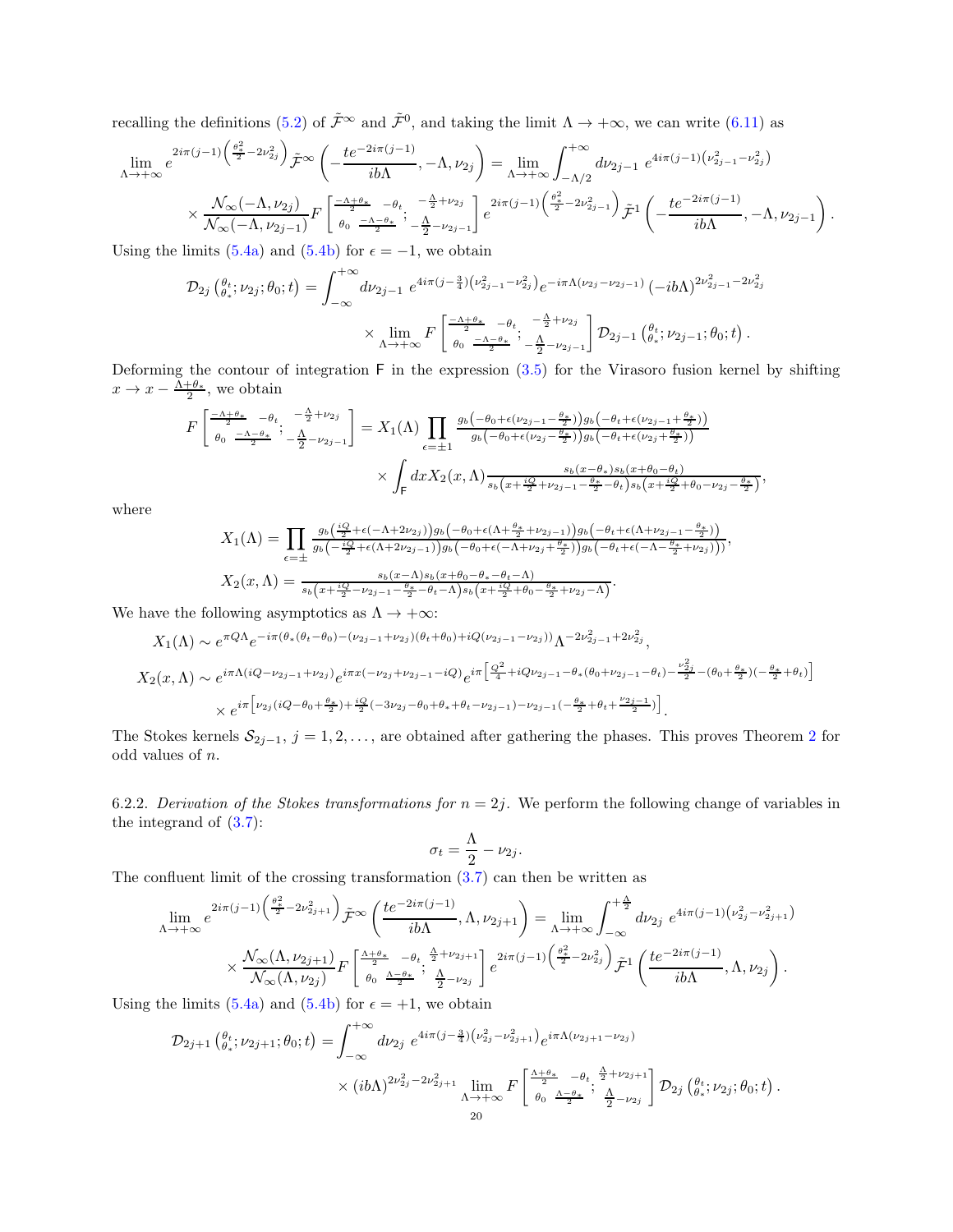recalling the definitions (5.2) of $\tilde{\mathcal{F}}^{\infty}$ and $\tilde{\mathcal{F}}^{0}$, and taking the limit $\Lambda \to +\infty$, we can write (6.11) as

$$\lim_{\Lambda\to+\infty} e^{2i\pi(j-1)\left(\frac{\theta_*^2}{2}-2\nu_{2j}^2\right)}\tilde{\mathcal{F}}^{\infty}\left(-\frac{te^{-2i\pi(j-1)}}{ib\Lambda},-\Lambda,\nu_{2j}\right) = \lim_{\Lambda\to+\infty}\int_{-\Lambda/2}^{+\infty} d\nu_{2j-1}\ e^{4i\pi(j-1)\left(\nu_{2j-1}^2-\nu_{2j}^2\right)}$$
$$\times \frac{\mathcal{N}_\infty(-\Lambda,\nu_{2j})}{\mathcal{N}_\infty(-\Lambda,\nu_{2j-1})} F\begin{bmatrix} \frac{-\Lambda+\theta_*}{2} & -\theta_t \\ \theta_0 & \frac{-\Lambda-\theta_*}{2}\end{bmatrix};\begin{matrix} -\frac{\Lambda}{2}+\nu_{2j} \\ -\frac{\Lambda}{2}-\nu_{2j-1}\end{matrix}\Bigg] e^{2i\pi(j-1)\left(\frac{\theta_*^2}{2}-2\nu_{2j-1}^2\right)}\tilde{\mathcal{F}}^{1}\left(-\frac{te^{-2i\pi(j-1)}}{ib\Lambda},-\Lambda,\nu_{2j-1}\right).$$

Using the limits (5.4a) and (5.4b) for $\epsilon=-1$, we obtain

$$\mathcal{D}_{2j}\left({\theta_t \atop \theta_*};\nu_{2j};\theta_0;t\right) = \int_{-\infty}^{+\infty} d\nu_{2j-1}\ e^{4i\pi(j-\frac{3}{4})\left(\nu_{2j-1}^2-\nu_{2j}^2\right)} e^{-i\pi\Lambda(\nu_{2j}-\nu_{2j-1})}\left(-ib\Lambda\right)^{2\nu_{2j-1}^2-2\nu_{2j}^2}$$
$$\times \lim_{\Lambda\to+\infty} F\begin{bmatrix} \frac{-\Lambda+\theta_*}{2} & -\theta_t \\ \theta_0 & \frac{-\Lambda-\theta_*}{2}\end{bmatrix};\begin{matrix} -\frac{\Lambda}{2}+\nu_{2j} \\ -\frac{\Lambda}{2}-\nu_{2j-1}\end{matrix}\Bigg]\mathcal{D}_{2j-1}\left({\theta_t \atop \theta_*};\nu_{2j-1};\theta_0;t\right).$$

Deforming the contour of integration $\mathsf{F}$ in the expression (3.5) for the Virasoro fusion kernel by shifting $x \to x - \frac{\Lambda+\theta_*}{2}$, we obtain

$$F\begin{bmatrix} \frac{-\Lambda+\theta_*}{2} & -\theta_t \\ \theta_0 & \frac{-\Lambda-\theta_*}{2}\end{bmatrix};\begin{matrix} -\frac{\Lambda}{2}+\nu_{2j} \\ -\frac{\Lambda}{2}-\nu_{2j-1}\end{matrix}\Bigg] = X_1(\Lambda)\prod_{\epsilon=\pm1}\frac{g_b\left(-\theta_0+\epsilon(\nu_{2j-1}-\frac{\theta_*}{2})\right)g_b\left(-\theta_t+\epsilon(\nu_{2j-1}+\frac{\theta_*}{2})\right)}{g_b\left(-\theta_0+\epsilon(\nu_{2j}-\frac{\theta_*}{2})\right)g_b\left(-\theta_t+\epsilon(\nu_{2j}+\frac{\theta_*}{2})\right)}$$
$$\times\int_{\mathsf{F}} dx X_2(x,\Lambda)\frac{s_b(x-\theta_*)s_b(x+\theta_0-\theta_t)}{s_b\left(x+\frac{iQ}{2}+\nu_{2j-1}-\frac{\theta_*}{2}-\theta_t\right)s_b\left(x+\frac{iQ}{2}+\theta_0-\nu_{2j}-\frac{\theta_*}{2}\right)},$$

where

$$X_1(\Lambda) = \prod_{\epsilon=\pm}\frac{g_b\left(\frac{iQ}{2}+\epsilon(-\Lambda+2\nu_{2j})\right)g_b\left(-\theta_0+\epsilon(\Lambda+\frac{\theta_*}{2}+\nu_{2j-1})\right)g_b\left(-\theta_t+\epsilon(\Lambda+\nu_{2j-1}-\frac{\theta_*}{2})\right)}{g_b\left(-\frac{iQ}{2}+\epsilon(\Lambda+2\nu_{2j-1})\right)g_b\left(-\theta_0+\epsilon(-\Lambda+\nu_{2j}+\frac{\theta_*}{2})\right)g_b\left(-\theta_t+\epsilon(-\Lambda-\frac{\theta_*}{2}+\nu_{2j})\right)},$$
$$X_2(x,\Lambda) = \frac{s_b(x-\Lambda)s_b(x+\theta_0-\theta_*-\theta_t-\Lambda)}{s_b\left(x+\frac{iQ}{2}-\nu_{2j-1}-\frac{\theta_*}{2}-\theta_t-\Lambda\right)s_b\left(x+\frac{iQ}{2}+\theta_0-\frac{\theta_*}{2}+\nu_{2j}-\Lambda\right)}.$$

We have the following asymptotics as $\Lambda\to+\infty$:

$$X_1(\Lambda) \sim e^{\pi Q\Lambda}e^{-i\pi(\theta_*(\theta_t-\theta_0)-(\nu_{2j-1}+\nu_{2j})(\theta_t+\theta_0)+iQ(\nu_{2j-1}-\nu_{2j}))}\Lambda^{-2\nu_{2j-1}^2+2\nu_{2j}^2},$$
$$X_2(x,\Lambda) \sim e^{i\pi\Lambda(iQ-\nu_{2j-1}+\nu_{2j})}e^{i\pi x(-\nu_{2j}+\nu_{2j-1}-iQ)}e^{i\pi\left[\frac{Q^2}{4}+iQ\nu_{2j-1}-\theta_*(\theta_0+\nu_{2j-1}-\theta_t)-\frac{\nu_{2j}^2}{2}-(\theta_0+\frac{\theta_*}{2})(-\frac{\theta_*}{2}+\theta_t)\right]}$$
$$\times e^{i\pi\left[\nu_{2j}(iQ-\theta_0+\frac{\theta_*}{2})+\frac{iQ}{2}(-3\nu_{2j}-\theta_0+\theta_*+\theta_t-\nu_{2j-1})-\nu_{2j-1}(-\frac{\theta_*}{2}+\theta_t+\frac{\nu_{2j-1}}{2})\right]}.$$

The Stokes kernels $\mathcal{S}_{2j-1}$, $j=1,2,\ldots$, are obtained after gathering the phases. This proves Theorem 2 for odd values of $n$.

6.2.2. *Derivation of the Stokes transformations for $n=2j$.* We perform the following change of variables in the integrand of (3.7):

$$\sigma_t = \frac{\Lambda}{2}-\nu_{2j}.$$

The confluent limit of the crossing transformation (3.7) can then be written as

$$\lim_{\Lambda\to+\infty} e^{2i\pi(j-1)\left(\frac{\theta_*^2}{2}-2\nu_{2j+1}^2\right)}\tilde{\mathcal{F}}^{\infty}\left(\frac{te^{-2i\pi(j-1)}}{ib\Lambda},\Lambda,\nu_{2j+1}\right) = \lim_{\Lambda\to+\infty}\int_{-\infty}^{+\frac{\Lambda}{2}} d\nu_{2j}\ e^{4i\pi(j-1)\left(\nu_{2j}^2-\nu_{2j+1}^2\right)}$$
$$\times\frac{\mathcal{N}_\infty(\Lambda,\nu_{2j+1})}{\mathcal{N}_\infty(\Lambda,\nu_{2j})}F\begin{bmatrix} \frac{\Lambda+\theta_*}{2} & -\theta_t \\ \theta_0 & \frac{\Lambda-\theta_*}{2}\end{bmatrix};\begin{matrix} \frac{\Lambda}{2}+\nu_{2j+1} \\ \frac{\Lambda}{2}-\nu_{2j}\end{matrix}\Bigg] e^{2i\pi(j-1)\left(\frac{\theta_*^2}{2}-2\nu_{2j}^2\right)}\tilde{\mathcal{F}}^{1}\left(\frac{te^{-2i\pi(j-1)}}{ib\Lambda},\Lambda,\nu_{2j}\right).$$

Using the limits (5.4a) and (5.4b) for $\epsilon=+1$, we obtain

$$\mathcal{D}_{2j+1}\left({\theta_t \atop \theta_*};\nu_{2j+1};\theta_0;t\right) = \int_{-\infty}^{+\infty} d\nu_{2j}\ e^{4i\pi(j-\frac{3}{4})\left(\nu_{2j}^2-\nu_{2j+1}^2\right)}e^{i\pi\Lambda(\nu_{2j+1}-\nu_{2j})}$$
$$\times\left(ib\Lambda\right)^{2\nu_{2j}^2-2\nu_{2j+1}^2}\lim_{\Lambda\to+\infty}F\begin{bmatrix} \frac{\Lambda+\theta_*}{2} & -\theta_t \\ \theta_0 & \frac{\Lambda-\theta_*}{2}\end{bmatrix};\begin{matrix} \frac{\Lambda}{2}+\nu_{2j+1} \\ \frac{\Lambda}{2}-\nu_{2j}\end{matrix}\Bigg]\mathcal{D}_{2j}\left({\theta_t \atop \theta_*};\nu_{2j};\theta_0;t\right).$$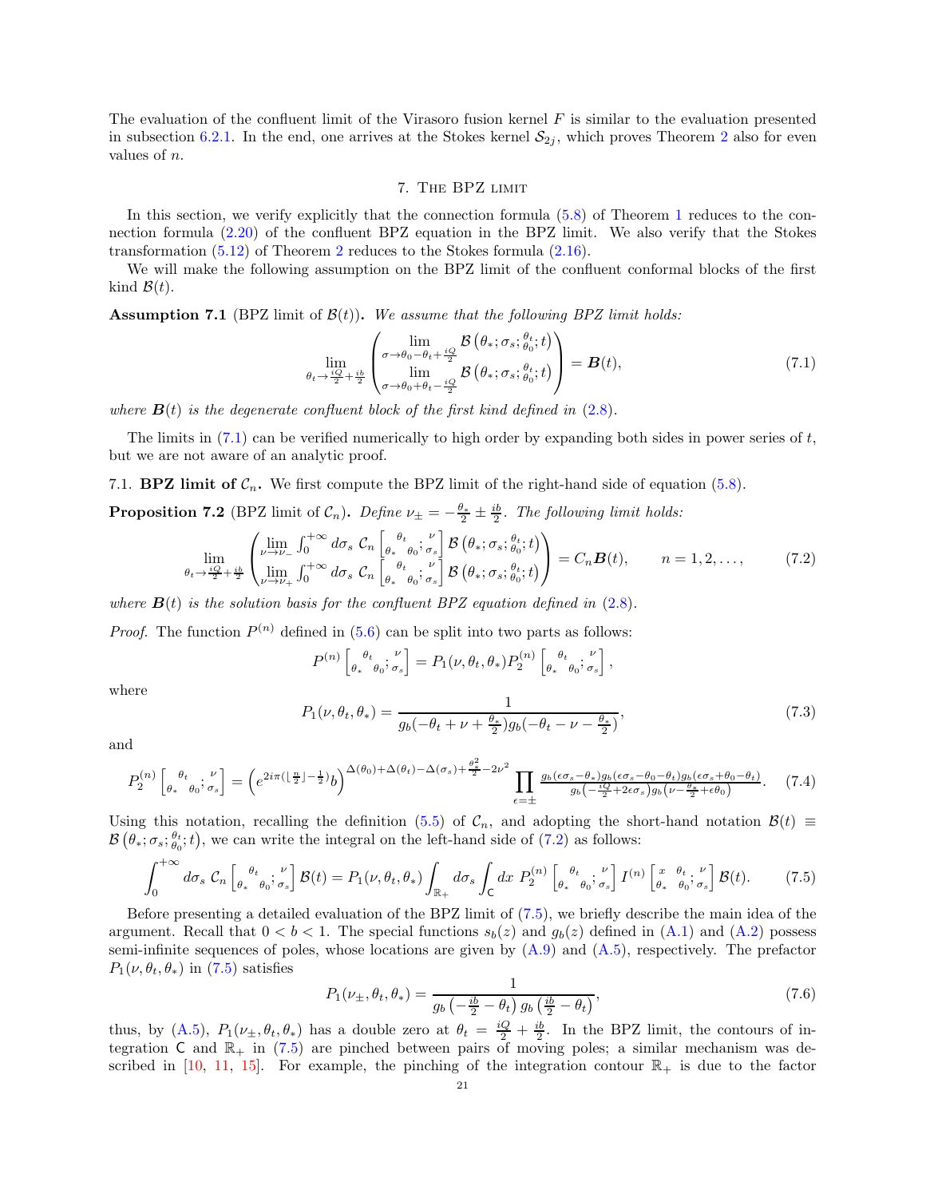The evaluation of the confluent limit of the Virasoro fusion kernel $F$ is similar to the evaluation presented in subsection 6.2.1. In the end, one arrives at the Stokes kernel $\mathcal{S}_{2j}$, which proves Theorem 2 also for even values of $n$.

## 7. The BPZ limit

In this section, we verify explicitly that the connection formula (5.8) of Theorem 1 reduces to the connection formula (2.20) of the confluent BPZ equation in the BPZ limit. We also verify that the Stokes transformation (5.12) of Theorem 2 reduces to the Stokes formula (2.16).

We will make the following assumption on the BPZ limit of the confluent conformal blocks of the first kind $\mathcal{B}(t)$.

**Assumption 7.1** (BPZ limit of $\mathcal{B}(t)$)**.** *We assume that the following BPZ limit holds:*

$$\lim_{\theta_t \to \frac{iQ}{2}+\frac{ib}{2}} \begin{pmatrix} \lim\limits_{\sigma\to\theta_0-\theta_t+\frac{iQ}{2}} \mathcal{B}\left(\theta_*;\sigma_s;{}^{\theta_t}_{\theta_0};t\right) \\ \lim\limits_{\sigma\to\theta_0+\theta_t-\frac{iQ}{2}} \mathcal{B}\left(\theta_*;\sigma_s;{}^{\theta_t}_{\theta_0};t\right) \end{pmatrix} = \boldsymbol{B}(t), \tag{7.1}$$

*where $\boldsymbol{B}(t)$ is the degenerate confluent block of the first kind defined in (2.8).*

The limits in (7.1) can be verified numerically to high order by expanding both sides in power series of $t$, but we are not aware of an analytic proof.

### 7.1. BPZ limit of $\mathcal{C}_n$.

We first compute the BPZ limit of the right-hand side of equation (5.8).

**Proposition 7.2** (BPZ limit of $\mathcal{C}_n$)**.** *Define $\nu_\pm = -\frac{\theta_*}{2} \pm \frac{ib}{2}$. The following limit holds:*

$$\lim_{\theta_t \to \frac{iQ}{2}+\frac{ib}{2}} \begin{pmatrix} \lim\limits_{\nu\to\nu_-} \int_0^{+\infty} d\sigma_s\ \mathcal{C}_n \left[\begin{smallmatrix} & \theta_t & \\ \theta_* & & \theta_0 \end{smallmatrix}; {}^{\nu}_{\sigma_s}\right] \mathcal{B}\left(\theta_*;\sigma_s;{}^{\theta_t}_{\theta_0};t\right) \\ \lim\limits_{\nu\to\nu_+} \int_0^{+\infty} d\sigma_s\ \mathcal{C}_n \left[\begin{smallmatrix} & \theta_t & \\ \theta_* & & \theta_0 \end{smallmatrix}; {}^{\nu}_{\sigma_s}\right] \mathcal{B}\left(\theta_*;\sigma_s;{}^{\theta_t}_{\theta_0};t\right) \end{pmatrix} = C_n \boldsymbol{B}(t), \qquad n = 1,2,\ldots, \tag{7.2}$$

*where $\boldsymbol{B}(t)$ is the solution basis for the confluent BPZ equation defined in (2.8).*

*Proof.* The function $P^{(n)}$ defined in (5.6) can be split into two parts as follows:

$$P^{(n)}\left[\begin{smallmatrix} & \theta_t & \\ \theta_* & & \theta_0 \end{smallmatrix}; {}^{\nu}_{\sigma_s}\right] = P_1(\nu,\theta_t,\theta_*) P_2^{(n)}\left[\begin{smallmatrix} & \theta_t & \\ \theta_* & & \theta_0 \end{smallmatrix}; {}^{\nu}_{\sigma_s}\right],$$

where

$$P_1(\nu,\theta_t,\theta_*) = \frac{1}{g_b(-\theta_t+\nu+\frac{\theta_*}{2})g_b(-\theta_t-\nu-\frac{\theta_*}{2})}, \tag{7.3}$$

and

$$P_2^{(n)}\left[\begin{smallmatrix} & \theta_t & \\ \theta_* & & \theta_0 \end{smallmatrix}; {}^{\nu}_{\sigma_s}\right] = \left(e^{2i\pi(\lfloor\frac{n}{2}\rfloor-\frac{1}{2})b}\right)^{\Delta(\theta_0)+\Delta(\theta_t)-\Delta(\sigma_s)+\frac{\theta_*^2}{2}-2\nu^2} \prod_{\epsilon=\pm} \frac{g_b(\epsilon\sigma_s-\theta_*)g_b(\epsilon\sigma_s-\theta_0-\theta_t)g_b(\epsilon\sigma_s+\theta_0-\theta_t)}{g_b\left(-\frac{iQ}{2}+2\epsilon\sigma_s\right)g_b\left(\nu-\frac{\theta_*}{2}+\epsilon\theta_0\right)}. \tag{7.4}$$

Using this notation, recalling the definition (5.5) of $\mathcal{C}_n$, and adopting the short-hand notation $\mathcal{B}(t) \equiv \mathcal{B}\left(\theta_*;\sigma_s;{}^{\theta_t}_{\theta_0};t\right)$, we can write the integral on the left-hand side of (7.2) as follows:

$$\int_0^{+\infty} d\sigma_s\ \mathcal{C}_n\left[\begin{smallmatrix} & \theta_t & \\ \theta_* & & \theta_0 \end{smallmatrix}; {}^{\nu}_{\sigma_s}\right]\mathcal{B}(t) = P_1(\nu,\theta_t,\theta_*)\int_{\mathbb{R}_+} d\sigma_s \int_{\mathsf{C}} dx\ P_2^{(n)}\left[\begin{smallmatrix} & \theta_t & \\ \theta_* & & \theta_0 \end{smallmatrix}; {}^{\nu}_{\sigma_s}\right] I^{(n)}\left[\begin{smallmatrix} x & \theta_t & \\ \theta_* & & \theta_0 \end{smallmatrix}; {}^{\nu}_{\sigma_s}\right]\mathcal{B}(t). \tag{7.5}$$

Before presenting a detailed evaluation of the BPZ limit of (7.5), we briefly describe the main idea of the argument. Recall that $0<b<1$. The special functions $s_b(z)$ and $g_b(z)$ defined in (A.1) and (A.2) possess semi-infinite sequences of poles, whose locations are given by (A.9) and (A.5), respectively. The prefactor $P_1(\nu,\theta_t,\theta_*)$ in (7.5) satisfies

$$P_1(\nu_\pm,\theta_t,\theta_*) = \frac{1}{g_b\left(-\frac{ib}{2}-\theta_t\right)g_b\left(\frac{ib}{2}-\theta_t\right)}, \tag{7.6}$$

thus, by (A.5), $P_1(\nu_\pm,\theta_t,\theta_*)$ has a double zero at $\theta_t = \frac{iQ}{2}+\frac{ib}{2}$. In the BPZ limit, the contours of integration $\mathsf{C}$ and $\mathbb{R}_+$ in (7.5) are pinched between pairs of moving poles; a similar mechanism was described in [10, 11, 15]. For example, the pinching of the integration contour $\mathbb{R}_+$ is due to the factor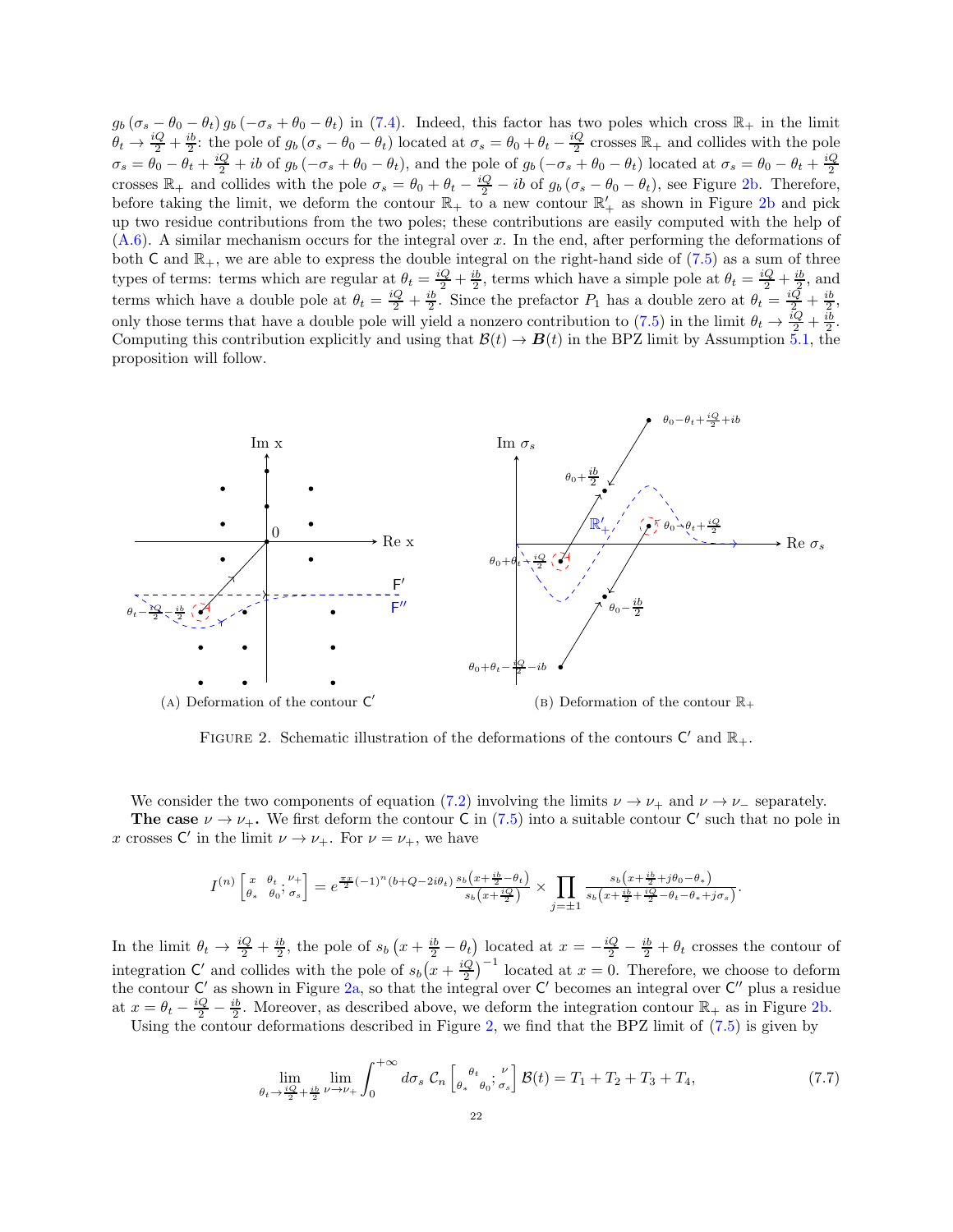$g_b(\sigma_s - \theta_0 - \theta_t)\, g_b(-\sigma_s + \theta_0 - \theta_t)$ in (7.4). Indeed, this factor has two poles which cross $\mathbb{R}_+$ in the limit $\theta_t \to \frac{iQ}{2} + \frac{ib}{2}$: the pole of $g_b(\sigma_s - \theta_0 - \theta_t)$ located at $\sigma_s = \theta_0 + \theta_t - \frac{iQ}{2}$ crosses $\mathbb{R}_+$ and collides with the pole $\sigma_s = \theta_0 - \theta_t + \frac{iQ}{2} + ib$ of $g_b(-\sigma_s + \theta_0 - \theta_t)$, and the pole of $g_b(-\sigma_s + \theta_0 - \theta_t)$ located at $\sigma_s = \theta_0 - \theta_t + \frac{iQ}{2}$ crosses $\mathbb{R}_+$ and collides with the pole $\sigma_s = \theta_0 + \theta_t - \frac{iQ}{2} - ib$ of $g_b(\sigma_s - \theta_0 - \theta_t)$, see Figure 2b. Therefore, before taking the limit, we deform the contour $\mathbb{R}_+$ to a new contour $\mathbb{R}'_+$ as shown in Figure 2b and pick up two residue contributions from the two poles; these contributions are easily computed with the help of (A.6). A similar mechanism occurs for the integral over $x$. In the end, after performing the deformations of both $\mathsf{C}$ and $\mathbb{R}_+$, we are able to express the double integral on the right-hand side of (7.5) as a sum of three types of terms: terms which are regular at $\theta_t = \frac{iQ}{2} + \frac{ib}{2}$, terms which have a simple pole at $\theta_t = \frac{iQ}{2} + \frac{ib}{2}$, and terms which have a double pole at $\theta_t = \frac{iQ}{2} + \frac{ib}{2}$. Since the prefactor $P_1$ has a double zero at $\theta_t = \frac{iQ}{2} + \frac{ib}{2}$, only those terms that have a double pole will yield a nonzero contribution to (7.5) in the limit $\theta_t \to \frac{iQ}{2} + \frac{ib}{2}$. Computing this contribution explicitly and using that $\mathcal{B}(t) \to \boldsymbol{B}(t)$ in the BPZ limit by Assumption 5.1, the proposition will follow.

(A) Deformation of the contour $\mathsf{C}'$

(B) Deformation of the contour $\mathbb{R}_+$

FIGURE 2. Schematic illustration of the deformations of the contours $\mathsf{C}'$ and $\mathbb{R}_+$.

We consider the two components of equation (7.2) involving the limits $\nu \to \nu_+$ and $\nu \to \nu_-$ separately.

**The case $\nu \to \nu_+$.** We first deform the contour $\mathsf{C}$ in (7.5) into a suitable contour $\mathsf{C}'$ such that no pole in $x$ crosses $\mathsf{C}'$ in the limit $\nu \to \nu_+$. For $\nu = \nu_+$, we have

$$I^{(n)}\begin{bmatrix} x & \theta_t & ;\, \nu_+ \\ \theta_* & \theta_0 & ;\, \sigma_s \end{bmatrix} = e^{\frac{\pi x}{2}(-1)^n(b+Q-2i\theta_t)} \frac{s_b\left(x + \frac{ib}{2} - \theta_t\right)}{s_b\left(x + \frac{iQ}{2}\right)} \times \prod_{j=\pm 1} \frac{s_b\left(x + \frac{ib}{2} + j\theta_0 - \theta_*\right)}{s_b\left(x + \frac{ib}{2} + \frac{iQ}{2} - \theta_t - \theta_* + j\sigma_s\right)}.$$

In the limit $\theta_t \to \frac{iQ}{2} + \frac{ib}{2}$, the pole of $s_b\left(x + \frac{ib}{2} - \theta_t\right)$ located at $x = -\frac{iQ}{2} - \frac{ib}{2} + \theta_t$ crosses the contour of integration $\mathsf{C}'$ and collides with the pole of $s_b\big(x + \frac{iQ}{2}\big)^{-1}$ located at $x = 0$. Therefore, we choose to deform the contour $\mathsf{C}'$ as shown in Figure 2a, so that the integral over $\mathsf{C}'$ becomes an integral over $\mathsf{C}''$ plus a residue at $x = \theta_t - \frac{iQ}{2} - \frac{ib}{2}$. Moreover, as described above, we deform the integration contour $\mathbb{R}_+$ as in Figure 2b.

Using the contour deformations described in Figure 2, we find that the BPZ limit of (7.5) is given by

$$\lim_{\theta_t \to \frac{iQ}{2} + \frac{ib}{2}} \lim_{\nu \to \nu_+} \int_0^{+\infty} d\sigma_s\, \mathcal{C}_n\begin{bmatrix} \theta_t & ;\, \nu \\ \theta_* & \theta_0 ;\, \sigma_s \end{bmatrix} \mathcal{B}(t) = T_1 + T_2 + T_3 + T_4, \tag{7.7}$$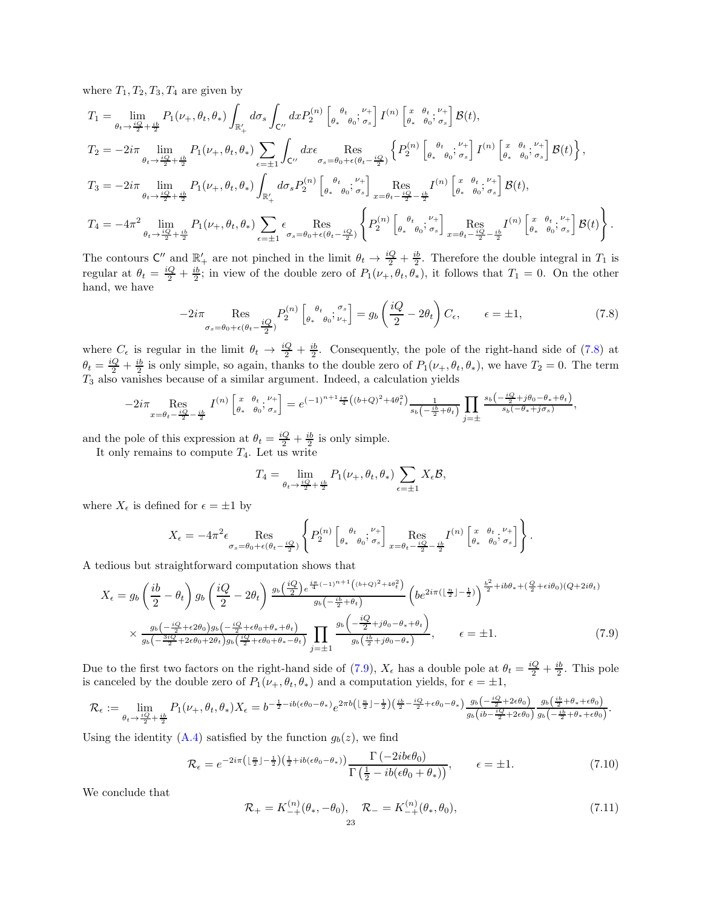where $T_1, T_2, T_3, T_4$ are given by

$$T_1 = \lim_{\theta_t \to \frac{iQ}{2}+\frac{ib}{2}} P_1(\nu_+, \theta_t, \theta_*) \int_{\mathbb{R}'_+} d\sigma_s \int_{\mathsf{C}''} dx P_2^{(n)} \begin{bmatrix} \theta_t & ; \nu_+ \\ \theta_* & \theta_0 ; \sigma_s \end{bmatrix} I^{(n)} \begin{bmatrix} x & \theta_t ; \nu_+ \\ \theta_* & \theta_0 ; \sigma_s \end{bmatrix} \mathcal{B}(t),$$

$$T_2 = -2i\pi \lim_{\theta_t \to \frac{iQ}{2}+\frac{ib}{2}} P_1(\nu_+, \theta_t, \theta_*) \sum_{\epsilon=\pm 1} \int_{\mathsf{C}''} dx \epsilon \operatorname*{Res}_{\sigma_s = \theta_0 + \epsilon(\theta_t - \frac{iQ}{2})} \left\{ P_2^{(n)} \begin{bmatrix} \theta_t & ; \nu_+ \\ \theta_* & \theta_0 ; \sigma_s \end{bmatrix} I^{(n)} \begin{bmatrix} x & \theta_t ; \nu_+ \\ \theta_* & \theta_0 ; \sigma_s \end{bmatrix} \mathcal{B}(t) \right\},$$

$$T_3 = -2i\pi \lim_{\theta_t \to \frac{iQ}{2}+\frac{ib}{2}} P_1(\nu_+, \theta_t, \theta_*) \int_{\mathbb{R}'_+} d\sigma_s P_2^{(n)} \begin{bmatrix} \theta_t & ; \nu_+ \\ \theta_* & \theta_0 ; \sigma_s \end{bmatrix} \operatorname*{Res}_{x = \theta_t - \frac{iQ}{2} - \frac{ib}{2}} I^{(n)} \begin{bmatrix} x & \theta_t ; \nu_+ \\ \theta_* & \theta_0 ; \sigma_s \end{bmatrix} \mathcal{B}(t),$$

$$T_4 = -4\pi^2 \lim_{\theta_t \to \frac{iQ}{2}+\frac{ib}{2}} P_1(\nu_+, \theta_t, \theta_*) \sum_{\epsilon=\pm 1} \epsilon \operatorname*{Res}_{\sigma_s = \theta_0 + \epsilon(\theta_t - \frac{iQ}{2})} \left\{ P_2^{(n)} \begin{bmatrix} \theta_t & ; \nu_+ \\ \theta_* & \theta_0 ; \sigma_s \end{bmatrix} \operatorname*{Res}_{x = \theta_t - \frac{iQ}{2} - \frac{ib}{2}} I^{(n)} \begin{bmatrix} x & \theta_t ; \nu_+ \\ \theta_* & \theta_0 ; \sigma_s \end{bmatrix} \mathcal{B}(t) \right\}.$$

The contours $\mathsf{C}''$ and $\mathbb{R}'_+$ are not pinched in the limit $\theta_t \to \frac{iQ}{2} + \frac{ib}{2}$. Therefore the double integral in $T_1$ is regular at $\theta_t = \frac{iQ}{2} + \frac{ib}{2}$; in view of the double zero of $P_1(\nu_+, \theta_t, \theta_*)$, it follows that $T_1 = 0$. On the other hand, we have

$$-2i\pi \operatorname*{Res}_{\sigma_s = \theta_0 + \epsilon(\theta_t - \frac{iQ}{2})} P_2^{(n)} \begin{bmatrix} \theta_t & ; \sigma_s \\ \theta_* & \theta_0 ; \nu_+ \end{bmatrix} = g_b\left(\frac{iQ}{2} - 2\theta_t\right) C_\epsilon, \qquad \epsilon = \pm 1, \tag{7.8}$$

where $C_\epsilon$ is regular in the limit $\theta_t \to \frac{iQ}{2} + \frac{ib}{2}$. Consequently, the pole of the right-hand side of (7.8) at $\theta_t = \frac{iQ}{2} + \frac{ib}{2}$ is only simple, so again, thanks to the double zero of $P_1(\nu_+, \theta_t, \theta_*)$, we have $T_2 = 0$. The term $T_3$ also vanishes because of a similar argument. Indeed, a calculation yields

$$-2i\pi \operatorname*{Res}_{x = \theta_t - \frac{iQ}{2} - \frac{ib}{2}} I^{(n)} \begin{bmatrix} x & \theta_t ; \nu_+ \\ \theta_* & \theta_0 ; \sigma_s \end{bmatrix} = e^{(-1)^{n+1} \frac{i\pi}{4}\left((b+Q)^2 + 4\theta_t^2\right)} \frac{1}{s_b\left(-\frac{ib}{2} + \theta_t\right)} \prod_{j=\pm} \frac{s_b\left(-\frac{iQ}{2} + j\theta_0 - \theta_* + \theta_t\right)}{s_b(-\theta_* + j\sigma_s)},$$

and the pole of this expression at $\theta_t = \frac{iQ}{2} + \frac{ib}{2}$ is only simple.

It only remains to compute $T_4$. Let us write

$$T_4 = \lim_{\theta_t \to \frac{iQ}{2}+\frac{ib}{2}} P_1(\nu_+, \theta_t, \theta_*) \sum_{\epsilon=\pm 1} X_\epsilon \mathcal{B},$$

where $X_\epsilon$ is defined for $\epsilon = \pm 1$ by

$$X_\epsilon = -4\pi^2 \epsilon \operatorname*{Res}_{\sigma_s = \theta_0 + \epsilon(\theta_t - \frac{iQ}{2})} \left\{ P_2^{(n)} \begin{bmatrix} \theta_t & ; \nu_+ \\ \theta_* & \theta_0 ; \sigma_s \end{bmatrix} \operatorname*{Res}_{x = \theta_t - \frac{iQ}{2} - \frac{ib}{2}} I^{(n)} \begin{bmatrix} x & \theta_t ; \nu_+ \\ \theta_* & \theta_0 ; \sigma_s \end{bmatrix} \right\}.$$

A tedious but straightforward computation shows that

$$\begin{aligned} X_\epsilon = {} & g_b\left(\frac{ib}{2} - \theta_t\right) g_b\left(\frac{iQ}{2} - 2\theta_t\right) \frac{g_b\left(\frac{iQ}{2}\right) e^{\frac{i\pi}{4}(-1)^{n+1}\left((b+Q)^2 + 4\theta_t^2\right)}}{g_b\left(-\frac{ib}{2} + \theta_t\right)} \left(b e^{2i\pi\left(\lfloor \frac{n}{2} \rfloor - \frac{1}{2}\right)}\right)^{\frac{b^2}{2} + ib\theta_* + \left(\frac{Q}{2} + \epsilon i\theta_0\right)(Q + 2i\theta_t)} \\ & \times \frac{g_b\left(-\frac{iQ}{2} + \epsilon 2\theta_0\right) g_b\left(-\frac{iQ}{2} + \epsilon\theta_0 + \theta_* + \theta_t\right)}{g_b\left(-\frac{3iQ}{2} + 2\epsilon\theta_0 + 2\theta_t\right) g_b\left(\frac{iQ}{2} + \epsilon\theta_0 + \theta_* - \theta_t\right)} \prod_{j=\pm 1} \frac{g_b\left(-\frac{iQ}{2} + j\theta_0 - \theta_* + \theta_t\right)}{g_b\left(\frac{ib}{2} + j\theta_0 - \theta_*\right)}, \qquad \epsilon = \pm 1. \end{aligned} \tag{7.9}$$

Due to the first two factors on the right-hand side of (7.9), $X_\epsilon$ has a double pole at $\theta_t = \frac{iQ}{2} + \frac{ib}{2}$. This pole is canceled by the double zero of $P_1(\nu_+, \theta_t, \theta_*)$ and a computation yields, for $\epsilon = \pm 1$,

$$\mathcal{R}_\epsilon := \lim_{\theta_t \to \frac{iQ}{2}+\frac{ib}{2}} P_1(\nu_+, \theta_t, \theta_*) X_\epsilon = b^{-\frac{1}{2} - ib(\epsilon\theta_0 - \theta_*)} e^{2\pi b\left(\lfloor \frac{n}{2} \rfloor - \frac{1}{2}\right)\left(\frac{ib}{2} - \frac{iQ}{2} + \epsilon\theta_0 - \theta_*\right)} \frac{g_b\left(-\frac{iQ}{2} + 2\epsilon\theta_0\right)}{g_b\left(ib - \frac{iQ}{2} + 2\epsilon\theta_0\right)} \frac{g_b\left(\frac{ib}{2} + \theta_* + \epsilon\theta_0\right)}{g_b\left(-\frac{ib}{2} + \theta_* + \epsilon\theta_0\right)}.$$

Using the identity (A.4) satisfied by the function $g_b(z)$, we find

$$\mathcal{R}_\epsilon = e^{-2i\pi\left(\lfloor \frac{n}{2} \rfloor - \frac{1}{2}\right)\left(\frac{1}{2} + ib(\epsilon\theta_0 - \theta_*)\right)} \frac{\Gamma\left(-2ib\epsilon\theta_0\right)}{\Gamma\left(\frac{1}{2} - ib(\epsilon\theta_0 + \theta_*)\right)}, \qquad \epsilon = \pm 1. \tag{7.10}$$

We conclude that

$$\mathcal{R}_+ = K_{-+}^{(n)}(\theta_*, -\theta_0), \quad \mathcal{R}_- = K_{-+}^{(n)}(\theta_*, \theta_0), \tag{7.11}$$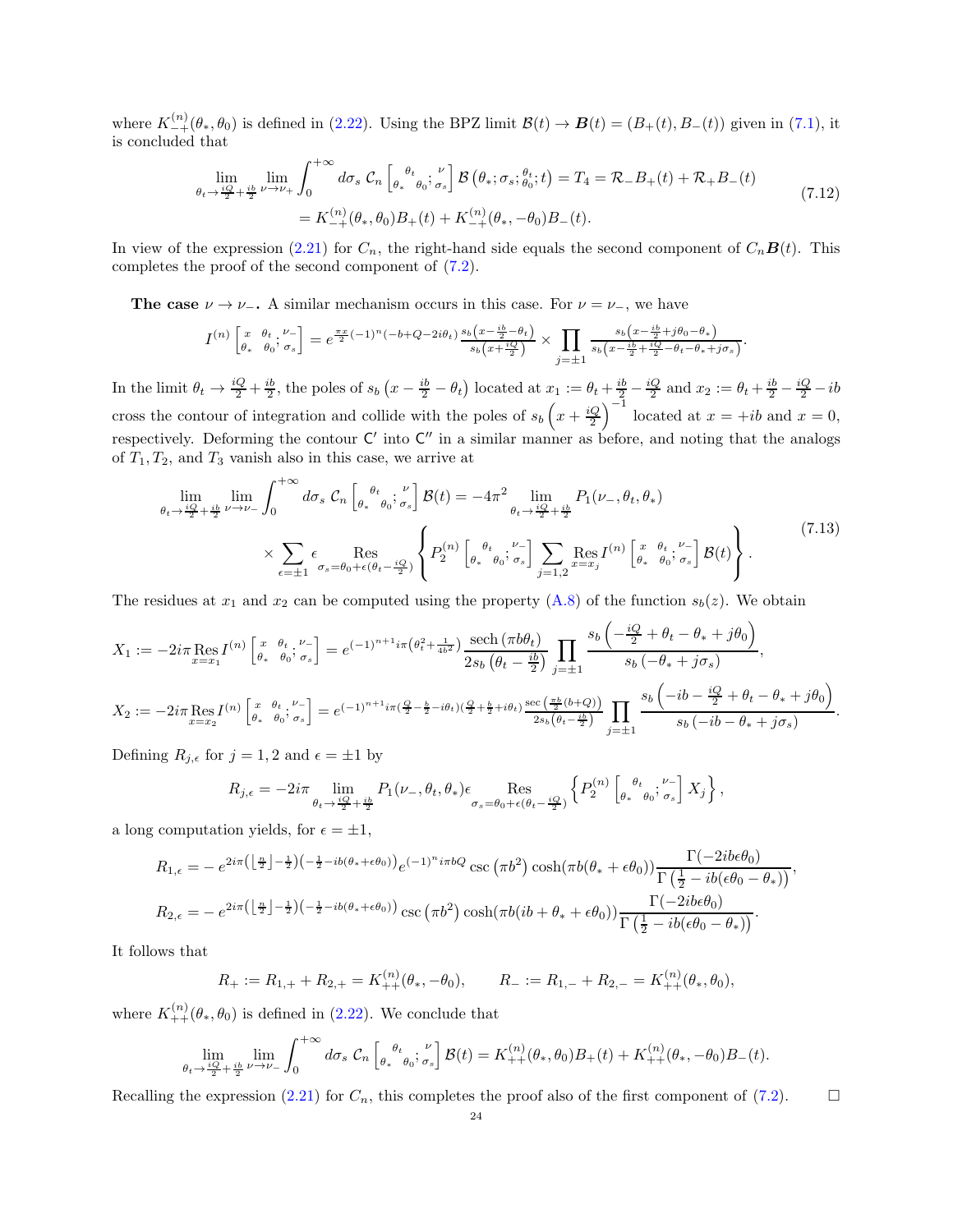where $K_{-+}^{(n)}(\theta_*, \theta_0)$ is defined in (2.22). Using the BPZ limit $\mathcal{B}(t) \to \boldsymbol{B}(t) = (B_+(t), B_-(t))$ given in (7.1), it is concluded that

$$
\begin{aligned}
\lim_{\theta_t \to \frac{iQ}{2}+\frac{ib}{2}} \lim_{\nu \to \nu_+} \int_0^{+\infty} d\sigma_s \; \mathcal{C}_n \left[\begin{smallmatrix} & \theta_t & ; \nu \\ \theta_* & & \theta_0 ; \sigma_s \end{smallmatrix}\right] \mathcal{B}\left(\theta_*; \sigma_s; {}^{\theta_t}_{\theta_0}; t\right) &= T_4 = \mathcal{R}_- B_+(t) + \mathcal{R}_+ B_-(t) \\
&= K_{-+}^{(n)}(\theta_*, \theta_0) B_+(t) + K_{-+}^{(n)}(\theta_*, -\theta_0) B_-(t).
\end{aligned}
\tag{7.12}
$$

In view of the expression (2.21) for $C_n$, the right-hand side equals the second component of $C_n \boldsymbol{B}(t)$. This completes the proof of the second component of (7.2).

**The case $\nu \to \nu_-$.** A similar mechanism occurs in this case. For $\nu = \nu_-$, we have

$$
I^{(n)} \left[\begin{smallmatrix} x & \theta_t & ; \nu_- \\ \theta_* & \theta_0 & ; \sigma_s \end{smallmatrix}\right] = e^{\frac{\pi x}{2}(-1)^n(-b+Q-2i\theta_t)} \frac{s_b\left(x - \frac{ib}{2} - \theta_t\right)}{s_b\left(x + \frac{iQ}{2}\right)} \times \prod_{j=\pm 1} \frac{s_b\left(x - \frac{ib}{2} + j\theta_0 - \theta_*\right)}{s_b\left(x - \frac{ib}{2} + \frac{iQ}{2} - \theta_t - \theta_* + j\sigma_s\right)}.
$$

In the limit $\theta_t \to \frac{iQ}{2} + \frac{ib}{2}$, the poles of $s_b\left(x - \frac{ib}{2} - \theta_t\right)$ located at $x_1 := \theta_t + \frac{ib}{2} - \frac{iQ}{2}$ and $x_2 := \theta_t + \frac{ib}{2} - \frac{iQ}{2} - ib$ cross the contour of integration and collide with the poles of $s_b\left(x + \frac{iQ}{2}\right)^{-1}$ located at $x = +ib$ and $x = 0$, respectively. Deforming the contour $\mathsf{C}'$ into $\mathsf{C}''$ in a similar manner as before, and noting that the analogs of $T_1, T_2$, and $T_3$ vanish also in this case, we arrive at

$$
\begin{aligned}
\lim_{\theta_t \to \frac{iQ}{2}+\frac{ib}{2}} \lim_{\nu \to \nu_-} \int_0^{+\infty} d\sigma_s \; \mathcal{C}_n \left[\begin{smallmatrix} & \theta_t & ; \nu \\ \theta_* & & \theta_0 ; \sigma_s \end{smallmatrix}\right] \mathcal{B}(t) &= -4\pi^2 \lim_{\theta_t \to \frac{iQ}{2}+\frac{ib}{2}} P_1(\nu_-, \theta_t, \theta_*) \\
&\times \sum_{\epsilon=\pm 1} \epsilon \operatorname*{Res}_{\sigma_s = \theta_0 + \epsilon(\theta_t - \frac{iQ}{2})} \left\{ P_2^{(n)} \left[\begin{smallmatrix} & \theta_t & ; \nu_- \\ \theta_* & & \theta_0 ; \sigma_s \end{smallmatrix}\right] \sum_{j=1,2} \operatorname*{Res}_{x = x_j} I^{(n)} \left[\begin{smallmatrix} x & \theta_t & ; \nu_- \\ \theta_* & \theta_0 & ; \sigma_s \end{smallmatrix}\right] \mathcal{B}(t) \right\}.
\end{aligned}
\tag{7.13}
$$

The residues at $x_1$ and $x_2$ can be computed using the property (A.8) of the function $s_b(z)$. We obtain

$$
X_1 := -2i\pi \operatorname*{Res}_{x=x_1} I^{(n)} \left[\begin{smallmatrix} x & \theta_t & ; \nu_- \\ \theta_* & \theta_0 & ; \sigma_s \end{smallmatrix}\right] = e^{(-1)^{n+1} i\pi\left(\theta_t^2 + \frac{1}{4b^2}\right)} \frac{\operatorname{sech}(\pi b \theta_t)}{2 s_b\left(\theta_t - \frac{ib}{2}\right)} \prod_{j=\pm 1} \frac{s_b\left(-\frac{iQ}{2} + \theta_t - \theta_* + j\theta_0\right)}{s_b\left(-\theta_* + j\sigma_s\right)},
$$

$$
X_2 := -2i\pi \operatorname*{Res}_{x=x_2} I^{(n)} \left[\begin{smallmatrix} x & \theta_t & ; \nu_- \\ \theta_* & \theta_0 & ; \sigma_s \end{smallmatrix}\right] = e^{(-1)^{n+1} i\pi\left(\frac{Q}{2} - \frac{b}{2} - i\theta_t\right)\left(\frac{Q}{2} + \frac{b}{2} + i\theta_t\right)} \frac{\sec\left(\frac{\pi b}{2}(b+Q)\right)}{2 s_b\left(\theta_t - \frac{ib}{2}\right)} \prod_{j=\pm 1} \frac{s_b\left(-ib - \frac{iQ}{2} + \theta_t - \theta_* + j\theta_0\right)}{s_b\left(-ib - \theta_* + j\sigma_s\right)}.
$$

Defining $R_{j,\epsilon}$ for $j = 1, 2$ and $\epsilon = \pm 1$ by

$$
R_{j,\epsilon} = -2i\pi \lim_{\theta_t \to \frac{iQ}{2}+\frac{ib}{2}} P_1(\nu_-, \theta_t, \theta_*) \epsilon \operatorname*{Res}_{\sigma_s = \theta_0 + \epsilon(\theta_t - \frac{iQ}{2})} \left\{ P_2^{(n)} \left[\begin{smallmatrix} & \theta_t & ; \nu_- \\ \theta_* & & \theta_0 ; \sigma_s \end{smallmatrix}\right] X_j \right\},
$$

a long computation yields, for $\epsilon = \pm 1$,

$$
R_{1,\epsilon} = -e^{2i\pi\left(\lfloor \frac{n}{2} \rfloor - \frac{1}{2}\right)\left(-\frac{1}{2} - ib(\theta_* + \epsilon\theta_0)\right)} e^{(-1)^n i\pi b Q} \csc\left(\pi b^2\right) \cosh(\pi b(\theta_* + \epsilon\theta_0)) \frac{\Gamma(-2ib\epsilon\theta_0)}{\Gamma\left(\frac{1}{2} - ib(\epsilon\theta_0 - \theta_*)\right)},
$$

$$
R_{2,\epsilon} = -e^{2i\pi\left(\lfloor \frac{n}{2} \rfloor - \frac{1}{2}\right)\left(-\frac{1}{2} - ib(\theta_* + \epsilon\theta_0)\right)} \csc\left(\pi b^2\right) \cosh(\pi b(ib + \theta_* + \epsilon\theta_0)) \frac{\Gamma(-2ib\epsilon\theta_0)}{\Gamma\left(\frac{1}{2} - ib(\epsilon\theta_0 - \theta_*)\right)}.
$$

It follows that

$$
R_+ := R_{1,+} + R_{2,+} = K_{++}^{(n)}(\theta_*, -\theta_0), \qquad R_- := R_{1,-} + R_{2,-} = K_{++}^{(n)}(\theta_*, \theta_0),
$$

where $K_{++}^{(n)}(\theta_*, \theta_0)$ is defined in (2.22). We conclude that

$$
\lim_{\theta_t \to \frac{iQ}{2}+\frac{ib}{2}} \lim_{\nu \to \nu_-} \int_0^{+\infty} d\sigma_s \; \mathcal{C}_n \left[\begin{smallmatrix} & \theta_t & ; \nu \\ \theta_* & & \theta_0 ; \sigma_s \end{smallmatrix}\right] \mathcal{B}(t) = K_{++}^{(n)}(\theta_*, \theta_0) B_+(t) + K_{++}^{(n)}(\theta_*, -\theta_0) B_-(t).
$$

Recalling the expression (2.21) for $C_n$, this completes the proof also of the first component of (7.2). $\square$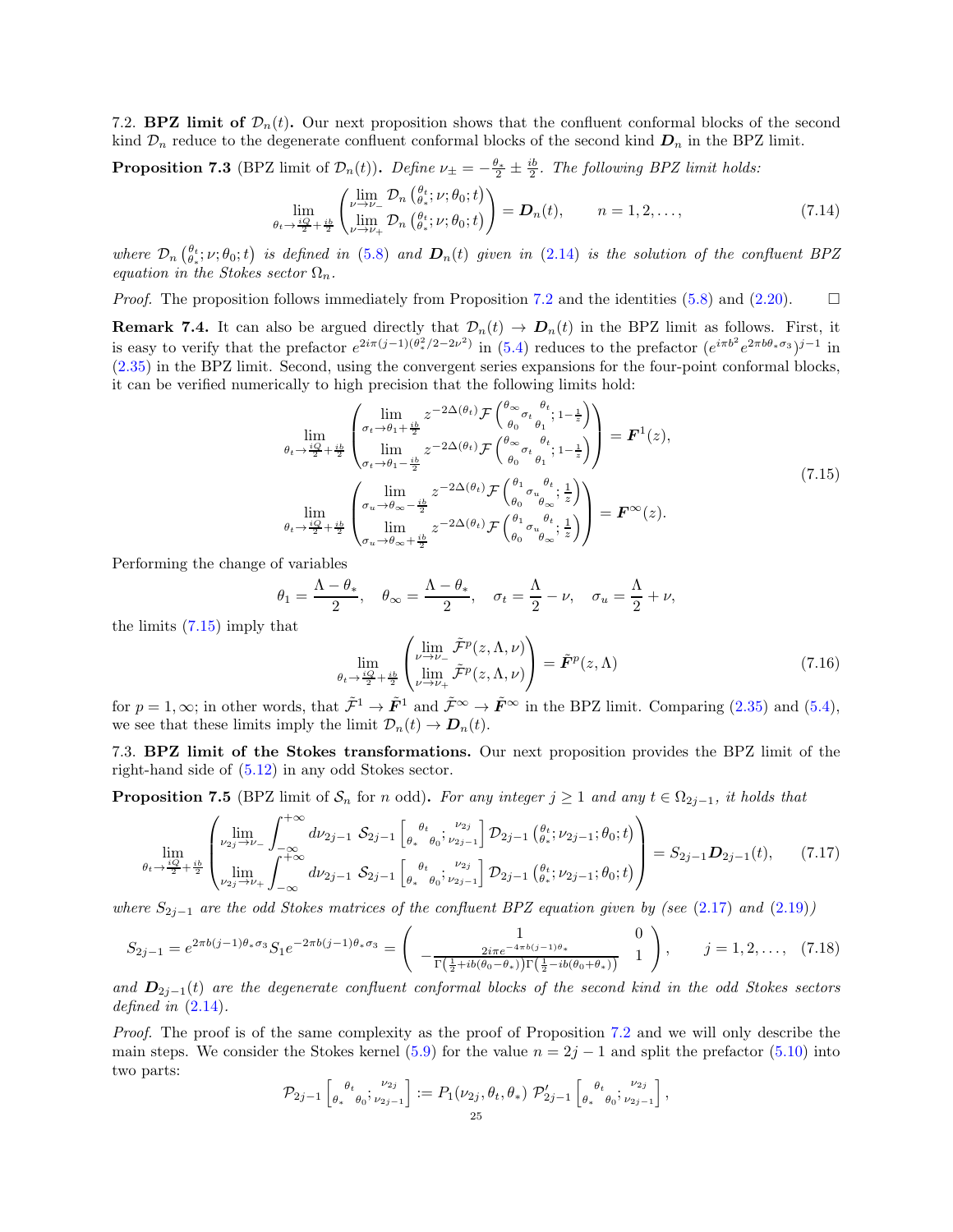7.2. **BPZ limit of $\mathcal{D}_n(t)$.** Our next proposition shows that the confluent conformal blocks of the second kind $\mathcal{D}_n$ reduce to the degenerate confluent conformal blocks of the second kind $\boldsymbol{D}_n$ in the BPZ limit.

**Proposition 7.3** (BPZ limit of $\mathcal{D}_n(t)$)**.** *Define $\nu_\pm = -\frac{\theta_*}{2} \pm \frac{ib}{2}$. The following BPZ limit holds:*

$$\lim_{\theta_t \to \frac{iQ}{2}+\frac{ib}{2}} \begin{pmatrix} \lim_{\nu\to\nu_-} \mathcal{D}_n\left({\theta_t \atop \theta_*}; \nu; \theta_0; t\right) \\ \lim_{\nu\to\nu_+} \mathcal{D}_n\left({\theta_t \atop \theta_*}; \nu; \theta_0; t\right) \end{pmatrix} = \boldsymbol{D}_n(t), \qquad n = 1, 2, \dots, \tag{7.14}$$

*where $\mathcal{D}_n\left({\theta_t \atop \theta_*}; \nu; \theta_0; t\right)$ is defined in (5.8) and $\boldsymbol{D}_n(t)$ given in (2.14) is the solution of the confluent BPZ equation in the Stokes sector $\Omega_n$.*

*Proof.* The proposition follows immediately from Proposition 7.2 and the identities (5.8) and (2.20). $\square$

**Remark 7.4.** It can also be argued directly that $\mathcal{D}_n(t) \to \boldsymbol{D}_n(t)$ in the BPZ limit as follows. First, it is easy to verify that the prefactor $e^{2i\pi(j-1)(\theta_*^2/2-2\nu^2)}$ in (5.4) reduces to the prefactor $(e^{i\pi b^2}e^{2\pi b\theta_*\sigma_3})^{j-1}$ in (2.35) in the BPZ limit. Second, using the convergent series expansions for the four-point conformal blocks, it can be verified numerically to high precision that the following limits hold:

$$\begin{aligned}
&\lim_{\theta_t \to \frac{iQ}{2}+\frac{ib}{2}} \begin{pmatrix} \lim_{\sigma_t\to\theta_1+\frac{ib}{2}} z^{-2\Delta(\theta_t)} \mathcal{F}\left({\theta_\infty \atop \theta_0}\sigma_t{\theta_t \atop \theta_1}; 1-\frac{1}{z}\right) \\ \lim_{\sigma_t\to\theta_1-\frac{ib}{2}} z^{-2\Delta(\theta_t)} \mathcal{F}\left({\theta_\infty \atop \theta_0}\sigma_t{\theta_t \atop \theta_1}; 1-\frac{1}{z}\right) \end{pmatrix} = \boldsymbol{F}^1(z), \\
&\lim_{\theta_t \to \frac{iQ}{2}+\frac{ib}{2}} \begin{pmatrix} \lim_{\sigma_u\to\theta_\infty-\frac{ib}{2}} z^{-2\Delta(\theta_t)} \mathcal{F}\left({\theta_1 \atop \theta_0}\sigma_u{\theta_t \atop \theta_\infty}; \frac{1}{z}\right) \\ \lim_{\sigma_u\to\theta_\infty+\frac{ib}{2}} z^{-2\Delta(\theta_t)} \mathcal{F}\left({\theta_1 \atop \theta_0}\sigma_u{\theta_t \atop \theta_\infty}; \frac{1}{z}\right) \end{pmatrix} = \boldsymbol{F}^\infty(z).
\end{aligned} \tag{7.15}$$

Performing the change of variables

$$\theta_1 = \frac{\Lambda - \theta_*}{2}, \quad \theta_\infty = \frac{\Lambda - \theta_*}{2}, \quad \sigma_t = \frac{\Lambda}{2} - \nu, \quad \sigma_u = \frac{\Lambda}{2} + \nu,$$

the limits (7.15) imply that

$$\lim_{\theta_t \to \frac{iQ}{2}+\frac{ib}{2}} \begin{pmatrix} \lim_{\nu\to\nu_-} \tilde{\mathcal{F}}^p(z,\Lambda,\nu) \\ \lim_{\nu\to\nu_+} \tilde{\mathcal{F}}^p(z,\Lambda,\nu) \end{pmatrix} = \tilde{\boldsymbol{F}}^p(z,\Lambda) \tag{7.16}$$

for $p = 1, \infty$; in other words, that $\tilde{\mathcal{F}}^1 \to \tilde{\boldsymbol{F}}^1$ and $\tilde{\mathcal{F}}^\infty \to \tilde{\boldsymbol{F}}^\infty$ in the BPZ limit. Comparing (2.35) and (5.4), we see that these limits imply the limit $\mathcal{D}_n(t) \to \boldsymbol{D}_n(t)$.

7.3. **BPZ limit of the Stokes transformations.** Our next proposition provides the BPZ limit of the right-hand side of (5.12) in any odd Stokes sector.

**Proposition 7.5** (BPZ limit of $\mathcal{S}_n$ for $n$ odd)**.** *For any integer $j \geq 1$ and any $t \in \Omega_{2j-1}$, it holds that*

$$\lim_{\theta_t \to \frac{iQ}{2}+\frac{ib}{2}} \begin{pmatrix} \lim_{\nu_{2j}\to\nu_-} \int_{-\infty}^{+\infty} d\nu_{2j-1}\, \mathcal{S}_{2j-1}\left[{\theta_t \atop \theta_*}\;{\atop \theta_0}; {\nu_{2j} \atop \nu_{2j-1}}\right] \mathcal{D}_{2j-1}\left({\theta_t \atop \theta_*}; \nu_{2j-1}; \theta_0; t\right) \\ \lim_{\nu_{2j}\to\nu_+} \int_{-\infty}^{+\infty} d\nu_{2j-1}\, \mathcal{S}_{2j-1}\left[{\theta_t \atop \theta_*}\;{\atop \theta_0}; {\nu_{2j} \atop \nu_{2j-1}}\right] \mathcal{D}_{2j-1}\left({\theta_t \atop \theta_*}; \nu_{2j-1}; \theta_0; t\right) \end{pmatrix} = S_{2j-1}\boldsymbol{D}_{2j-1}(t), \tag{7.17}$$

*where $S_{2j-1}$ are the odd Stokes matrices of the confluent BPZ equation given by (see (2.17) and (2.19))*

$$S_{2j-1} = e^{2\pi b(j-1)\theta_*\sigma_3} S_1 e^{-2\pi b(j-1)\theta_*\sigma_3} = \begin{pmatrix} 1 & 0 \\ -\frac{2i\pi e^{-4\pi b(j-1)\theta_*}}{\Gamma\left(\frac{1}{2}+ib(\theta_0-\theta_*)\right)\Gamma\left(\frac{1}{2}-ib(\theta_0+\theta_*)\right)} & 1 \end{pmatrix}, \qquad j = 1, 2, \dots, \tag{7.18}$$

*and $\boldsymbol{D}_{2j-1}(t)$ are the degenerate confluent conformal blocks of the second kind in the odd Stokes sectors defined in (2.14).*

*Proof.* The proof is of the same complexity as the proof of Proposition 7.2 and we will only describe the main steps. We consider the Stokes kernel (5.9) for the value $n = 2j-1$ and split the prefactor (5.10) into two parts:

$$\mathcal{P}_{2j-1}\left[{\theta_t \atop \theta_*}\;{\atop \theta_0}; {\nu_{2j} \atop \nu_{2j-1}}\right] := P_1(\nu_{2j}, \theta_t, \theta_*)\, \mathcal{P}'_{2j-1}\left[{\theta_t \atop \theta_*}\;{\atop \theta_0}; {\nu_{2j} \atop \nu_{2j-1}}\right],$$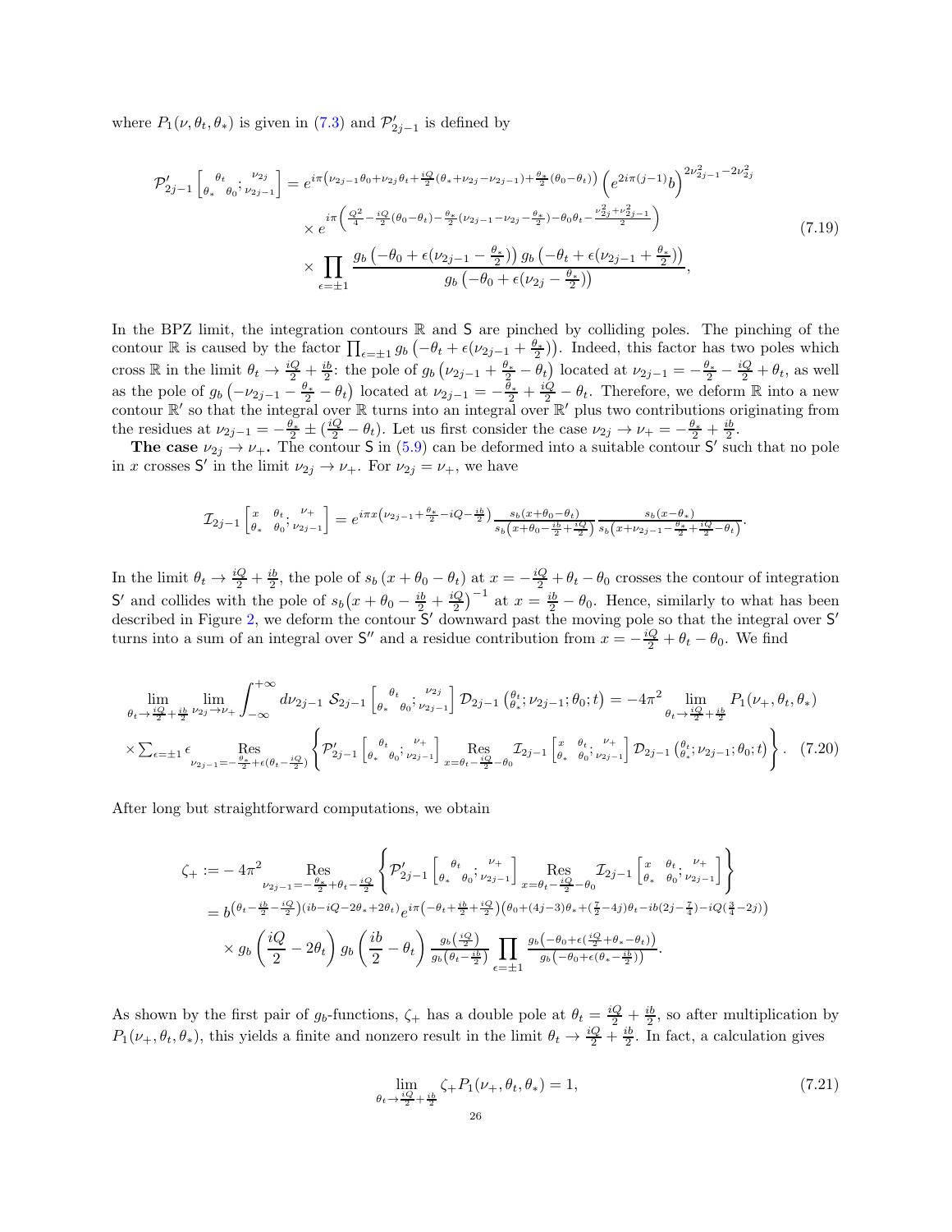where $P_1(\nu, \theta_t, \theta_*)$ is given in (7.3) and $\mathcal{P}'_{2j-1}$ is defined by

$$
\begin{aligned}
\mathcal{P}'_{2j-1}\left[\begin{smallmatrix} \theta_t & & \nu_{2j} \\ \theta_* & \theta_0 & ; \nu_{2j-1}\end{smallmatrix}\right] &= e^{i\pi\left(\nu_{2j-1}\theta_0+\nu_{2j}\theta_t+\frac{iQ}{2}(\theta_*+\nu_{2j}-\nu_{2j-1})+\frac{\theta_*}{2}(\theta_0-\theta_t)\right)}\left(e^{2i\pi(j-1)}b\right)^{2\nu_{2j-1}^2-2\nu_{2j}^2} \\
&\quad\times e^{i\pi\left(\frac{Q^2}{4}-\frac{iQ}{2}(\theta_0-\theta_t)-\frac{\theta_*}{2}(\nu_{2j-1}-\nu_{2j}-\frac{\theta_*}{2})-\theta_0\theta_t-\frac{\nu_{2j}^2+\nu_{2j-1}^2}{2}\right)} \\
&\quad\times \prod_{\epsilon=\pm1}\frac{g_b\left(-\theta_0+\epsilon(\nu_{2j-1}-\frac{\theta_*}{2})\right)g_b\left(-\theta_t+\epsilon(\nu_{2j-1}+\frac{\theta_*}{2})\right)}{g_b\left(-\theta_0+\epsilon(\nu_{2j}-\frac{\theta_*}{2})\right)},
\end{aligned}
\tag{7.19}
$$

In the BPZ limit, the integration contours $\mathbb{R}$ and $\mathsf{S}$ are pinched by colliding poles. The pinching of the contour $\mathbb{R}$ is caused by the factor $\prod_{\epsilon=\pm1} g_b\left(-\theta_t+\epsilon(\nu_{2j-1}+\frac{\theta_*}{2})\right)$. Indeed, this factor has two poles which cross $\mathbb{R}$ in the limit $\theta_t \to \frac{iQ}{2}+\frac{ib}{2}$: the pole of $g_b\left(\nu_{2j-1}+\frac{\theta_*}{2}-\theta_t\right)$ located at $\nu_{2j-1} = -\frac{\theta_*}{2}-\frac{iQ}{2}+\theta_t$, as well as the pole of $g_b\left(-\nu_{2j-1}-\frac{\theta_*}{2}-\theta_t\right)$ located at $\nu_{2j-1} = -\frac{\theta_*}{2}+\frac{iQ}{2}-\theta_t$. Therefore, we deform $\mathbb{R}$ into a new contour $\mathbb{R}'$ so that the integral over $\mathbb{R}$ turns into an integral over $\mathbb{R}'$ plus two contributions originating from the residues at $\nu_{2j-1} = -\frac{\theta_*}{2} \pm (\frac{iQ}{2}-\theta_t)$. Let us first consider the case $\nu_{2j} \to \nu_+ = -\frac{\theta_*}{2}+\frac{ib}{2}$.

**The case $\nu_{2j} \to \nu_+$.** The contour $\mathsf{S}$ in (5.9) can be deformed into a suitable contour $\mathsf{S}'$ such that no pole in $x$ crosses $\mathsf{S}'$ in the limit $\nu_{2j} \to \nu_+$. For $\nu_{2j} = \nu_+$, we have

$$
\mathcal{I}_{2j-1}\left[\begin{smallmatrix} x & \theta_t & \nu_+ \\ \theta_* & \theta_0 & ; \nu_{2j-1}\end{smallmatrix}\right] = e^{i\pi x\left(\nu_{2j-1}+\frac{\theta_*}{2}-iQ-\frac{ib}{2}\right)}\frac{s_b(x+\theta_0-\theta_t)}{s_b\left(x+\theta_0-\frac{ib}{2}+\frac{iQ}{2}\right)}\frac{s_b(x-\theta_*)}{s_b\left(x+\nu_{2j-1}-\frac{\theta_*}{2}+\frac{iQ}{2}-\theta_t\right)}.
$$

In the limit $\theta_t \to \frac{iQ}{2}+\frac{ib}{2}$, the pole of $s_b\left(x+\theta_0-\theta_t\right)$ at $x = -\frac{iQ}{2}+\theta_t-\theta_0$ crosses the contour of integration $\mathsf{S}'$ and collides with the pole of $s_b\left(x+\theta_0-\frac{ib}{2}+\frac{iQ}{2}\right)^{-1}$ at $x = \frac{ib}{2}-\theta_0$. Hence, similarly to what has been described in Figure 2, we deform the contour $\mathsf{S}'$ downward past the moving pole so that the integral over $\mathsf{S}'$ turns into a sum of an integral over $\mathsf{S}''$ and a residue contribution from $x = -\frac{iQ}{2}+\theta_t-\theta_0$. We find

$$
\begin{aligned}
&\lim_{\theta_t\to\frac{iQ}{2}+\frac{ib}{2}}\lim_{\nu_{2j}\to\nu_+}\int_{-\infty}^{+\infty}d\nu_{2j-1}\ \mathcal{S}_{2j-1}\left[\begin{smallmatrix} \theta_t & & \nu_{2j} \\ \theta_* & \theta_0 & ; \nu_{2j-1}\end{smallmatrix}\right]\mathcal{D}_{2j-1}\left(\begin{smallmatrix}\theta_t \\ \theta_*\end{smallmatrix};\nu_{2j-1};\theta_0;t\right) = -4\pi^2\lim_{\theta_t\to\frac{iQ}{2}+\frac{ib}{2}}P_1(\nu_+,\theta_t,\theta_*) \\
&\times\sum_{\epsilon=\pm1}\epsilon\underset{\nu_{2j-1}=-\frac{\theta_*}{2}+\epsilon(\theta_t-\frac{iQ}{2})}{\operatorname{Res}}\left\{\mathcal{P}'_{2j-1}\left[\begin{smallmatrix} \theta_t & & \nu_+ \\ \theta_* & \theta_0 & ; \nu_{2j-1}\end{smallmatrix}\right]\underset{x=\theta_t-\frac{iQ}{2}-\theta_0}{\operatorname{Res}}\mathcal{I}_{2j-1}\left[\begin{smallmatrix} x & \theta_t & \nu_+ \\ \theta_* & \theta_0 & ; \nu_{2j-1}\end{smallmatrix}\right]\mathcal{D}_{2j-1}\left(\begin{smallmatrix}\theta_t \\ \theta_*\end{smallmatrix};\nu_{2j-1};\theta_0;t\right)\right\}.
\end{aligned}
\tag{7.20}
$$

After long but straightforward computations, we obtain

$$
\begin{aligned}
\zeta_+ &:= -4\pi^2\underset{\nu_{2j-1}=-\frac{\theta_*}{2}+\theta_t-\frac{iQ}{2}}{\operatorname{Res}}\left\{\mathcal{P}'_{2j-1}\left[\begin{smallmatrix} \theta_t & & \nu_+ \\ \theta_* & \theta_0 & ; \nu_{2j-1}\end{smallmatrix}\right]\underset{x=\theta_t-\frac{iQ}{2}-\theta_0}{\operatorname{Res}}\mathcal{I}_{2j-1}\left[\begin{smallmatrix} x & \theta_t & \nu_+ \\ \theta_* & \theta_0 & ; \nu_{2j-1}\end{smallmatrix}\right]\right\} \\
&= b^{\left(\theta_t-\frac{ib}{2}-\frac{iQ}{2}\right)(ib-iQ-2\theta_*+2\theta_t)}e^{i\pi\left(-\theta_t+\frac{ib}{2}+\frac{iQ}{2}\right)\left(\theta_0+(4j-3)\theta_*+(\frac{7}{2}-4j)\theta_t-ib(2j-\frac{7}{4})-iQ(\frac{3}{4}-2j)\right)} \\
&\quad\times g_b\left(\frac{iQ}{2}-2\theta_t\right)g_b\left(\frac{ib}{2}-\theta_t\right)\frac{g_b\left(\frac{iQ}{2}\right)}{g_b\left(\theta_t-\frac{ib}{2}\right)}\prod_{\epsilon=\pm1}\frac{g_b\left(-\theta_0+\epsilon(\frac{iQ}{2}+\theta_*-\theta_t)\right)}{g_b\left(-\theta_0+\epsilon(\theta_*-\frac{ib}{2})\right)}.
\end{aligned}
$$

As shown by the first pair of $g_b$-functions, $\zeta_+$ has a double pole at $\theta_t = \frac{iQ}{2}+\frac{ib}{2}$, so after multiplication by $P_1(\nu_+,\theta_t,\theta_*)$, this yields a finite and nonzero result in the limit $\theta_t \to \frac{iQ}{2}+\frac{ib}{2}$. In fact, a calculation gives

$$
\lim_{\theta_t\to\frac{iQ}{2}+\frac{ib}{2}}\zeta_+P_1(\nu_+,\theta_t,\theta_*) = 1,
\tag{7.21}
$$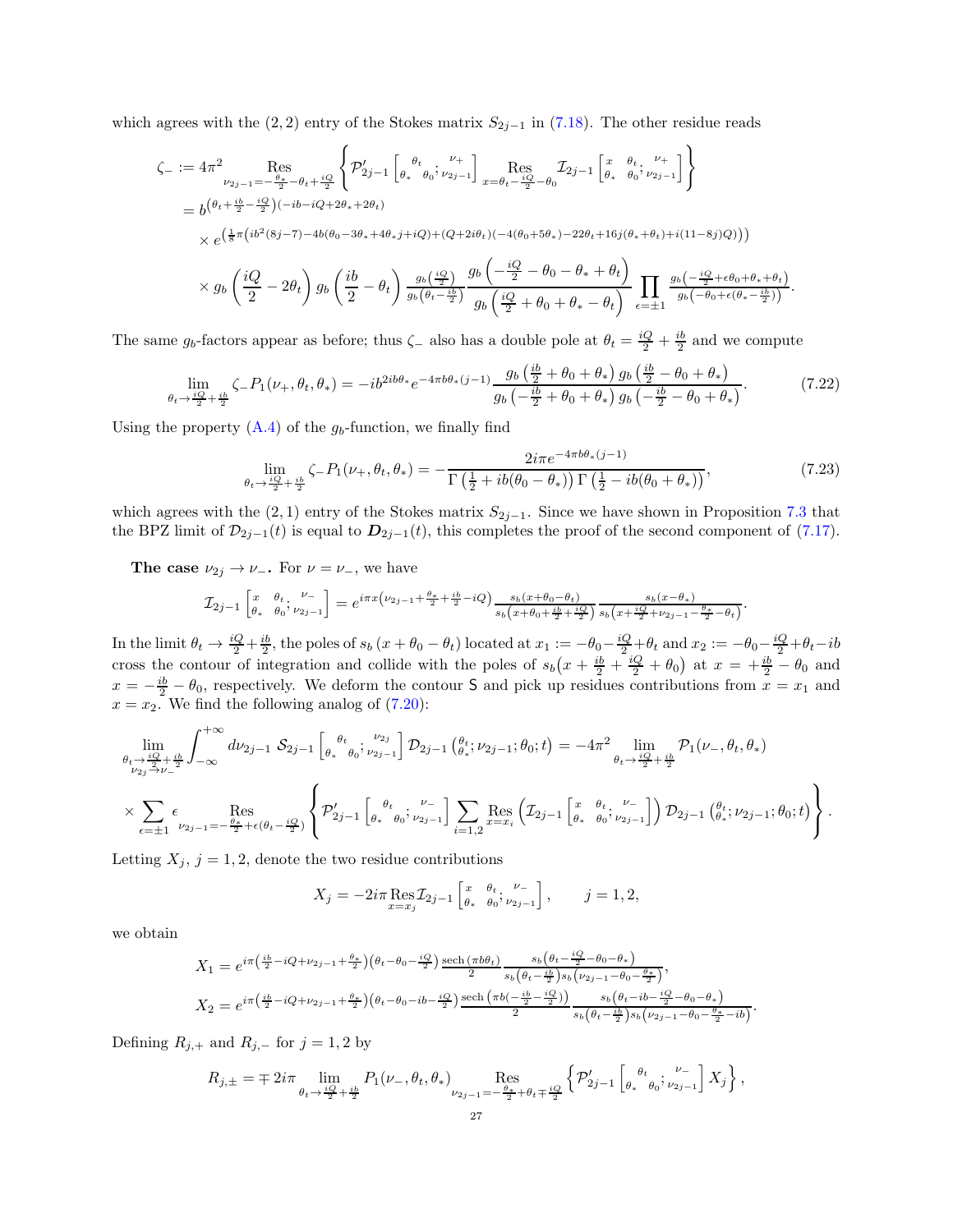which agrees with the $(2,2)$ entry of the Stokes matrix $S_{2j-1}$ in (7.18). The other residue reads

$$\begin{aligned}
\zeta_- &:= 4\pi^2 \operatorname*{Res}_{\nu_{2j-1}=-\frac{\theta_*}{2}-\theta_t+\frac{iQ}{2}} \left\{ \mathcal{P}'_{2j-1}\left[\begin{smallmatrix} \theta_t & \\ \theta_* & \theta_0 \end{smallmatrix}; \begin{smallmatrix} \nu_+ \\ \nu_{2j-1}\end{smallmatrix}\right] \operatorname*{Res}_{x=\theta_t-\frac{iQ}{2}-\theta_0} \mathcal{I}_{2j-1}\left[\begin{smallmatrix} x & \theta_t \\ \theta_* & \theta_0 \end{smallmatrix}; \begin{smallmatrix} \nu_+ \\ \nu_{2j-1}\end{smallmatrix}\right] \right\} \\
&= b^{\left(\theta_t+\frac{ib}{2}-\frac{iQ}{2}\right)(-ib-iQ+2\theta_*+2\theta_t)} \\
&\quad \times e^{\left(\frac{1}{8}\pi\left(ib^2(8j-7)-4b(\theta_0-3\theta_*+4\theta_* j+iQ)+(Q+2i\theta_t)(-4(\theta_0+5\theta_*)-22\theta_t+16j(\theta_*+\theta_t)+i(11-8j)Q)\right)\right)} \\
&\quad \times g_b\left(\frac{iQ}{2}-2\theta_t\right) g_b\left(\frac{ib}{2}-\theta_t\right) \frac{g_b\left(\frac{iQ}{2}\right)}{g_b\left(\theta_t-\frac{ib}{2}\right)} \frac{g_b\left(-\frac{iQ}{2}-\theta_0-\theta_*+\theta_t\right)}{g_b\left(\frac{iQ}{2}+\theta_0+\theta_*-\theta_t\right)} \prod_{\epsilon=\pm 1} \frac{g_b\left(-\frac{iQ}{2}+\epsilon\theta_0+\theta_*+\theta_t\right)}{g_b\left(-\theta_0+\epsilon(\theta_*-\frac{ib}{2})\right)}.
\end{aligned}$$

The same $g_b$-factors appear as before; thus $\zeta_-$ also has a double pole at $\theta_t = \frac{iQ}{2}+\frac{ib}{2}$ and we compute

$$\lim_{\theta_t\to\frac{iQ}{2}+\frac{ib}{2}} \zeta_- P_1(\nu_+,\theta_t,\theta_*) = -ib^{2ib\theta_*} e^{-4\pi b\theta_*(j-1)} \frac{g_b\left(\frac{ib}{2}+\theta_0+\theta_*\right) g_b\left(\frac{ib}{2}-\theta_0+\theta_*\right)}{g_b\left(-\frac{ib}{2}+\theta_0+\theta_*\right) g_b\left(-\frac{ib}{2}-\theta_0+\theta_*\right)}. \tag{7.22}$$

Using the property (A.4) of the $g_b$-function, we finally find

$$\lim_{\theta_t\to\frac{iQ}{2}+\frac{ib}{2}} \zeta_- P_1(\nu_+,\theta_t,\theta_*) = -\frac{2i\pi e^{-4\pi b\theta_*(j-1)}}{\Gamma\left(\frac{1}{2}+ib(\theta_0-\theta_*)\right)\Gamma\left(\frac{1}{2}-ib(\theta_0+\theta_*)\right)}, \tag{7.23}$$

which agrees with the $(2,1)$ entry of the Stokes matrix $S_{2j-1}$. Since we have shown in Proposition 7.3 that the BPZ limit of $\mathcal{D}_{2j-1}(t)$ is equal to $\boldsymbol{D}_{2j-1}(t)$, this completes the proof of the second component of (7.17).

**The case $\nu_{2j}\to\nu_-$.** For $\nu=\nu_-$, we have

$$\mathcal{I}_{2j-1}\left[\begin{smallmatrix} x & \theta_t \\ \theta_* & \theta_0 \end{smallmatrix}; \begin{smallmatrix} \nu_- \\ \nu_{2j-1}\end{smallmatrix}\right] = e^{i\pi x\left(\nu_{2j-1}+\frac{\theta_*}{2}+\frac{ib}{2}-iQ\right)} \frac{s_b(x+\theta_0-\theta_t)}{s_b\left(x+\theta_0+\frac{ib}{2}+\frac{iQ}{2}\right)} \frac{s_b(x-\theta_*)}{s_b\left(x+\frac{iQ}{2}+\nu_{2j-1}-\frac{\theta_*}{2}-\theta_t\right)}.$$

In the limit $\theta_t\to\frac{iQ}{2}+\frac{ib}{2}$, the poles of $s_b(x+\theta_0-\theta_t)$ located at $x_1 := -\theta_0-\frac{iQ}{2}+\theta_t$ and $x_2 := -\theta_0-\frac{iQ}{2}+\theta_t-ib$ cross the contour of integration and collide with the poles of $s_b\left(x+\frac{ib}{2}+\frac{iQ}{2}+\theta_0\right)$ at $x=+\frac{ib}{2}-\theta_0$ and $x=-\frac{ib}{2}-\theta_0$, respectively. We deform the contour $\mathsf{S}$ and pick up residues contributions from $x=x_1$ and $x=x_2$. We find the following analog of (7.20):

$$\begin{aligned}
&\lim_{\substack{\theta_t\to\frac{iQ}{2}+\frac{ib}{2}\\ \nu_{2j}\to\nu_-}} \int_{-\infty}^{+\infty} d\nu_{2j-1}\, \mathcal{S}_{2j-1}\left[\begin{smallmatrix} \theta_t & \\ \theta_* & \theta_0 \end{smallmatrix}; \begin{smallmatrix} \nu_{2j} \\ \nu_{2j-1}\end{smallmatrix}\right] \mathcal{D}_{2j-1}\left(\begin{smallmatrix}\theta_t \\ \theta_*\end{smallmatrix}; \nu_{2j-1}; \theta_0; t\right) = -4\pi^2 \lim_{\theta_t\to\frac{iQ}{2}+\frac{ib}{2}} \mathcal{P}_1(\nu_-,\theta_t,\theta_*) \\
&\times \sum_{\epsilon=\pm1} \epsilon \operatorname*{Res}_{\nu_{2j-1}=-\frac{\theta_*}{2}+\epsilon(\theta_t-\frac{iQ}{2})} \left\{ \mathcal{P}'_{2j-1}\left[\begin{smallmatrix} \theta_t & \\ \theta_* & \theta_0 \end{smallmatrix}; \begin{smallmatrix} \nu_- \\ \nu_{2j-1}\end{smallmatrix}\right] \sum_{i=1,2} \operatorname*{Res}_{x=x_i}\left(\mathcal{I}_{2j-1}\left[\begin{smallmatrix} x & \theta_t \\ \theta_* & \theta_0 \end{smallmatrix}; \begin{smallmatrix} \nu_- \\ \nu_{2j-1}\end{smallmatrix}\right]\right) \mathcal{D}_{2j-1}\left(\begin{smallmatrix}\theta_t \\ \theta_*\end{smallmatrix}; \nu_{2j-1}; \theta_0; t\right) \right\}.
\end{aligned}$$

Letting $X_j$, $j=1,2$, denote the two residue contributions

$$X_j = -2i\pi \operatorname*{Res}_{x=x_j} \mathcal{I}_{2j-1}\left[\begin{smallmatrix} x & \theta_t \\ \theta_* & \theta_0 \end{smallmatrix}; \begin{smallmatrix} \nu_- \\ \nu_{2j-1}\end{smallmatrix}\right], \qquad j=1,2,$$

we obtain

$$\begin{aligned}
X_1 &= e^{i\pi\left(\frac{ib}{2}-iQ+\nu_{2j-1}+\frac{\theta_*}{2}\right)\left(\theta_t-\theta_0-\frac{iQ}{2}\right)} \frac{\operatorname{sech}(\pi b\theta_t)}{2} \frac{s_b\left(\theta_t-\frac{iQ}{2}-\theta_0-\theta_*\right)}{s_b\left(\theta_t-\frac{ib}{2}\right) s_b\left(\nu_{2j-1}-\theta_0-\frac{\theta_*}{2}\right)}, \\
X_2 &= e^{i\pi\left(\frac{ib}{2}-iQ+\nu_{2j-1}+\frac{\theta_*}{2}\right)\left(\theta_t-\theta_0-ib-\frac{iQ}{2}\right)} \frac{\operatorname{sech}\left(\pi b(-\frac{ib}{2}-\frac{iQ}{2})\right)}{2} \frac{s_b\left(\theta_t-ib-\frac{iQ}{2}-\theta_0-\theta_*\right)}{s_b\left(\theta_t-\frac{ib}{2}\right) s_b\left(\nu_{2j-1}-\theta_0-\frac{\theta_*}{2}-ib\right)}.
\end{aligned}$$

Defining $R_{j,+}$ and $R_{j,-}$ for $j=1,2$ by

$$R_{j,\pm} = \mp 2i\pi \lim_{\theta_t\to\frac{iQ}{2}+\frac{ib}{2}} P_1(\nu_-,\theta_t,\theta_*) \operatorname*{Res}_{\nu_{2j-1}=-\frac{\theta_*}{2}+\theta_t\mp\frac{iQ}{2}} \left\{ \mathcal{P}'_{2j-1}\left[\begin{smallmatrix} \theta_t & \\ \theta_* & \theta_0 \end{smallmatrix}; \begin{smallmatrix} \nu_- \\ \nu_{2j-1}\end{smallmatrix}\right] X_j \right\},$$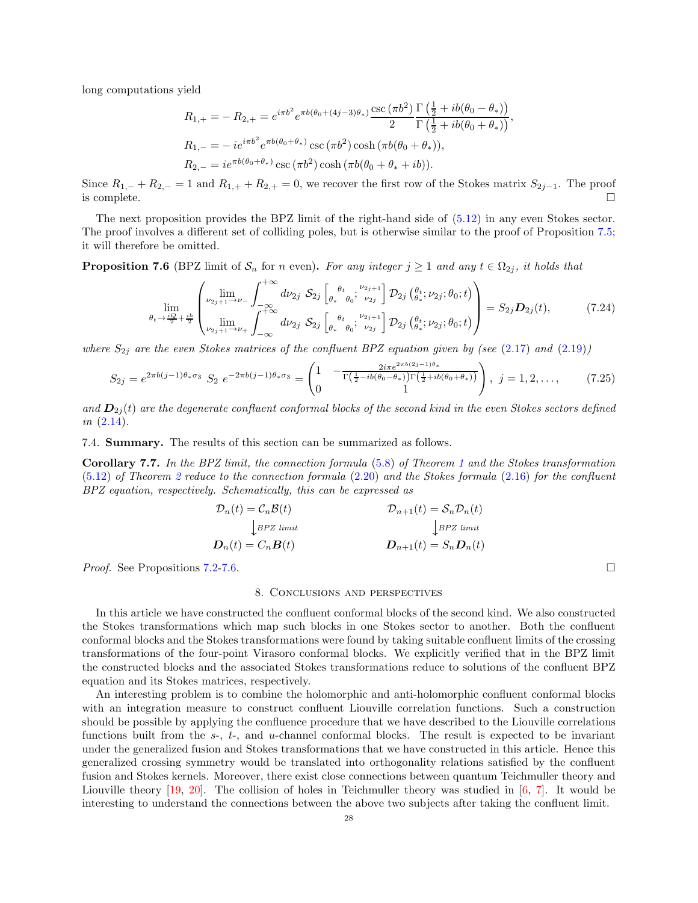long computations yield

$$
\begin{aligned}
R_{1,+} &= -R_{2,+} = e^{i\pi b^2} e^{\pi b(\theta_0+(4j-3)\theta_*)} \frac{\csc(\pi b^2)}{2} \frac{\Gamma\left(\frac{1}{2}+ib(\theta_0-\theta_*)\right)}{\Gamma\left(\frac{1}{2}+ib(\theta_0+\theta_*)\right)},\\
R_{1,-} &= -ie^{i\pi b^2} e^{\pi b(\theta_0+\theta_*)} \csc(\pi b^2) \cosh(\pi b(\theta_0+\theta_*)),\\
R_{2,-} &= ie^{\pi b(\theta_0+\theta_*)} \csc(\pi b^2) \cosh(\pi b(\theta_0+\theta_*+ib)).
\end{aligned}
$$

Since $R_{1,-}+R_{2,-}=1$ and $R_{1,+}+R_{2,+}=0$, we recover the first row of the Stokes matrix $S_{2j-1}$. The proof is complete. □

The next proposition provides the BPZ limit of the right-hand side of (5.12) in any even Stokes sector. The proof involves a different set of colliding poles, but is otherwise similar to the proof of Proposition 7.5; it will therefore be omitted.

**Proposition 7.6** (BPZ limit of $\mathcal{S}_n$ for $n$ even). *For any integer $j \geq 1$ and any $t \in \Omega_{2j}$, it holds that*

$$
\lim_{\theta_t \to \frac{iQ}{2}+\frac{ib}{2}} \begin{pmatrix} \lim\limits_{\nu_{2j+1}\to\nu_-} \int_{-\infty}^{+\infty} d\nu_{2j}\ \mathcal{S}_{2j}\left[\begin{smallmatrix} \theta_t & \\ \theta_* & \theta_0 \end{smallmatrix}; \begin{smallmatrix} \nu_{2j+1} \\ \nu_{2j} \end{smallmatrix}\right] \mathcal{D}_{2j}\left(\begin{smallmatrix} \theta_t \\ \theta_* \end{smallmatrix}; \nu_{2j}; \theta_0; t\right) \\ \lim\limits_{\nu_{2j+1}\to\nu_+} \int_{-\infty}^{+\infty} d\nu_{2j}\ \mathcal{S}_{2j}\left[\begin{smallmatrix} \theta_t & \\ \theta_* & \theta_0 \end{smallmatrix}; \begin{smallmatrix} \nu_{2j+1} \\ \nu_{2j} \end{smallmatrix}\right] \mathcal{D}_{2j}\left(\begin{smallmatrix} \theta_t \\ \theta_* \end{smallmatrix}; \nu_{2j}; \theta_0; t\right) \end{pmatrix} = S_{2j}\boldsymbol{D}_{2j}(t), \tag{7.24}
$$

*where $S_{2j}$ are the even Stokes matrices of the confluent BPZ equation given by (see (2.17) and (2.19))*

$$
S_{2j} = e^{2\pi b(j-1)\theta_*\sigma_3}\ S_2\ e^{-2\pi b(j-1)\theta_*\sigma_3} = \begin{pmatrix} 1 & -\frac{2i\pi e^{2\pi b(2j-1)\theta_*}}{\Gamma\left(\frac{1}{2}-ib(\theta_0-\theta_*)\right)\Gamma\left(\frac{1}{2}+ib(\theta_0+\theta_*)\right)} \\ 0 & 1 \end{pmatrix},\ j=1,2,\ldots, \tag{7.25}
$$

*and $\boldsymbol{D}_{2j}(t)$ are the degenerate confluent conformal blocks of the second kind in the even Stokes sectors defined in (2.14).*

7.4. **Summary.** The results of this section can be summarized as follows.

**Corollary 7.7.** *In the BPZ limit, the connection formula (5.8) of Theorem 1 and the Stokes transformation (5.12) of Theorem 2 reduce to the connection formula (2.20) and the Stokes formula (2.16) for the confluent BPZ equation, respectively. Schematically, this can be expressed as*

$$
\begin{array}{ccc}
\mathcal{D}_n(t) = \mathcal{C}_n\mathcal{B}(t) & \qquad & \mathcal{D}_{n+1}(t) = \mathcal{S}_n\mathcal{D}_n(t) \\
\big\downarrow {\scriptstyle BPZ\ limit} & & \big\downarrow {\scriptstyle BPZ\ limit} \\
\boldsymbol{D}_n(t) = C_n\boldsymbol{B}(t) & & \boldsymbol{D}_{n+1}(t) = S_n\boldsymbol{D}_n(t)
\end{array}
$$

*Proof.* See Propositions 7.2-7.6. □

## 8. Conclusions and perspectives

In this article we have constructed the confluent conformal blocks of the second kind. We also constructed the Stokes transformations which map such blocks in one Stokes sector to another. Both the confluent conformal blocks and the Stokes transformations were found by taking suitable confluent limits of the crossing transformations of the four-point Virasoro conformal blocks. We explicitly verified that in the BPZ limit the constructed blocks and the associated Stokes transformations reduce to solutions of the confluent BPZ equation and its Stokes matrices, respectively.

An interesting problem is to combine the holomorphic and anti-holomorphic confluent conformal blocks with an integration measure to construct confluent Liouville correlation functions. Such a construction should be possible by applying the confluence procedure that we have described to the Liouville correlations functions built from the $s$-, $t$-, and $u$-channel conformal blocks. The result is expected to be invariant under the generalized fusion and Stokes transformations that we have constructed in this article. Hence this generalized crossing symmetry would be translated into orthogonality relations satisfied by the confluent fusion and Stokes kernels. Moreover, there exist close connections between quantum Teichmuller theory and Liouville theory [19, 20]. The collision of holes in Teichmuller theory was studied in [6, 7]. It would be interesting to understand the connections between the above two subjects after taking the confluent limit.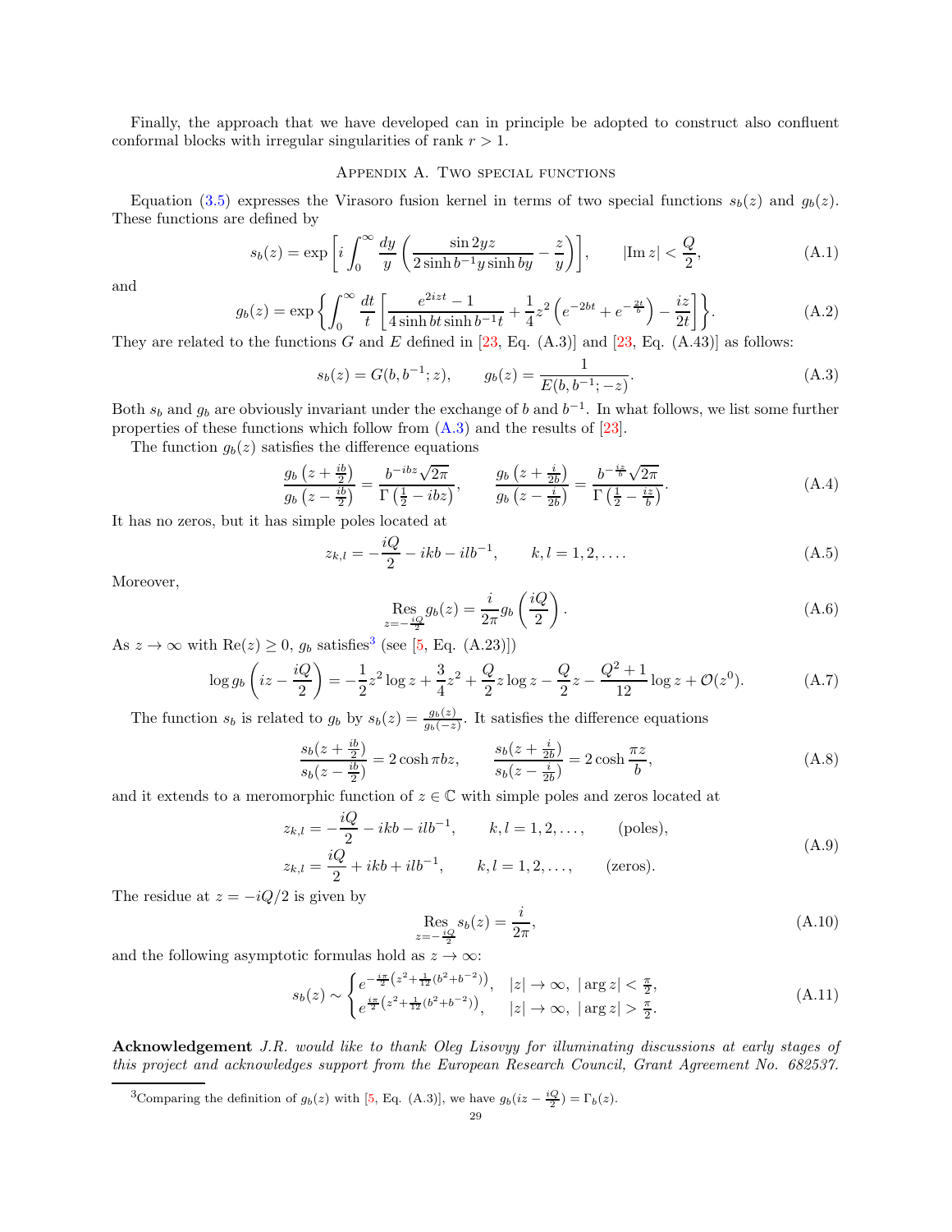Finally, the approach that we have developed can in principle be adopted to construct also confluent conformal blocks with irregular singularities of rank $r > 1$.

## Appendix A. Two special functions

Equation (3.5) expresses the Virasoro fusion kernel in terms of two special functions $s_b(z)$ and $g_b(z)$. These functions are defined by

$$s_b(z) = \exp\left[i\int_0^\infty \frac{dy}{y}\left(\frac{\sin 2yz}{2\sinh b^{-1}y \sinh by} - \frac{z}{y}\right)\right], \qquad |\mathrm{Im}\, z| < \frac{Q}{2}, \tag{A.1}$$

and

$$g_b(z) = \exp\left\{\int_0^\infty \frac{dt}{t}\left[\frac{e^{2izt}-1}{4\sinh bt \sinh b^{-1}t} + \frac{1}{4}z^2\left(e^{-2bt} + e^{-\frac{2t}{b}}\right) - \frac{iz}{2t}\right]\right\}. \tag{A.2}$$

They are related to the functions $G$ and $E$ defined in [23, Eq. (A.3)] and [23, Eq. (A.43)] as follows:

$$s_b(z) = G(b, b^{-1}; z), \qquad g_b(z) = \frac{1}{E(b, b^{-1}; -z)}. \tag{A.3}$$

Both $s_b$ and $g_b$ are obviously invariant under the exchange of $b$ and $b^{-1}$. In what follows, we list some further properties of these functions which follow from (A.3) and the results of [23].

The function $g_b(z)$ satisfies the difference equations

$$\frac{g_b\left(z + \frac{ib}{2}\right)}{g_b\left(z - \frac{ib}{2}\right)} = \frac{b^{-ibz}\sqrt{2\pi}}{\Gamma\left(\frac{1}{2} - ibz\right)}, \qquad \frac{g_b\left(z + \frac{i}{2b}\right)}{g_b\left(z - \frac{i}{2b}\right)} = \frac{b^{-\frac{iz}{b}}\sqrt{2\pi}}{\Gamma\left(\frac{1}{2} - \frac{iz}{b}\right)}. \tag{A.4}$$

It has no zeros, but it has simple poles located at

$$z_{k,l} = -\frac{iQ}{2} - ikb - ilb^{-1}, \qquad k, l = 1, 2, \ldots. \tag{A.5}$$

Moreover,

$$\operatorname*{Res}_{z=-\frac{iQ}{2}} g_b(z) = \frac{i}{2\pi} g_b\left(\frac{iQ}{2}\right). \tag{A.6}$$

As $z \to \infty$ with $\mathrm{Re}(z) \geq 0$, $g_b$ satisfies[3] (see [5, Eq. (A.23)])

$$\log g_b\left(iz - \frac{iQ}{2}\right) = -\frac{1}{2}z^2 \log z + \frac{3}{4}z^2 + \frac{Q}{2}z\log z - \frac{Q}{2}z - \frac{Q^2+1}{12}\log z + \mathcal{O}(z^0). \tag{A.7}$$

The function $s_b$ is related to $g_b$ by $s_b(z) = \frac{g_b(z)}{g_b(-z)}$. It satisfies the difference equations

$$\frac{s_b(z + \frac{ib}{2})}{s_b(z - \frac{ib}{2})} = 2\cosh \pi bz, \qquad \frac{s_b(z + \frac{i}{2b})}{s_b(z - \frac{i}{2b})} = 2\cosh\frac{\pi z}{b}, \tag{A.8}$$

and it extends to a meromorphic function of $z \in \mathbb{C}$ with simple poles and zeros located at

$$\begin{aligned} z_{k,l} &= -\frac{iQ}{2} - ikb - ilb^{-1}, \qquad k, l = 1, 2, \ldots, \qquad \text{(poles)}, \\ z_{k,l} &= \frac{iQ}{2} + ikb + ilb^{-1}, \qquad k, l = 1, 2, \ldots, \qquad \text{(zeros)}. \end{aligned} \tag{A.9}$$

The residue at $z = -iQ/2$ is given by

$$\operatorname*{Res}_{z=-\frac{iQ}{2}} s_b(z) = \frac{i}{2\pi}, \tag{A.10}$$

and the following asymptotic formulas hold as $z \to \infty$:

$$s_b(z) \sim \begin{cases} e^{-\frac{i\pi}{2}\left(z^2 + \frac{1}{12}(b^2 + b^{-2})\right)}, & |z| \to \infty, \ |\arg z| < \frac{\pi}{2}, \\ e^{\frac{i\pi}{2}\left(z^2 + \frac{1}{12}(b^2 + b^{-2})\right)}, & |z| \to \infty, \ |\arg z| > \frac{\pi}{2}. \end{cases} \tag{A.11}$$

**Acknowledgement** *J.R. would like to thank Oleg Lisovyy for illuminating discussions at early stages of this project and acknowledges support from the European Research Council, Grant Agreement No. 682537.*

[3] Comparing the definition of $g_b(z)$ with [5, Eq. (A.3)], we have $g_b(iz - \frac{iQ}{2}) = \Gamma_b(z)$.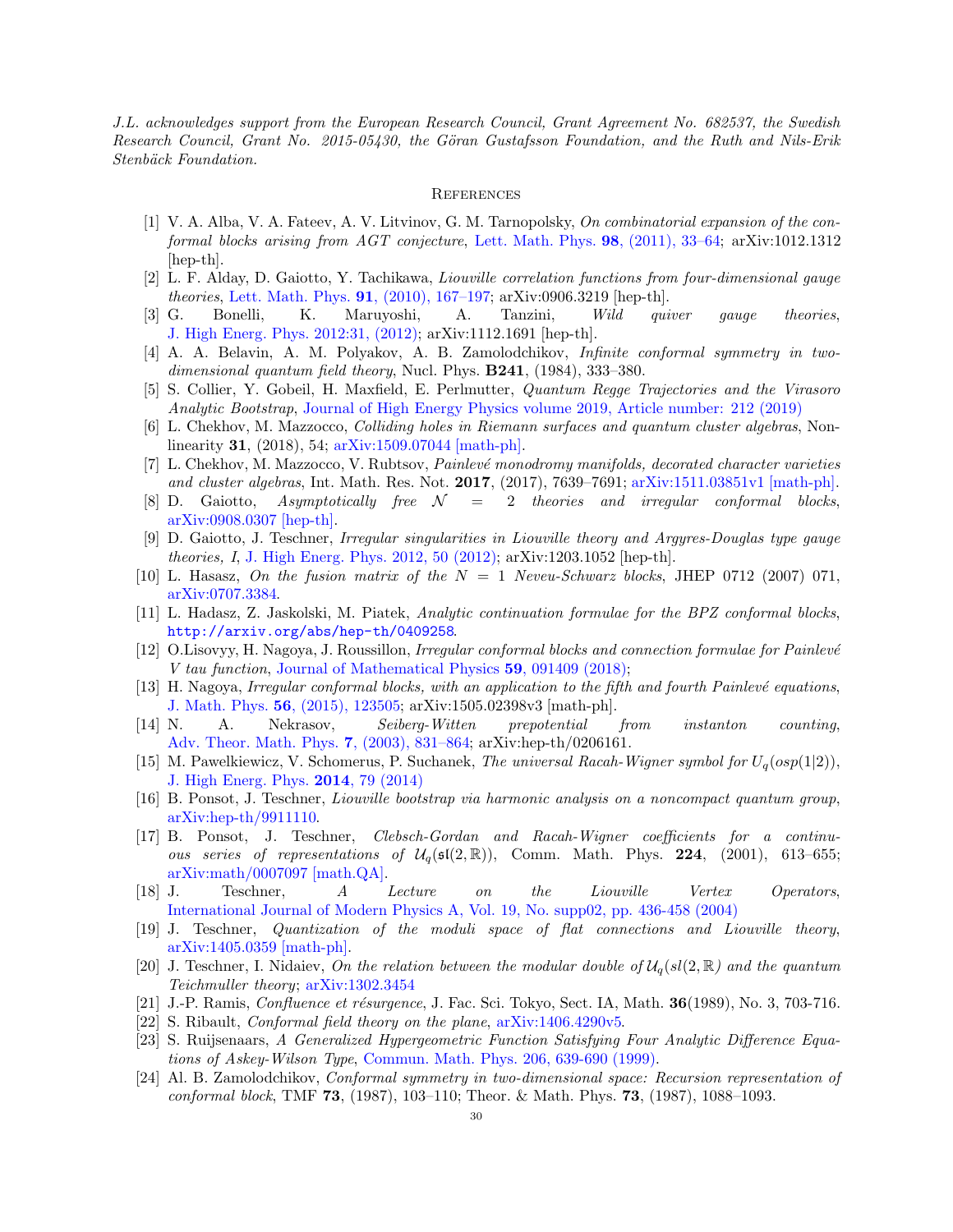*J.L. acknowledges support from the European Research Council, Grant Agreement No. 682537, the Swedish Research Council, Grant No. 2015-05430, the Göran Gustafsson Foundation, and the Ruth and Nils-Erik Stenbäck Foundation.*

## References

[1] V. A. Alba, V. A. Fateev, A. V. Litvinov, G. M. Tarnopolsky, *On combinatorial expansion of the conformal blocks arising from AGT conjecture*, Lett. Math. Phys. **98**, (2011), 33–64; arXiv:1012.1312 [hep-th].

[2] L. F. Alday, D. Gaiotto, Y. Tachikawa, *Liouville correlation functions from four-dimensional gauge theories*, Lett. Math. Phys. **91**, (2010), 167–197; arXiv:0906.3219 [hep-th].

[3] G. Bonelli, K. Maruyoshi, A. Tanzini, *Wild quiver gauge theories*, J. High Energ. Phys. 2012:31, (2012); arXiv:1112.1691 [hep-th].

[4] A. A. Belavin, A. M. Polyakov, A. B. Zamolodchikov, *Infinite conformal symmetry in two-dimensional quantum field theory*, Nucl. Phys. **B241**, (1984), 333–380.

[5] S. Collier, Y. Gobeil, H. Maxfield, E. Perlmutter, *Quantum Regge Trajectories and the Virasoro Analytic Bootstrap*, Journal of High Energy Physics volume 2019, Article number: 212 (2019)

[6] L. Chekhov, M. Mazzocco, *Colliding holes in Riemann surfaces and quantum cluster algebras*, Nonlinearity **31**, (2018), 54; arXiv:1509.07044 [math-ph].

[7] L. Chekhov, M. Mazzocco, V. Rubtsov, *Painlevé monodromy manifolds, decorated character varieties and cluster algebras*, Int. Math. Res. Not. **2017**, (2017), 7639–7691; arXiv:1511.03851v1 [math-ph].

[8] D. Gaiotto, *Asymptotically free $\mathcal{N} = 2$ theories and irregular conformal blocks*, arXiv:0908.0307 [hep-th].

[9] D. Gaiotto, J. Teschner, *Irregular singularities in Liouville theory and Argyres-Douglas type gauge theories, I*, J. High Energ. Phys. 2012, 50 (2012); arXiv:1203.1052 [hep-th].

[10] L. Hasasz, *On the fusion matrix of the $N = 1$ Neveu-Schwarz blocks*, JHEP 0712 (2007) 071, arXiv:0707.3384.

[11] L. Hadasz, Z. Jaskolski, M. Piatek, *Analytic continuation formulae for the BPZ conformal blocks*, http://arxiv.org/abs/hep-th/0409258.

[12] O.Lisovyy, H. Nagoya, J. Roussillon, *Irregular conformal blocks and connection formulae for Painlevé V tau function*, Journal of Mathematical Physics **59**, 091409 (2018);

[13] H. Nagoya, *Irregular conformal blocks, with an application to the fifth and fourth Painlevé equations*, J. Math. Phys. **56**, (2015), 123505; arXiv:1505.02398v3 [math-ph].

[14] N. A. Nekrasov, *Seiberg-Witten prepotential from instanton counting*, Adv. Theor. Math. Phys. **7**, (2003), 831–864; arXiv:hep-th/0206161.

[15] M. Pawelkiewicz, V. Schomerus, P. Suchanek, *The universal Racah-Wigner symbol for $U_q(osp(1|2))$*, J. High Energ. Phys. **2014**, 79 (2014)

[16] B. Ponsot, J. Teschner, *Liouville bootstrap via harmonic analysis on a noncompact quantum group*, arXiv:hep-th/9911110.

[17] B. Ponsot, J. Teschner, *Clebsch-Gordan and Racah-Wigner coefficients for a continuous series of representations of $\mathcal{U}_q(\mathfrak{sl}(2,\mathbb{R}))$*, Comm. Math. Phys. **224**, (2001), 613–655; arXiv:math/0007097 [math.QA].

[18] J. Teschner, *A Lecture on the Liouville Vertex Operators*, International Journal of Modern Physics A, Vol. 19, No. supp02, pp. 436-458 (2004)

[19] J. Teschner, *Quantization of the moduli space of flat connections and Liouville theory*, arXiv:1405.0359 [math-ph].

[20] J. Teschner, I. Nidaiev, *On the relation between the modular double of $\mathcal{U}_q(sl(2,\mathbb{R})$ and the quantum Teichmuller theory*; arXiv:1302.3454

[21] J.-P. Ramis, *Confluence et résurgence*, J. Fac. Sci. Tokyo, Sect. IA, Math. **36**(1989), No. 3, 703-716.

[22] S. Ribault, *Conformal field theory on the plane*, arXiv:1406.4290v5.

[23] S. Ruijsenaars, *A Generalized Hypergeometric Function Satisfying Four Analytic Difference Equations of Askey-Wilson Type*, Commun. Math. Phys. 206, 639-690 (1999).

[24] Al. B. Zamolodchikov, *Conformal symmetry in two-dimensional space: Recursion representation of conformal block*, TMF **73**, (1987), 103–110; Theor. & Math. Phys. **73**, (1987), 1088–1093.